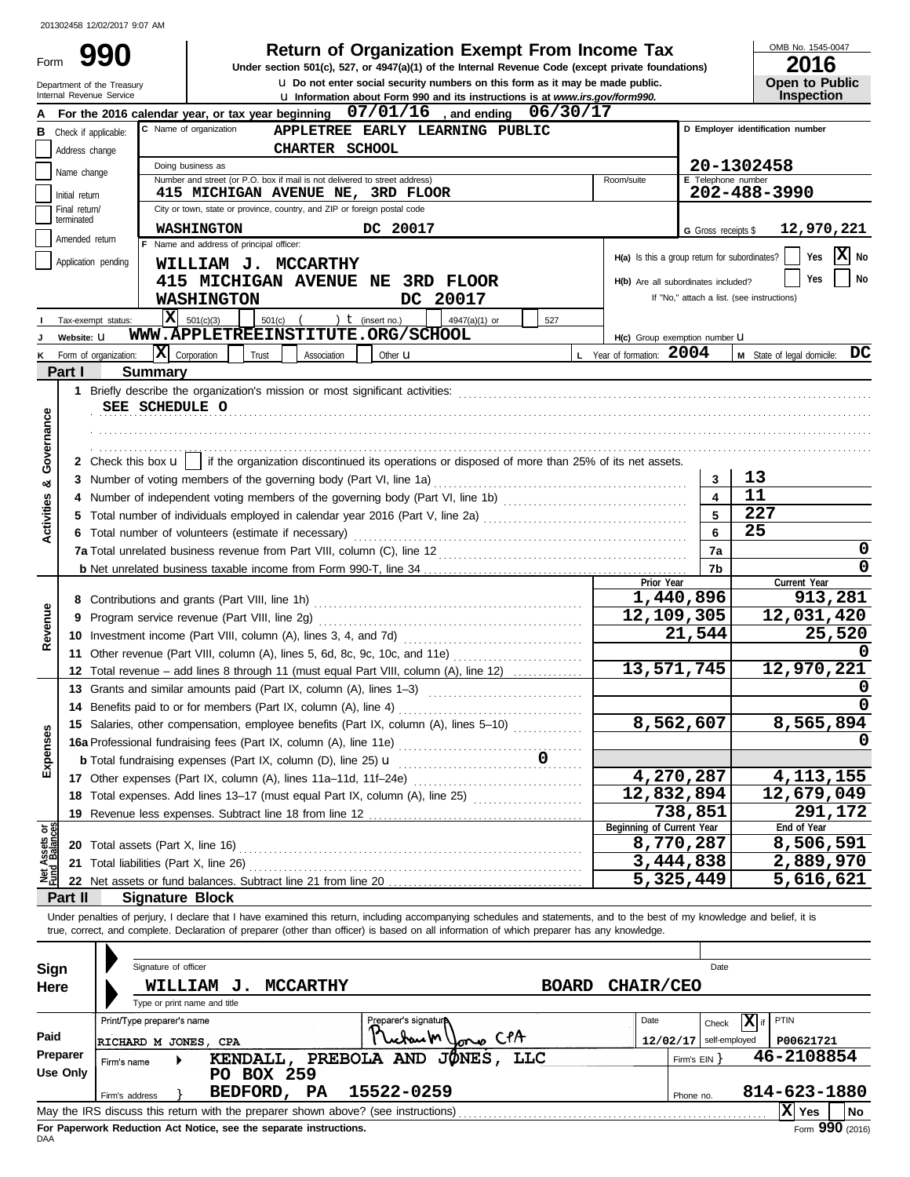201302458 12/02/2017 9:07 AM

Form **990**

# Return of Organization Exempt From Income Tax

**Under section 501(c), 527, or 4947(a)(1) of the Internal Revenue Code (except private foundations)**

u Do not enter social security numbers on this form as it may be made public.

u Information about Form 990 and its instructions is at *www.irs.gov/form990.*

Department of the Treasury
Internal Revenue Service

OMB No. 1545-0047

**2016**

**Open to Public Inspection**

**A** For the 2016 calendar year, or tax year beginning 07/01/16 , and ending 06/30/17

**B** Check if applicable: Address change, Name change, Initial return, Final return/terminated, Amended return, Application pending

**C** Name of organization: APPLETREE EARLY LEARNING PUBLIC CHARTER SCHOOL

Doing business as

Number and street (or P.O. box if mail is not delivered to street address): 415 MICHIGAN AVENUE NE, 3RD FLOOR — Room/suite

City or town, state or province, country, and ZIP or foreign postal code: WASHINGTON DC 20017

**D** Employer identification number: 20-1302458

**E** Telephone number: 202-488-3990

**G** Gross receipts $ 12,970,221

**F** Name and address of principal officer: WILLIAM J. MCCARTHY, 415 MICHIGAN AVENUE NE 3RD FLOOR, WASHINGTON DC 20017

**H(a)** Is this a group return for subordinates? Yes [ ] No [X]

**H(b)** Are all subordinates included? Yes [ ] No [ ] If "No," attach a list. (see instructions)

**I** Tax-exempt status: [X] 501(c)(3) [ ] 501(c) ( ) t (insert no.) [ ] 4947(a)(1) or [ ] 527

**J** Website: u WWW.APPLETREEINSTITUTE.ORG/SCHOOL

**H(c)** Group exemption number u

**K** Form of organization: [X] Corporation [ ] Trust [ ] Association [ ] Other u

**L** Year of formation: 2004

**M** State of legal domicile: DC

## Part I Summary

**Activities & Governance**

1 Briefly describe the organization's mission or most significant activities: SEE SCHEDULE O

2 Check this box u [ ] if the organization discontinued its operations or disposed of more than 25% of its net assets.

| | | | |
|---|---|---|---|
| 3 | Number of voting members of the governing body (Part VI, line 1a) | 3 | 13 |
| 4 | Number of independent voting members of the governing body (Part VI, line 1b) | 4 | 11 |
| 5 | Total number of individuals employed in calendar year 2016 (Part V, line 2a) | 5 | 227 |
| 6 | Total number of volunteers (estimate if necessary) | 6 | 25 |
| 7a | Total unrelated business revenue from Part VIII, column (C), line 12 | 7a | 0 |
| b | Net unrelated business taxable income from Form 990-T, line 34 | 7b | 0 |

| | | Prior Year | Current Year |
|---|---|---|---|
| **Revenue** | | | |
| 8 | Contributions and grants (Part VIII, line 1h) | 1,440,896 | 913,281 |
| 9 | Program service revenue (Part VIII, line 2g) | 12,109,305 | 12,031,420 |
| 10 | Investment income (Part VIII, column (A), lines 3, 4, and 7d) | 21,544 | 25,520 |
| 11 | Other revenue (Part VIII, column (A), lines 5, 6d, 8c, 9c, 10c, and 11e) | | 0 |
| 12 | Total revenue – add lines 8 through 11 (must equal Part VIII, column (A), line 12) | 13,571,745 | 12,970,221 |
| **Expenses** | | | |
| 13 | Grants and similar amounts paid (Part IX, column (A), lines 1–3) | | 0 |
| 14 | Benefits paid to or for members (Part IX, column (A), line 4) | | 0 |
| 15 | Salaries, other compensation, employee benefits (Part IX, column (A), lines 5–10) | 8,562,607 | 8,565,894 |
| 16a | Professional fundraising fees (Part IX, column (A), line 11e) | | 0 |
| b | Total fundraising expenses (Part IX, column (D), line 25) u 0 | | |
| 17 | Other expenses (Part IX, column (A), lines 11a–11d, 11f–24e) | 4,270,287 | 4,113,155 |
| 18 | Total expenses. Add lines 13–17 (must equal Part IX, column (A), line 25) | 12,832,894 | 12,679,049 |
| 19 | Revenue less expenses. Subtract line 18 from line 12 | 738,851 | 291,172 |
| **Net Assets or Fund Balances** | | **Beginning of Current Year** | **End of Year** |
| 20 | Total assets (Part X, line 16) | 8,770,287 | 8,506,591 |
| 21 | Total liabilities (Part X, line 26) | 3,444,838 | 2,889,970 |
| 22 | Net assets or fund balances. Subtract line 21 from line 20 | 5,325,449 | 5,616,621 |

## Part II Signature Block

Under penalties of perjury, I declare that I have examined this return, including accompanying schedules and statements, and to the best of my knowledge and belief, it is true, correct, and complete. Declaration of preparer (other than officer) is based on all information of which preparer has any knowledge.

**Sign Here**

Signature of officer — Date

WILLIAM J. MCCARTHY — BOARD CHAIR/CEO

Type or print name and title

**Paid Preparer Use Only**

| Print/Type preparer's name | Preparer's signature | Date | Check [X] if self-employed | PTIN |
|---|---|---|---|---|
| RICHARD M JONES, CPA | Richard M Jones CPA | 12/02/17 | | P00621721 |

Firm's name: KENDALL, PREBOLA AND JONES, LLC — Firm's EIN: 46-2108854

Firm's address: PO BOX 259, BEDFORD, PA 15522-0259 — Phone no. 814-623-1880

May the IRS discuss this return with the preparer shown above? (see instructions) [X] Yes [ ] No

**For Paperwork Reduction Act Notice, see the separate instructions.**

DAA

Form **990** (2016)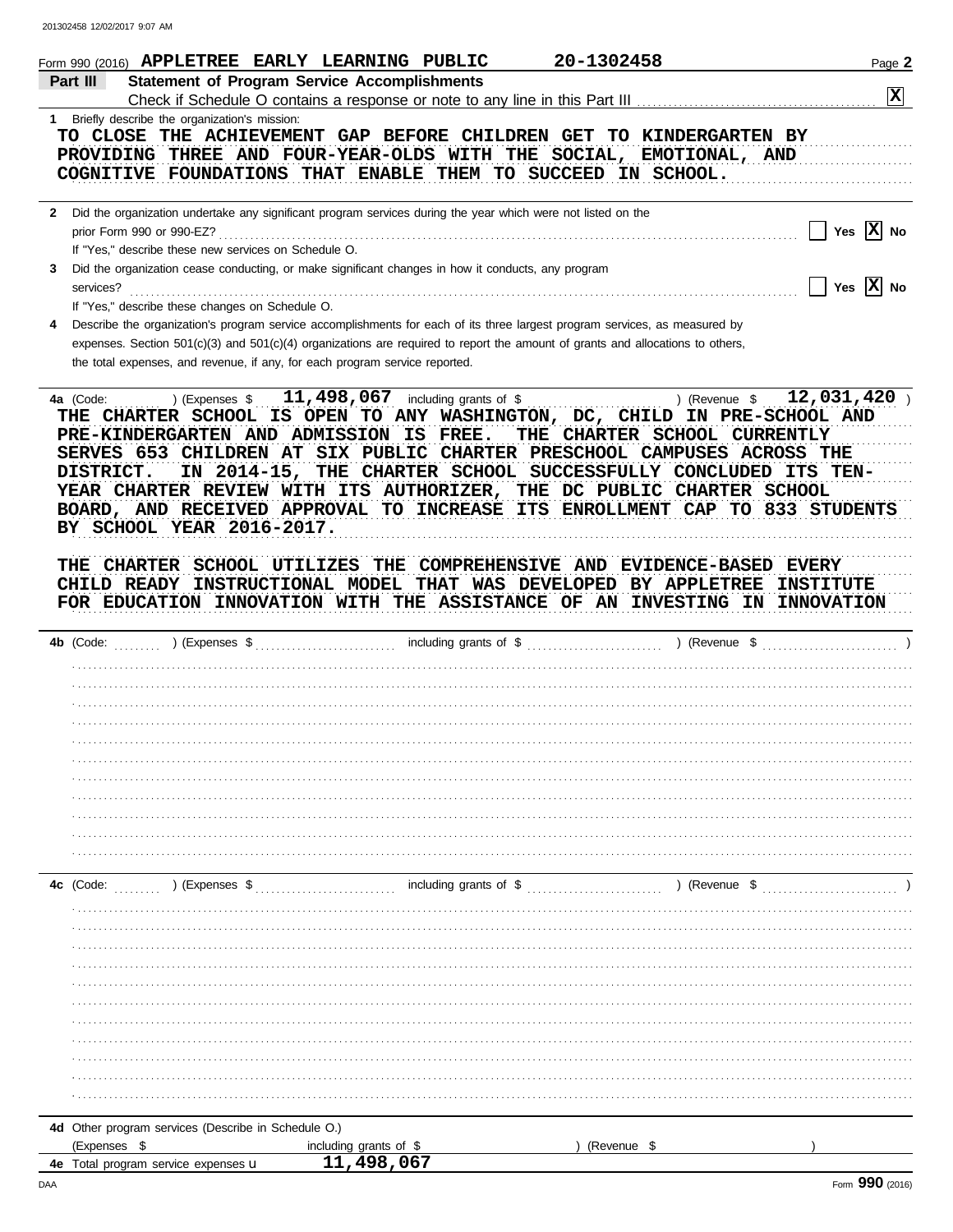Form 990 (2016) APPLETREE EARLY LEARNING PUBLIC 20-1302458 Page **2**

## Part III Statement of Program Service Accomplishments

Check if Schedule O contains a response or note to any line in this Part III [X]

**1** Briefly describe the organization's mission:

TO CLOSE THE ACHIEVEMENT GAP BEFORE CHILDREN GET TO KINDERGARTEN BY PROVIDING THREE AND FOUR-YEAR-OLDS WITH THE SOCIAL, EMOTIONAL, AND COGNITIVE FOUNDATIONS THAT ENABLE THEM TO SUCCEED IN SCHOOL.

**2** Did the organization undertake any significant program services during the year which were not listed on the prior Form 990 or 990-EZ? [ ] Yes [X] No

If "Yes," describe these new services on Schedule O.

**3** Did the organization cease conducting, or make significant changes in how it conducts, any program services? [ ] Yes [X] No

If "Yes," describe these changes on Schedule O.

**4** Describe the organization's program service accomplishments for each of its three largest program services, as measured by expenses. Section 501(c)(3) and 501(c)(4) organizations are required to report the amount of grants and allocations to others, the total expenses, and revenue, if any, for each program service reported.

**4a** (Code: ) (Expenses $ 11,498,067 including grants of $ ) (Revenue $ 12,031,420 )

THE CHARTER SCHOOL IS OPEN TO ANY WASHINGTON, DC, CHILD IN PRE-SCHOOL AND PRE-KINDERGARTEN AND ADMISSION IS FREE. THE CHARTER SCHOOL CURRENTLY SERVES 653 CHILDREN AT SIX PUBLIC CHARTER PRESCHOOL CAMPUSES ACROSS THE DISTRICT. IN 2014-15, THE CHARTER SCHOOL SUCCESSFULLY CONCLUDED ITS TEN-YEAR CHARTER REVIEW WITH ITS AUTHORIZER, THE DC PUBLIC CHARTER SCHOOL BOARD, AND RECEIVED APPROVAL TO INCREASE ITS ENROLLMENT CAP TO 833 STUDENTS BY SCHOOL YEAR 2016-2017.

THE CHARTER SCHOOL UTILIZES THE COMPREHENSIVE AND EVIDENCE-BASED EVERY CHILD READY INSTRUCTIONAL MODEL THAT WAS DEVELOPED BY APPLETREE INSTITUTE FOR EDUCATION INNOVATION WITH THE ASSISTANCE OF AN INVESTING IN INNOVATION

**4b** (Code: ) (Expenses $ including grants of $ ) (Revenue $ )

**4c** (Code: ) (Expenses $ including grants of $ ) (Revenue $ )

**4d** Other program services (Describe in Schedule O.)

(Expenses $ including grants of $ ) (Revenue $ )

**4e** Total program service expenses 11,498,067

Form **990** (2016)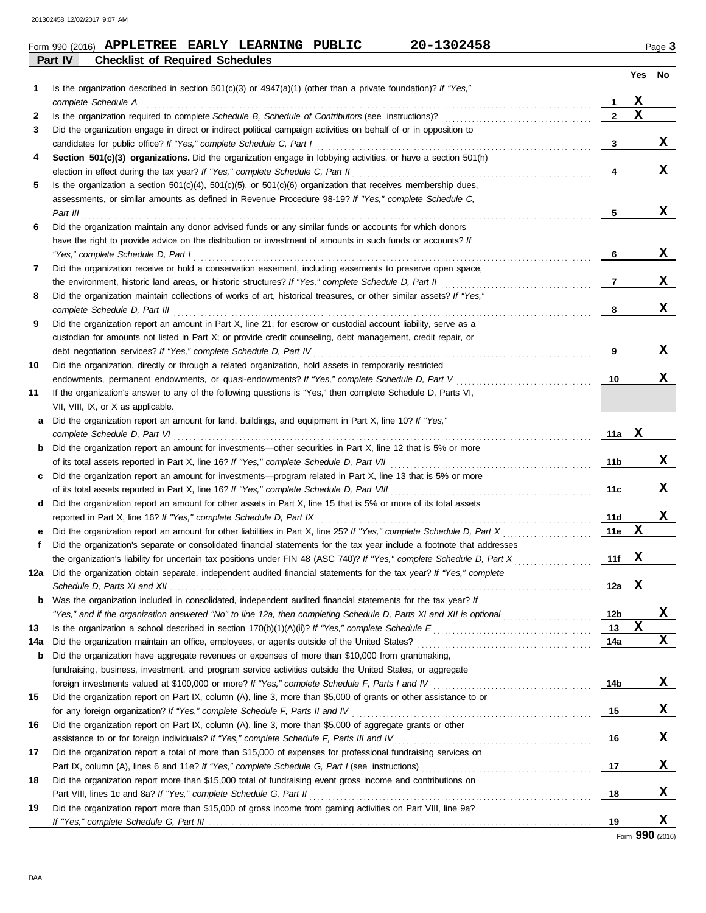Form 990 (2016) **APPLETREE EARLY LEARNING PUBLIC** **20-1302458** Page **3**

## Part IV Checklist of Required Schedules

| | | | Yes | No |
|---|---|---|---|---|
| 1 | Is the organization described in section 501(c)(3) or 4947(a)(1) (other than a private foundation)? *If "Yes," complete Schedule A* | 1 | X | |
| 2 | Is the organization required to complete *Schedule B, Schedule of Contributors* (see instructions)? | 2 | X | |
| 3 | Did the organization engage in direct or indirect political campaign activities on behalf of or in opposition to candidates for public office? *If "Yes," complete Schedule C, Part I* | 3 | | X |
| 4 | **Section 501(c)(3) organizations.** Did the organization engage in lobbying activities, or have a section 501(h) election in effect during the tax year? *If "Yes," complete Schedule C, Part II* | 4 | | X |
| 5 | Is the organization a section 501(c)(4), 501(c)(5), or 501(c)(6) organization that receives membership dues, assessments, or similar amounts as defined in Revenue Procedure 98-19? *If "Yes," complete Schedule C, Part III* | 5 | | X |
| 6 | Did the organization maintain any donor advised funds or any similar funds or accounts for which donors have the right to provide advice on the distribution or investment of amounts in such funds or accounts? *If "Yes," complete Schedule D, Part I* | 6 | | X |
| 7 | Did the organization receive or hold a conservation easement, including easements to preserve open space, the environment, historic land areas, or historic structures? *If "Yes," complete Schedule D, Part II* | 7 | | X |
| 8 | Did the organization maintain collections of works of art, historical treasures, or other similar assets? *If "Yes," complete Schedule D, Part III* | 8 | | X |
| 9 | Did the organization report an amount in Part X, line 21, for escrow or custodial account liability, serve as a custodian for amounts not listed in Part X; or provide credit counseling, debt management, credit repair, or debt negotiation services? *If "Yes," complete Schedule D, Part IV* | 9 | | X |
| 10 | Did the organization, directly or through a related organization, hold assets in temporarily restricted endowments, permanent endowments, or quasi-endowments? *If "Yes," complete Schedule D, Part V* | 10 | | X |
| 11 | If the organization's answer to any of the following questions is "Yes," then complete Schedule D, Parts VI, VII, VIII, IX, or X as applicable. | | | |
| a | Did the organization report an amount for land, buildings, and equipment in Part X, line 10? *If "Yes," complete Schedule D, Part VI* | 11a | X | |
| b | Did the organization report an amount for investments—other securities in Part X, line 12 that is 5% or more of its total assets reported in Part X, line 16? *If "Yes," complete Schedule D, Part VII* | 11b | | X |
| c | Did the organization report an amount for investments—program related in Part X, line 13 that is 5% or more of its total assets reported in Part X, line 16? *If "Yes," complete Schedule D, Part VIII* | 11c | | X |
| d | Did the organization report an amount for other assets in Part X, line 15 that is 5% or more of its total assets reported in Part X, line 16? *If "Yes," complete Schedule D, Part IX* | 11d | | X |
| e | Did the organization report an amount for other liabilities in Part X, line 25? *If "Yes," complete Schedule D, Part X* | 11e | X | |
| f | Did the organization's separate or consolidated financial statements for the tax year include a footnote that addresses the organization's liability for uncertain tax positions under FIN 48 (ASC 740)? *If "Yes," complete Schedule D, Part X* | 11f | X | |
| 12a | Did the organization obtain separate, independent audited financial statements for the tax year? *If "Yes," complete Schedule D, Parts XI and XII* | 12a | X | |
| b | Was the organization included in consolidated, independent audited financial statements for the tax year? *If "Yes," and if the organization answered "No" to line 12a, then completing Schedule D, Parts XI and XII is optional* | 12b | | X |
| 13 | Is the organization a school described in section 170(b)(1)(A)(ii)? *If "Yes," complete Schedule E* | 13 | X | |
| 14a | Did the organization maintain an office, employees, or agents outside of the United States? | 14a | | X |
| b | Did the organization have aggregate revenues or expenses of more than $10,000 from grantmaking, fundraising, business, investment, and program service activities outside the United States, or aggregate foreign investments valued at $100,000 or more? *If "Yes," complete Schedule F, Parts I and IV* | 14b | | X |
| 15 | Did the organization report on Part IX, column (A), line 3, more than $5,000 of grants or other assistance to or for any foreign organization? *If "Yes," complete Schedule F, Parts II and IV* | 15 | | X |
| 16 | Did the organization report on Part IX, column (A), line 3, more than $5,000 of aggregate grants or other assistance to or for foreign individuals? *If "Yes," complete Schedule F, Parts III and IV* | 16 | | X |
| 17 | Did the organization report a total of more than $15,000 of expenses for professional fundraising services on Part IX, column (A), lines 6 and 11e? *If "Yes," complete Schedule G, Part I* (see instructions) | 17 | | X |
| 18 | Did the organization report more than $15,000 total of fundraising event gross income and contributions on Part VIII, lines 1c and 8a? *If "Yes," complete Schedule G, Part II* | 18 | | X |
| 19 | Did the organization report more than $15,000 of gross income from gaming activities on Part VIII, line 9a? *If "Yes," complete Schedule G, Part III* | 19 | | X |

Form **990** (2016)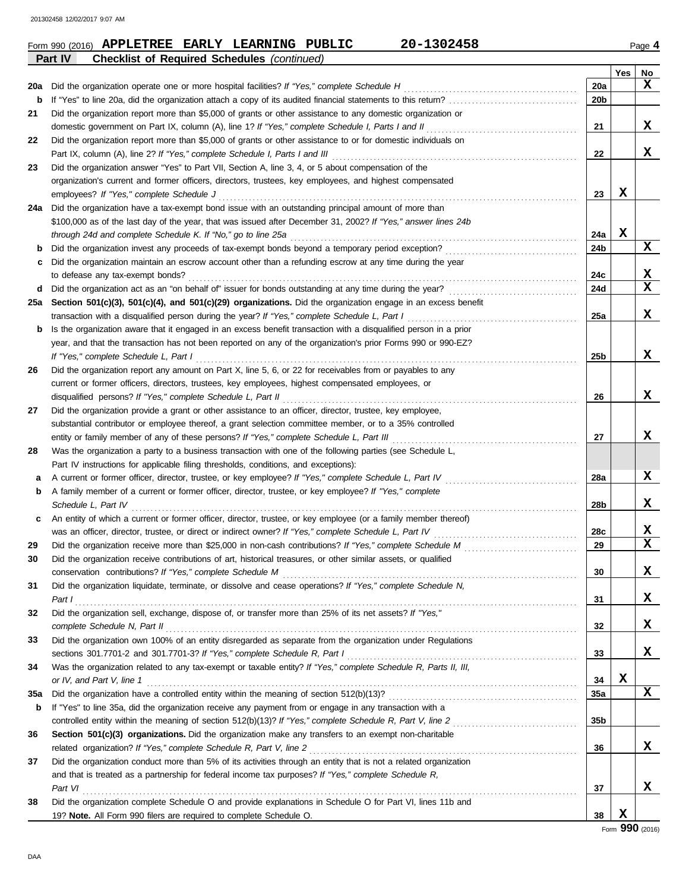Form 990 (2016) **APPLETREE EARLY LEARNING PUBLIC** **20-1302458** Page **4**

**Part IV** **Checklist of Required Schedules** *(continued)*

| | | | Yes | No |
|---|---|---|---|---|
| **20a** | Did the organization operate one or more hospital facilities? *If "Yes," complete Schedule H* | **20a** | | **X** |
| **b** | If "Yes" to line 20a, did the organization attach a copy of its audited financial statements to this return? | **20b** | | |
| **21** | Did the organization report more than $5,000 of grants or other assistance to any domestic organization or domestic government on Part IX, column (A), line 1? *If "Yes," complete Schedule I, Parts I and II* | **21** | | **X** |
| **22** | Did the organization report more than $5,000 of grants or other assistance to or for domestic individuals on Part IX, column (A), line 2? *If "Yes," complete Schedule I, Parts I and III* | **22** | | **X** |
| **23** | Did the organization answer "Yes" to Part VII, Section A, line 3, 4, or 5 about compensation of the organization's current and former officers, directors, trustees, key employees, and highest compensated employees? *If "Yes," complete Schedule J* | **23** | **X** | |
| **24a** | Did the organization have a tax-exempt bond issue with an outstanding principal amount of more than $100,000 as of the last day of the year, that was issued after December 31, 2002? *If "Yes," answer lines 24b through 24d and complete Schedule K. If "No," go to line 25a* | **24a** | **X** | |
| **b** | Did the organization invest any proceeds of tax-exempt bonds beyond a temporary period exception? | **24b** | | **X** |
| **c** | Did the organization maintain an escrow account other than a refunding escrow at any time during the year to defease any tax-exempt bonds? | **24c** | | **X** |
| **d** | Did the organization act as an "on behalf of" issuer for bonds outstanding at any time during the year? | **24d** | | **X** |
| **25a** | **Section 501(c)(3), 501(c)(4), and 501(c)(29) organizations.** Did the organization engage in an excess benefit transaction with a disqualified person during the year? *If "Yes," complete Schedule L, Part I* | **25a** | | **X** |
| **b** | Is the organization aware that it engaged in an excess benefit transaction with a disqualified person in a prior year, and that the transaction has not been reported on any of the organization's prior Forms 990 or 990-EZ? *If "Yes," complete Schedule L, Part I* | **25b** | | **X** |
| **26** | Did the organization report any amount on Part X, line 5, 6, or 22 for receivables from or payables to any current or former officers, directors, trustees, key employees, highest compensated employees, or disqualified persons? *If "Yes," complete Schedule L, Part II* | **26** | | **X** |
| **27** | Did the organization provide a grant or other assistance to an officer, director, trustee, key employee, substantial contributor or employee thereof, a grant selection committee member, or to a 35% controlled entity or family member of any of these persons? *If "Yes," complete Schedule L, Part III* | **27** | | **X** |
| **28** | Was the organization a party to a business transaction with one of the following parties (see Schedule L, Part IV instructions for applicable filing thresholds, conditions, and exceptions): | | | |
| **a** | A current or former officer, director, trustee, or key employee? *If "Yes," complete Schedule L, Part IV* | **28a** | | **X** |
| **b** | A family member of a current or former officer, director, trustee, or key employee? *If "Yes," complete Schedule L, Part IV* | **28b** | | **X** |
| **c** | An entity of which a current or former officer, director, trustee, or key employee (or a family member thereof) was an officer, director, trustee, or direct or indirect owner? *If "Yes," complete Schedule L, Part IV* | **28c** | | **X** |
| **29** | Did the organization receive more than $25,000 in non-cash contributions? *If "Yes," complete Schedule M* | **29** | | **X** |
| **30** | Did the organization receive contributions of art, historical treasures, or other similar assets, or qualified conservation contributions? *If "Yes," complete Schedule M* | **30** | | **X** |
| **31** | Did the organization liquidate, terminate, or dissolve and cease operations? *If "Yes," complete Schedule N, Part I* | **31** | | **X** |
| **32** | Did the organization sell, exchange, dispose of, or transfer more than 25% of its net assets? *If "Yes," complete Schedule N, Part II* | **32** | | **X** |
| **33** | Did the organization own 100% of an entity disregarded as separate from the organization under Regulations sections 301.7701-2 and 301.7701-3? *If "Yes," complete Schedule R, Part I* | **33** | | **X** |
| **34** | Was the organization related to any tax-exempt or taxable entity? *If "Yes," complete Schedule R, Parts II, III, or IV, and Part V, line 1* | **34** | **X** | |
| **35a** | Did the organization have a controlled entity within the meaning of section 512(b)(13)? | **35a** | | **X** |
| **b** | If "Yes" to line 35a, did the organization receive any payment from or engage in any transaction with a controlled entity within the meaning of section 512(b)(13)? *If "Yes," complete Schedule R, Part V, line 2* | **35b** | | |
| **36** | **Section 501(c)(3) organizations.** Did the organization make any transfers to an exempt non-charitable related organization? *If "Yes," complete Schedule R, Part V, line 2* | **36** | | **X** |
| **37** | Did the organization conduct more than 5% of its activities through an entity that is not a related organization and that is treated as a partnership for federal income tax purposes? *If "Yes," complete Schedule R, Part VI* | **37** | | **X** |
| **38** | Did the organization complete Schedule O and provide explanations in Schedule O for Part VI, lines 11b and 19? **Note.** All Form 990 filers are required to complete Schedule O. | **38** | **X** | |

Form **990** (2016)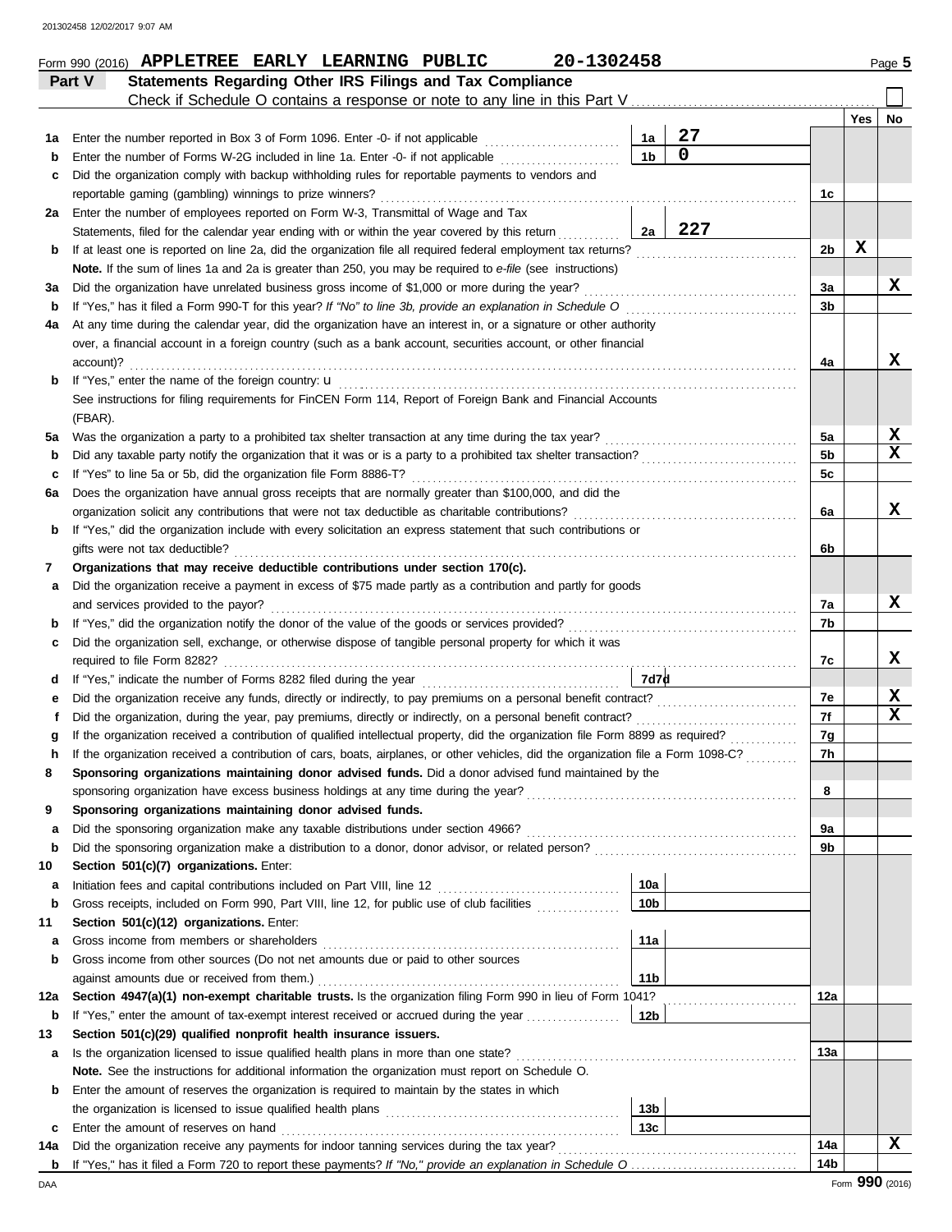Form 990 (2016) **APPLETREE EARLY LEARNING PUBLIC** **20-1302458** Page **5**

## Part V Statements Regarding Other IRS Filings and Tax Compliance

Check if Schedule O contains a response or note to any line in this Part V ☐

| | | | | | Yes | No |
|---|---|---|---|---|---|---|
| **1a** | Enter the number reported in Box 3 of Form 1096. Enter -0- if not applicable | 1a | 27 | | | |
| **b** | Enter the number of Forms W-2G included in line 1a. Enter -0- if not applicable | 1b | 0 | | | |
| **c** | Did the organization comply with backup withholding rules for reportable payments to vendors and reportable gaming (gambling) winnings to prize winners? | | | 1c | | |
| **2a** | Enter the number of employees reported on Form W-3, Transmittal of Wage and Tax Statements, filed for the calendar year ending with or within the year covered by this return | 2a | 227 | | | |
| **b** | If at least one is reported on line 2a, did the organization file all required federal employment tax returns? | | | 2b | X | |
| | **Note.** If the sum of lines 1a and 2a is greater than 250, you may be required to *e-file* (see instructions) | | | | | |
| **3a** | Did the organization have unrelated business gross income of $1,000 or more during the year? | | | 3a | | X |
| **b** | If "Yes," has it filed a Form 990-T for this year? *If "No" to line 3b, provide an explanation in Schedule O* | | | 3b | | |
| **4a** | At any time during the calendar year, did the organization have an interest in, or a signature or other authority over, a financial account in a foreign country (such as a bank account, securities account, or other financial account)? | | | 4a | | X |
| **b** | If "Yes," enter the name of the foreign country: u | | | | | |
| | See instructions for filing requirements for FinCEN Form 114, Report of Foreign Bank and Financial Accounts (FBAR). | | | | | |
| **5a** | Was the organization a party to a prohibited tax shelter transaction at any time during the tax year? | | | 5a | | X |
| **b** | Did any taxable party notify the organization that it was or is a party to a prohibited tax shelter transaction? | | | 5b | | X |
| **c** | If "Yes" to line 5a or 5b, did the organization file Form 8886-T? | | | 5c | | |
| **6a** | Does the organization have annual gross receipts that are normally greater than $100,000, and did the organization solicit any contributions that were not tax deductible as charitable contributions? | | | 6a | | X |
| **b** | If "Yes," did the organization include with every solicitation an express statement that such contributions or gifts were not tax deductible? | | | 6b | | |
| **7** | **Organizations that may receive deductible contributions under section 170(c).** | | | | | |
| **a** | Did the organization receive a payment in excess of $75 made partly as a contribution and partly for goods and services provided to the payor? | | | 7a | | X |
| **b** | If "Yes," did the organization notify the donor of the value of the goods or services provided? | | | 7b | | |
| **c** | Did the organization sell, exchange, or otherwise dispose of tangible personal property for which it was required to file Form 8282? | | | 7c | | X |
| **d** | If "Yes," indicate the number of Forms 8282 filed during the year | 7d | | | | |
| **e** | Did the organization receive any funds, directly or indirectly, to pay premiums on a personal benefit contract? | | | 7e | | X |
| **f** | Did the organization, during the year, pay premiums, directly or indirectly, on a personal benefit contract? | | | 7f | | X |
| **g** | If the organization received a contribution of qualified intellectual property, did the organization file Form 8899 as required? | | | 7g | | |
| **h** | If the organization received a contribution of cars, boats, airplanes, or other vehicles, did the organization file a Form 1098-C? | | | 7h | | |
| **8** | **Sponsoring organizations maintaining donor advised funds.** Did a donor advised fund maintained by the sponsoring organization have excess business holdings at any time during the year? | | | 8 | | |
| **9** | **Sponsoring organizations maintaining donor advised funds.** | | | | | |
| **a** | Did the sponsoring organization make any taxable distributions under section 4966? | | | 9a | | |
| **b** | Did the sponsoring organization make a distribution to a donor, donor advisor, or related person? | | | 9b | | |
| **10** | **Section 501(c)(7) organizations.** Enter: | | | | | |
| **a** | Initiation fees and capital contributions included on Part VIII, line 12 | 10a | | | | |
| **b** | Gross receipts, included on Form 990, Part VIII, line 12, for public use of club facilities | 10b | | | | |
| **11** | **Section 501(c)(12) organizations.** Enter: | | | | | |
| **a** | Gross income from members or shareholders | 11a | | | | |
| **b** | Gross income from other sources (Do not net amounts due or paid to other sources against amounts due or received from them.) | 11b | | | | |
| **12a** | **Section 4947(a)(1) non-exempt charitable trusts.** Is the organization filing Form 990 in lieu of Form 1041? | | | 12a | | |
| **b** | If "Yes," enter the amount of tax-exempt interest received or accrued during the year | 12b | | | | |
| **13** | **Section 501(c)(29) qualified nonprofit health insurance issuers.** | | | | | |
| **a** | Is the organization licensed to issue qualified health plans in more than one state? | | | 13a | | |
| | **Note.** See the instructions for additional information the organization must report on Schedule O. | | | | | |
| **b** | Enter the amount of reserves the organization is required to maintain by the states in which the organization is licensed to issue qualified health plans | 13b | | | | |
| **c** | Enter the amount of reserves on hand | 13c | | | | |
| **14a** | Did the organization receive any payments for indoor tanning services during the tax year? | | | 14a | | X |
| **b** | If "Yes," has it filed a Form 720 to report these payments? *If "No," provide an explanation in Schedule O* | | | 14b | | |

DAA Form **990** (2016)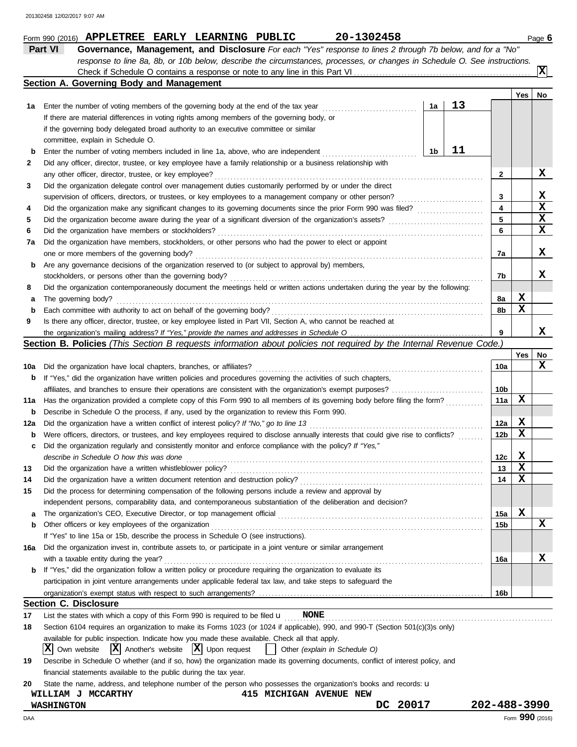Form 990 (2016) **APPLETREE EARLY LEARNING PUBLIC** **20-1302458** Page **6**

## Part VI Governance, Management, and Disclosure

*For each "Yes" response to lines 2 through 7b below, and for a "No" response to line 8a, 8b, or 10b below, describe the circumstances, processes, or changes in Schedule O. See instructions.*

Check if Schedule O contains a response or note to any line in this Part VI . . . . . . [X]

### Section A. Governing Body and Management

| | | | | | Yes | No |
|---|---|---|---|---|---|---|
| **1a** | Enter the number of voting members of the governing body at the end of the tax year. If there are material differences in voting rights among members of the governing body, or if the governing body delegated broad authority to an executive committee or similar committee, explain in Schedule O. | 1a | 13 | | | |
| **b** | Enter the number of voting members included in line 1a, above, who are independent | 1b | 11 | | | |
| **2** | Did any officer, director, trustee, or key employee have a family relationship or a business relationship with any other officer, director, trustee, or key employee? | | | 2 | | X |
| **3** | Did the organization delegate control over management duties customarily performed by or under the direct supervision of officers, directors, or trustees, or key employees to a management company or other person? | | | 3 | | X |
| **4** | Did the organization make any significant changes to its governing documents since the prior Form 990 was filed? | | | 4 | | X |
| **5** | Did the organization become aware during the year of a significant diversion of the organization's assets? | | | 5 | | X |
| **6** | Did the organization have members or stockholders? | | | 6 | | X |
| **7a** | Did the organization have members, stockholders, or other persons who had the power to elect or appoint one or more members of the governing body? | | | 7a | | X |
| **b** | Are any governance decisions of the organization reserved to (or subject to approval by) members, stockholders, or persons other than the governing body? | | | 7b | | X |
| **8** | Did the organization contemporaneously document the meetings held or written actions undertaken during the year by the following: | | | | | |
| **a** | The governing body? | | | 8a | X | |
| **b** | Each committee with authority to act on behalf of the governing body? | | | 8b | X | |
| **9** | Is there any officer, director, trustee, or key employee listed in Part VII, Section A, who cannot be reached at the organization's mailing address? *If "Yes," provide the names and addresses in Schedule O* | | | 9 | | X |

### Section B. Policies *(This Section B requests information about policies not required by the Internal Revenue Code.)*

| | | | Yes | No |
|---|---|---|---|---|
| **10a** | Did the organization have local chapters, branches, or affiliates? | 10a | | X |
| **b** | If "Yes," did the organization have written policies and procedures governing the activities of such chapters, affiliates, and branches to ensure their operations are consistent with the organization's exempt purposes? | 10b | | |
| **11a** | Has the organization provided a complete copy of this Form 990 to all members of its governing body before filing the form? | 11a | X | |
| **b** | Describe in Schedule O the process, if any, used by the organization to review this Form 990. | | | |
| **12a** | Did the organization have a written conflict of interest policy? *If "No," go to line 13* | 12a | X | |
| **b** | Were officers, directors, or trustees, and key employees required to disclose annually interests that could give rise to conflicts? | 12b | X | |
| **c** | Did the organization regularly and consistently monitor and enforce compliance with the policy? *If "Yes," describe in Schedule O how this was done* | 12c | X | |
| **13** | Did the organization have a written whistleblower policy? | 13 | X | |
| **14** | Did the organization have a written document retention and destruction policy? | 14 | X | |
| **15** | Did the process for determining compensation of the following persons include a review and approval by independent persons, comparability data, and contemporaneous substantiation of the deliberation and decision? | | | |
| **a** | The organization's CEO, Executive Director, or top management official | 15a | X | |
| **b** | Other officers or key employees of the organization | 15b | | X |
| | If "Yes" to line 15a or 15b, describe the process in Schedule O (see instructions). | | | |
| **16a** | Did the organization invest in, contribute assets to, or participate in a joint venture or similar arrangement with a taxable entity during the year? | 16a | | X |
| **b** | If "Yes," did the organization follow a written policy or procedure requiring the organization to evaluate its participation in joint venture arrangements under applicable federal tax law, and take steps to safeguard the organization's exempt status with respect to such arrangements? | 16b | | |

### Section C. Disclosure

**17** List the states with which a copy of this Form 990 is required to be filed u **NONE**

**18** Section 6104 requires an organization to make its Forms 1023 (or 1024 if applicable), 990, and 990-T (Section 501(c)(3)s only) available for public inspection. Indicate how you made these available. Check all that apply.

[X] Own website [X] Another's website [X] Upon request [ ] Other *(explain in Schedule O)*

**19** Describe in Schedule O whether (and if so, how) the organization made its governing documents, conflict of interest policy, and financial statements available to the public during the tax year.

**20** State the name, address, and telephone number of the person who possesses the organization's books and records: u

**WILLIAM J MCCARTHY** **415 MICHIGAN AVENUE NEW**
**WASHINGTON** **DC 20017** **202-488-3990**

Form **990** (2016)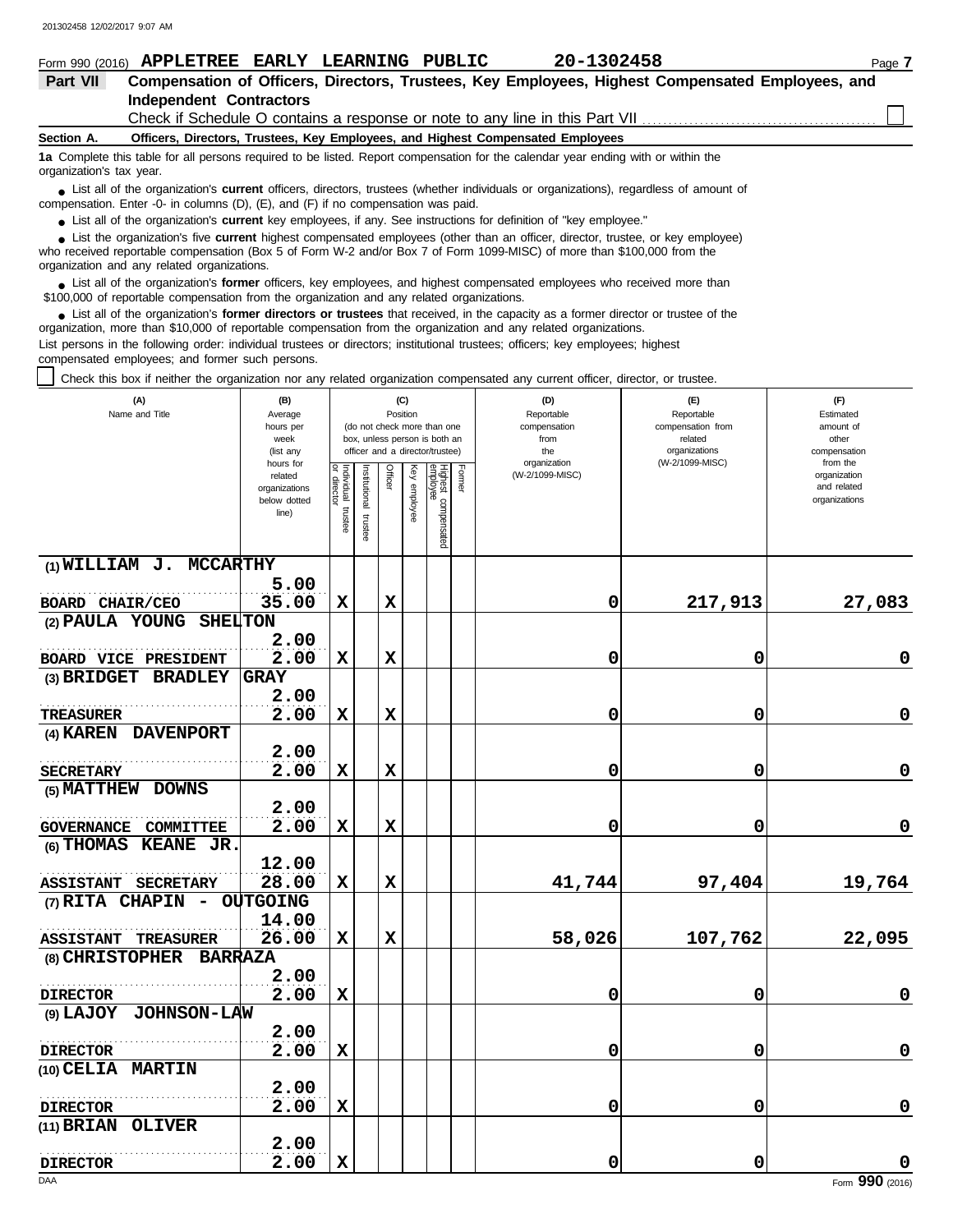201302458 12/02/2017 9:07 AM

Form 990 (2016) **APPLETREE EARLY LEARNING PUBLIC** **20-1302458** Page **7**

## Part VII Compensation of Officers, Directors, Trustees, Key Employees, Highest Compensated Employees, and Independent Contractors

Check if Schedule O contains a response or note to any line in this Part VII ☐

**Section A. Officers, Directors, Trustees, Key Employees, and Highest Compensated Employees**

**1a** Complete this table for all persons required to be listed. Report compensation for the calendar year ending with or within the organization's tax year.

- List all of the organization's **current** officers, directors, trustees (whether individuals or organizations), regardless of amount of compensation. Enter -0- in columns (D), (E), and (F) if no compensation was paid.
- List all of the organization's **current** key employees, if any. See instructions for definition of "key employee."
- List the organization's five **current** highest compensated employees (other than an officer, director, trustee, or key employee) who received reportable compensation (Box 5 of Form W-2 and/or Box 7 of Form 1099-MISC) of more than $100,000 from the organization and any related organizations.
- List all of the organization's **former** officers, key employees, and highest compensated employees who received more than $100,000 of reportable compensation from the organization and any related organizations.
- List all of the organization's **former directors or trustees** that received, in the capacity as a former director or trustee of the organization, more than $10,000 of reportable compensation from the organization and any related organizations.

List persons in the following order: individual trustees or directors; institutional trustees; officers; key employees; highest compensated employees; and former such persons.

☐ Check this box if neither the organization nor any related organization compensated any current officer, director, or trustee.

| (A) Name and Title | (B) Average hours per week (list any hours for related organizations below dotted line) | (C) Position: Individual trustee or director | Institutional trustee | Officer | Key employee | Highest compensated employee | Former | (D) Reportable compensation from the organization (W-2/1099-MISC) | (E) Reportable compensation from related organizations (W-2/1099-MISC) | (F) Estimated amount of other compensation from the organization and related organizations |
|---|---|---|---|---|---|---|---|---|---|---|
| (1) WILLIAM J. MCCARTHY<br>BOARD CHAIR/CEO | 5.00<br>35.00 | X | | X | | | | 0 | 217,913 | 27,083 |
| (2) PAULA YOUNG SHELTON<br>BOARD VICE PRESIDENT | 2.00<br>2.00 | X | | X | | | | 0 | 0 | 0 |
| (3) BRIDGET BRADLEY GRAY<br>TREASURER | 2.00<br>2.00 | X | | X | | | | 0 | 0 | 0 |
| (4) KAREN DAVENPORT<br>SECRETARY | 2.00<br>2.00 | X | | X | | | | 0 | 0 | 0 |
| (5) MATTHEW DOWNS<br>GOVERNANCE COMMITTEE | 2.00<br>2.00 | X | | X | | | | 0 | 0 | 0 |
| (6) THOMAS KEANE JR.<br>ASSISTANT SECRETARY | 12.00<br>28.00 | X | | X | | | | 41,744 | 97,404 | 19,764 |
| (7) RITA CHAPIN - OUTGOING<br>ASSISTANT TREASURER | 14.00<br>26.00 | X | | X | | | | 58,026 | 107,762 | 22,095 |
| (8) CHRISTOPHER BARRAZA<br>DIRECTOR | 2.00<br>2.00 | X | | | | | | 0 | 0 | 0 |
| (9) LAJOY JOHNSON-LAW<br>DIRECTOR | 2.00<br>2.00 | X | | | | | | 0 | 0 | 0 |
| (10) CELIA MARTIN<br>DIRECTOR | 2.00<br>2.00 | X | | | | | | 0 | 0 | 0 |
| (11) BRIAN OLIVER<br>DIRECTOR | 2.00<br>2.00 | X | | | | | | 0 | 0 | 0 |

DAA Form **990** (2016)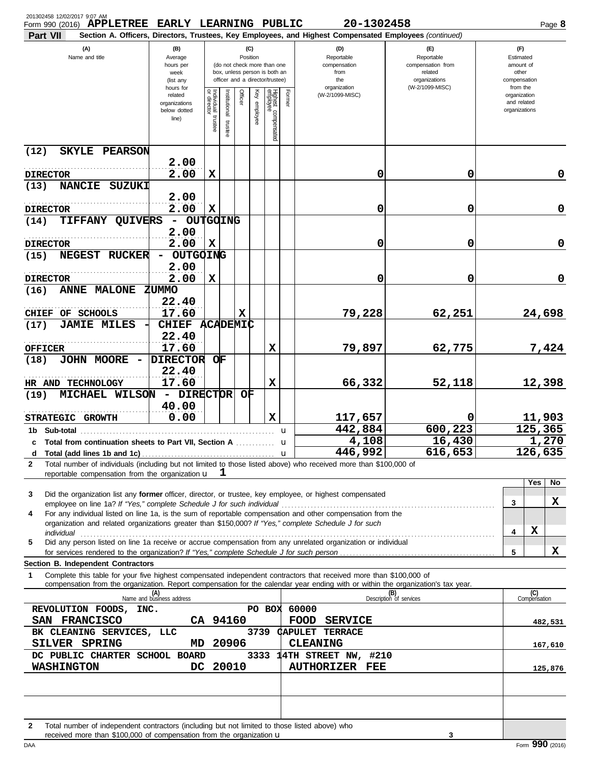201302458 12/02/2017 9:07 AM

Form 990 (2016) **APPLETREE EARLY LEARNING PUBLIC** **20-1302458** Page **8**

**Part VII** **Section A. Officers, Directors, Trustees, Key Employees, and Highest Compensated Employees** *(continued)*

| (A) Name and title | (B) Average hours per week (list any hours for related organizations below dotted line) | (C) Position: Individual trustee or director | Institutional trustee | Officer | Key employee | Highest compensated employee | Former | (D) Reportable compensation from the organization (W-2/1099-MISC) | (E) Reportable compensation from related organizations (W-2/1099-MISC) | (F) Estimated amount of other compensation from the organization and related organizations |
|---|---|---|---|---|---|---|---|---|---|---|
| (12) SKYLE PEARSON<br>DIRECTOR | 2.00<br>2.00 | X | | | | | | 0 | 0 | 0 |
| (13) NANCIE SUZUKI<br>DIRECTOR | 2.00<br>2.00 | X | | | | | | 0 | 0 | 0 |
| (14) TIFFANY QUIVERS - OUTGOING<br>DIRECTOR | 2.00<br>2.00 | X | | | | | | 0 | 0 | 0 |
| (15) NEGEST RUCKER - OUTGOING<br>DIRECTOR | 2.00<br>2.00 | X | | | | | | 0 | 0 | 0 |
| (16) ANNE MALONE ZUMMO<br>CHIEF OF SCHOOLS | 22.40<br>17.60 | | | X | | | | 79,228 | 62,251 | 24,698 |
| (17) JAMIE MILES - CHIEF ACADEMIC<br>OFFICER | 22.40<br>17.60 | | | | | X | | 79,897 | 62,775 | 7,424 |
| (18) JOHN MOORE - DIRECTOR OF<br>HR AND TECHNOLOGY | 22.40<br>17.60 | | | | | X | | 66,332 | 52,118 | 12,398 |
| (19) MICHAEL WILSON - DIRECTOR OF<br>STRATEGIC GROWTH | 40.00<br>0.00 | | | | | X | | 117,657 | 0 | 11,903 |
| **1b Sub-total** | | | | | | | | 442,884 | 600,223 | 125,365 |
| **c Total from continuation sheets to Part VII, Section A** | | | | | | | | 4,108 | 16,430 | 1,270 |
| **d Total (add lines 1b and 1c)** | | | | | | | | 446,992 | 616,653 | 126,635 |

**2** Total number of individuals (including but not limited to those listed above) who received more than $100,000 of reportable compensation from the organization u **1**

| | | Yes | No |
|---|---|---|---|
| **3** Did the organization list any **former** officer, director, or trustee, key employee, or highest compensated employee on line 1a? *If "Yes," complete Schedule J for such individual* | 3 | | X |
| **4** For any individual listed on line 1a, is the sum of reportable compensation and other compensation from the organization and related organizations greater than $150,000? *If "Yes," complete Schedule J for such individual* | 4 | X | |
| **5** Did any person listed on line 1a receive or accrue compensation from any unrelated organization or individual for services rendered to the organization? *If "Yes," complete Schedule J for such person* | 5 | | X |

**Section B. Independent Contractors**

**1** Complete this table for your five highest compensated independent contractors that received more than $100,000 of compensation from the organization. Report compensation for the calendar year ending with or within the organization's tax year.

| (A) Name and business address | (B) Description of services | (C) Compensation |
|---|---|---|
| REVOLUTION FOODS, INC. PO BOX 60000<br>SAN FRANCISCO CA 94160 | FOOD SERVICE | 482,531 |
| BK CLEANING SERVICES, LLC 3739 CAPULET TERRACE<br>SILVER SPRING MD 20906 | CLEANING | 167,610 |
| DC PUBLIC CHARTER SCHOOL BOARD 3333 14TH STREET NW, #210<br>WASHINGTON DC 20010 | AUTHORIZER FEE | 125,876 |
| | | |
| | | |

**2** Total number of independent contractors (including but not limited to those listed above) who received more than $100,000 of compensation from the organization u **3**

DAA Form **990** (2016)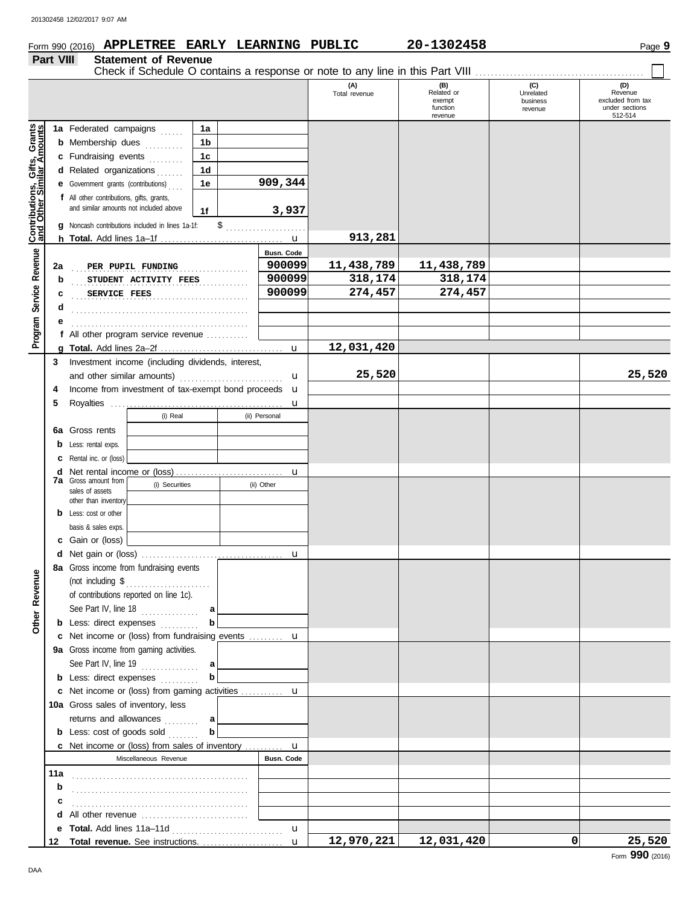Form 990 (2016) **APPLETREE EARLY LEARNING PUBLIC** **20-1302458** Page **9**

## Part VIII Statement of Revenue

Check if Schedule O contains a response or note to any line in this Part VIII ☐

| | | | | (A) Total revenue | (B) Related or exempt function revenue | (C) Unrelated business revenue | (D) Revenue excluded from tax under sections 512-514 |
|---|---|---|---|---|---|---|---|
| **Contributions, Gifts, Grants and Other Similar Amounts** | **1a** Federated campaigns | 1a | | | | | |
| | **b** Membership dues | 1b | | | | | |
| | **c** Fundraising events | 1c | | | | | |
| | **d** Related organizations | 1d | | | | | |
| | **e** Government grants (contributions) | 1e | 909,344 | | | | |
| | **f** All other contributions, gifts, grants, and similar amounts not included above | 1f | 3,937 | | | | |
| | **g** Noncash contributions included in lines 1a-1f: $ | | | | | | |
| | **h Total.** Add lines 1a–1f | | | 913,281 | | | |
| **Program Service Revenue** | | | **Busn. Code** | | | | |
| | **2a** PER PUPIL FUNDING | | 900099 | 11,438,789 | 11,438,789 | | |
| | **b** STUDENT ACTIVITY FEES | | 900099 | 318,174 | 318,174 | | |
| | **c** SERVICE FEES | | 900099 | 274,457 | 274,457 | | |
| | **d** | | | | | | |
| | **e** | | | | | | |
| | **f** All other program service revenue | | | | | | |
| | **g Total.** Add lines 2a–2f | | | 12,031,420 | | | |
| **Other Revenue** | **3** Investment income (including dividends, interest, and other similar amounts) | | | 25,520 | | | 25,520 |
| | **4** Income from investment of tax-exempt bond proceeds | | | | | | |
| | **5** Royalties | | | | | | |
| | | (i) Real | (ii) Personal | | | | |
| | **6a** Gross rents | | | | | | |
| | **b** Less: rental exps. | | | | | | |
| | **c** Rental inc. or (loss) | | | | | | |
| | **d** Net rental income or (loss) | | | | | | |
| | **7a** Gross amount from sales of assets other than inventory | (i) Securities | (ii) Other | | | | |
| | **b** Less: cost or other basis & sales exps. | | | | | | |
| | **c** Gain or (loss) | | | | | | |
| | **d** Net gain or (loss) | | | | | | |
| | **8a** Gross income from fundraising events (not including $ of contributions reported on line 1c). See Part IV, line 18 | a | | | | | |
| | **b** Less: direct expenses | b | | | | | |
| | **c** Net income or (loss) from fundraising events | | | | | | |
| | **9a** Gross income from gaming activities. See Part IV, line 19 | a | | | | | |
| | **b** Less: direct expenses | b | | | | | |
| | **c** Net income or (loss) from gaming activities | | | | | | |
| | **10a** Gross sales of inventory, less returns and allowances | a | | | | | |
| | **b** Less: cost of goods sold | b | | | | | |
| | **c** Net income or (loss) from sales of inventory | | | | | | |
| | Miscellaneous Revenue | | **Busn. Code** | | | | |
| | **11a** | | | | | | |
| | **b** | | | | | | |
| | **c** | | | | | | |
| | **d** All other revenue | | | | | | |
| | **e Total.** Add lines 11a–11d | | | | | | |
| | **12 Total revenue.** See instructions. | | | 12,970,221 | 12,031,420 | 0 | 25,520 |

Form **990** (2016)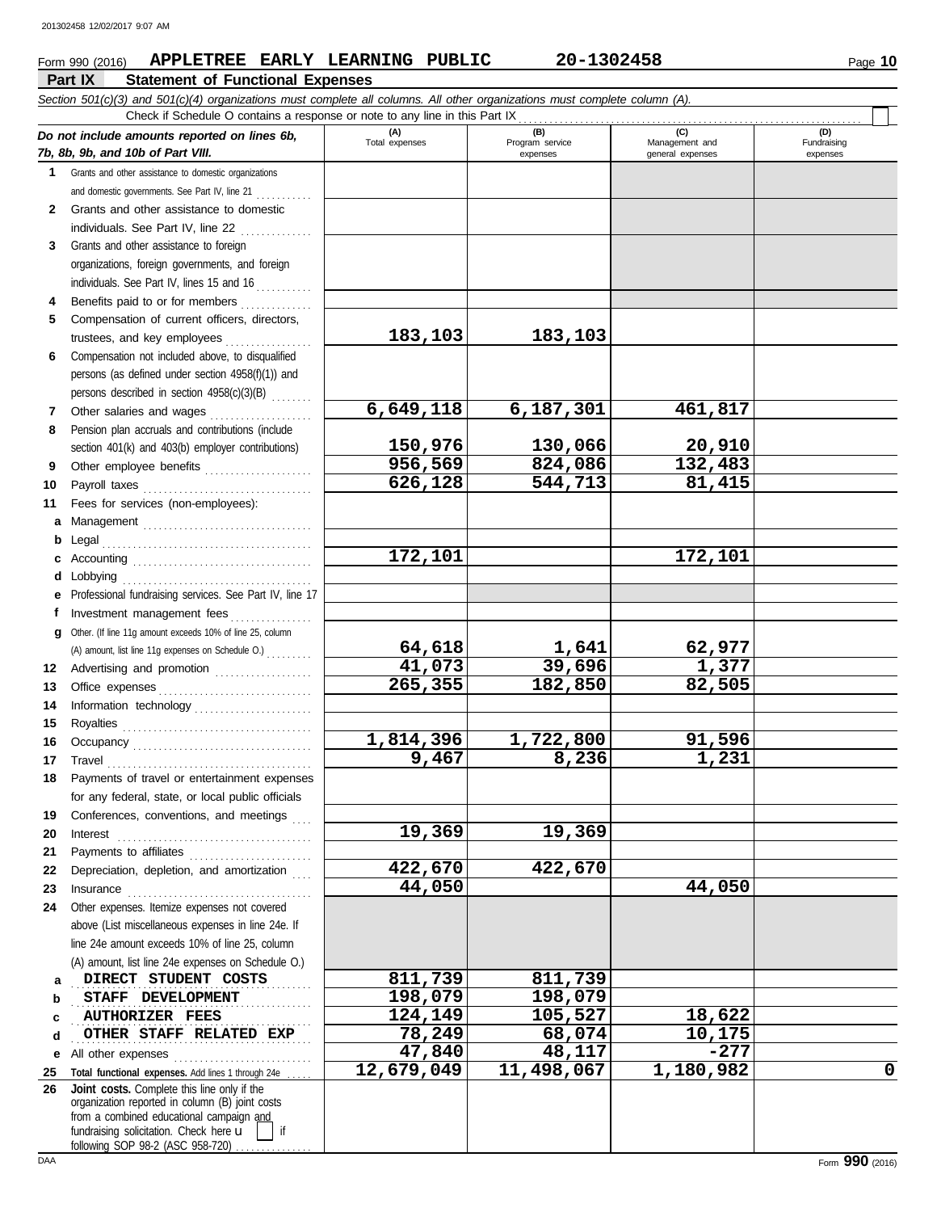Form 990 (2016) **APPLETREE EARLY LEARNING PUBLIC** **20-1302458**

## Part IX Statement of Functional Expenses

*Section 501(c)(3) and 501(c)(4) organizations must complete all columns. All other organizations must complete column (A).*

Check if Schedule O contains a response or note to any line in this Part IX

| *Do not include amounts reported on lines 6b, 7b, 8b, 9b, and 10b of Part VIII.* | (A) Total expenses | (B) Program service expenses | (C) Management and general expenses | (D) Fundraising expenses |
|---|---|---|---|---|
| **1** Grants and other assistance to domestic organizations and domestic governments. See Part IV, line 21 | | | | |
| **2** Grants and other assistance to domestic individuals. See Part IV, line 22 | | | | |
| **3** Grants and other assistance to foreign organizations, foreign governments, and foreign individuals. See Part IV, lines 15 and 16 | | | | |
| **4** Benefits paid to or for members | | | | |
| **5** Compensation of current officers, directors, trustees, and key employees | 183,103 | 183,103 | | |
| **6** Compensation not included above, to disqualified persons (as defined under section 4958(f)(1)) and persons described in section 4958(c)(3)(B) | | | | |
| **7** Other salaries and wages | 6,649,118 | 6,187,301 | 461,817 | |
| **8** Pension plan accruals and contributions (include section 401(k) and 403(b) employer contributions) | 150,976 | 130,066 | 20,910 | |
| **9** Other employee benefits | 956,569 | 824,086 | 132,483 | |
| **10** Payroll taxes | 626,128 | 544,713 | 81,415 | |
| **11** Fees for services (non-employees): | | | | |
| **a** Management | | | | |
| **b** Legal | | | | |
| **c** Accounting | 172,101 | | 172,101 | |
| **d** Lobbying | | | | |
| **e** Professional fundraising services. See Part IV, line 17 | | | | |
| **f** Investment management fees | | | | |
| **g** Other. (If line 11g amount exceeds 10% of line 25, column (A) amount, list line 11g expenses on Schedule O.) | 64,618 | 1,641 | 62,977 | |
| **12** Advertising and promotion | 41,073 | 39,696 | 1,377 | |
| **13** Office expenses | 265,355 | 182,850 | 82,505 | |
| **14** Information technology | | | | |
| **15** Royalties | | | | |
| **16** Occupancy | 1,814,396 | 1,722,800 | 91,596 | |
| **17** Travel | 9,467 | 8,236 | 1,231 | |
| **18** Payments of travel or entertainment expenses for any federal, state, or local public officials | | | | |
| **19** Conferences, conventions, and meetings | | | | |
| **20** Interest | 19,369 | 19,369 | | |
| **21** Payments to affiliates | | | | |
| **22** Depreciation, depletion, and amortization | 422,670 | 422,670 | | |
| **23** Insurance | 44,050 | | 44,050 | |
| **24** Other expenses. Itemize expenses not covered above (List miscellaneous expenses in line 24e. If line 24e amount exceeds 10% of line 25, column (A) amount, list line 24e expenses on Schedule O.) | | | | |
| **a** DIRECT STUDENT COSTS | 811,739 | 811,739 | | |
| **b** STAFF DEVELOPMENT | 198,079 | 198,079 | | |
| **c** AUTHORIZER FEES | 124,149 | 105,527 | 18,622 | |
| **d** OTHER STAFF RELATED EXP | 78,249 | 68,074 | 10,175 | |
| **e** All other expenses | 47,840 | 48,117 | -277 | |
| **25 Total functional expenses.** Add lines 1 through 24e | 12,679,049 | 11,498,067 | 1,180,982 | 0 |
| **26 Joint costs.** Complete this line only if the organization reported in column (B) joint costs from a combined educational campaign and fundraising solicitation. Check here ☐ if following SOP 98-2 (ASC 958-720) | | | | |

Form **990** (2016)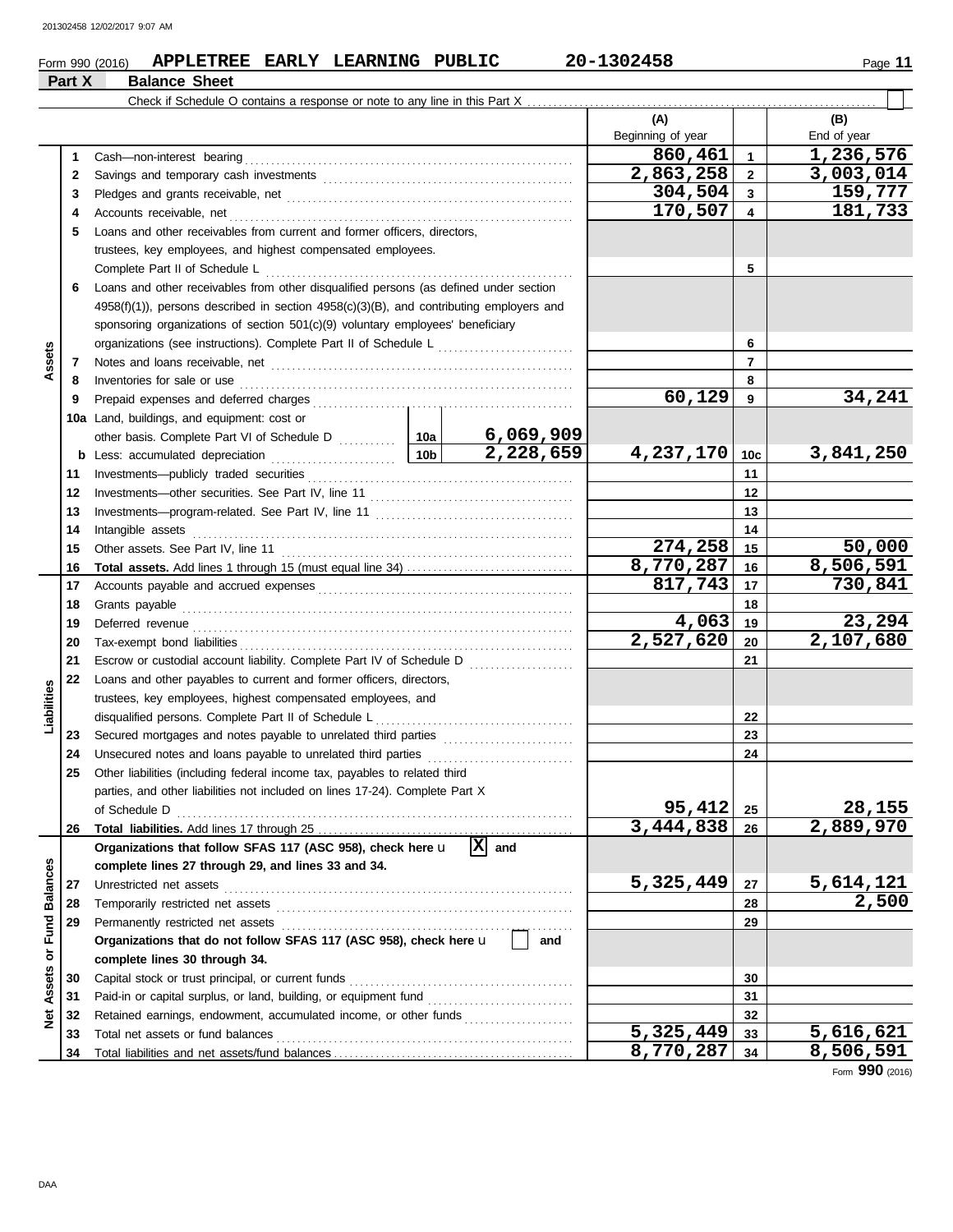Form 990 (2016) **APPLETREE EARLY LEARNING PUBLIC** **20-1302458**

## Part X Balance Sheet

Check if Schedule O contains a response or note to any line in this Part X ☐

| Section | Line | Description | | | (A) Beginning of year | Line | (B) End of year |
|---|---|---|---|---|---|---|---|
| Assets | 1 | Cash—non-interest bearing | | | 860,461 | 1 | 1,236,576 |
| | 2 | Savings and temporary cash investments | | | 2,863,258 | 2 | 3,003,014 |
| | 3 | Pledges and grants receivable, net | | | 304,504 | 3 | 159,777 |
| | 4 | Accounts receivable, net | | | 170,507 | 4 | 181,733 |
| | 5 | Loans and other receivables from current and former officers, directors, trustees, key employees, and highest compensated employees. Complete Part II of Schedule L | | | | 5 | |
| | 6 | Loans and other receivables from other disqualified persons (as defined under section 4958(f)(1)), persons described in section 4958(c)(3)(B), and contributing employers and sponsoring organizations of section 501(c)(9) voluntary employees' beneficiary organizations (see instructions). Complete Part II of Schedule L | | | | 6 | |
| | 7 | Notes and loans receivable, net | | | | 7 | |
| | 8 | Inventories for sale or use | | | | 8 | |
| | 9 | Prepaid expenses and deferred charges | | | 60,129 | 9 | 34,241 |
| | 10a | Land, buildings, and equipment: cost or other basis. Complete Part VI of Schedule D | 10a | 6,069,909 | | | |
| | b | Less: accumulated depreciation | 10b | 2,228,659 | 4,237,170 | 10c | 3,841,250 |
| | 11 | Investments—publicly traded securities | | | | 11 | |
| | 12 | Investments—other securities. See Part IV, line 11 | | | | 12 | |
| | 13 | Investments—program-related. See Part IV, line 11 | | | | 13 | |
| | 14 | Intangible assets | | | | 14 | |
| | 15 | Other assets. See Part IV, line 11 | | | 274,258 | 15 | 50,000 |
| | 16 | **Total assets.** Add lines 1 through 15 (must equal line 34) | | | 8,770,287 | 16 | 8,506,591 |
| Liabilities | 17 | Accounts payable and accrued expenses | | | 817,743 | 17 | 730,841 |
| | 18 | Grants payable | | | | 18 | |
| | 19 | Deferred revenue | | | 4,063 | 19 | 23,294 |
| | 20 | Tax-exempt bond liabilities | | | 2,527,620 | 20 | 2,107,680 |
| | 21 | Escrow or custodial account liability. Complete Part IV of Schedule D | | | | 21 | |
| | 22 | Loans and other payables to current and former officers, directors, trustees, key employees, highest compensated employees, and disqualified persons. Complete Part II of Schedule L | | | | 22 | |
| | 23 | Secured mortgages and notes payable to unrelated third parties | | | | 23 | |
| | 24 | Unsecured notes and loans payable to unrelated third parties | | | | 24 | |
| | 25 | Other liabilities (including federal income tax, payables to related third parties, and other liabilities not included on lines 17-24). Complete Part X of Schedule D | | | 95,412 | 25 | 28,155 |
| | 26 | **Total liabilities.** Add lines 17 through 25 | | | 3,444,838 | 26 | 2,889,970 |
| Net Assets or Fund Balances | | **Organizations that follow SFAS 117 (ASC 958), check here** ☒ **and complete lines 27 through 29, and lines 33 and 34.** | | | | | |
| | 27 | Unrestricted net assets | | | 5,325,449 | 27 | 5,614,121 |
| | 28 | Temporarily restricted net assets | | | | 28 | 2,500 |
| | 29 | Permanently restricted net assets | | | | 29 | |
| | | **Organizations that do not follow SFAS 117 (ASC 958), check here** ☐ **and complete lines 30 through 34.** | | | | | |
| | 30 | Capital stock or trust principal, or current funds | | | | 30 | |
| | 31 | Paid-in or capital surplus, or land, building, or equipment fund | | | | 31 | |
| | 32 | Retained earnings, endowment, accumulated income, or other funds | | | | 32 | |
| | 33 | Total net assets or fund balances | | | 5,325,449 | 33 | 5,616,621 |
| | 34 | Total liabilities and net assets/fund balances | | | 8,770,287 | 34 | 8,506,591 |

Form **990** (2016)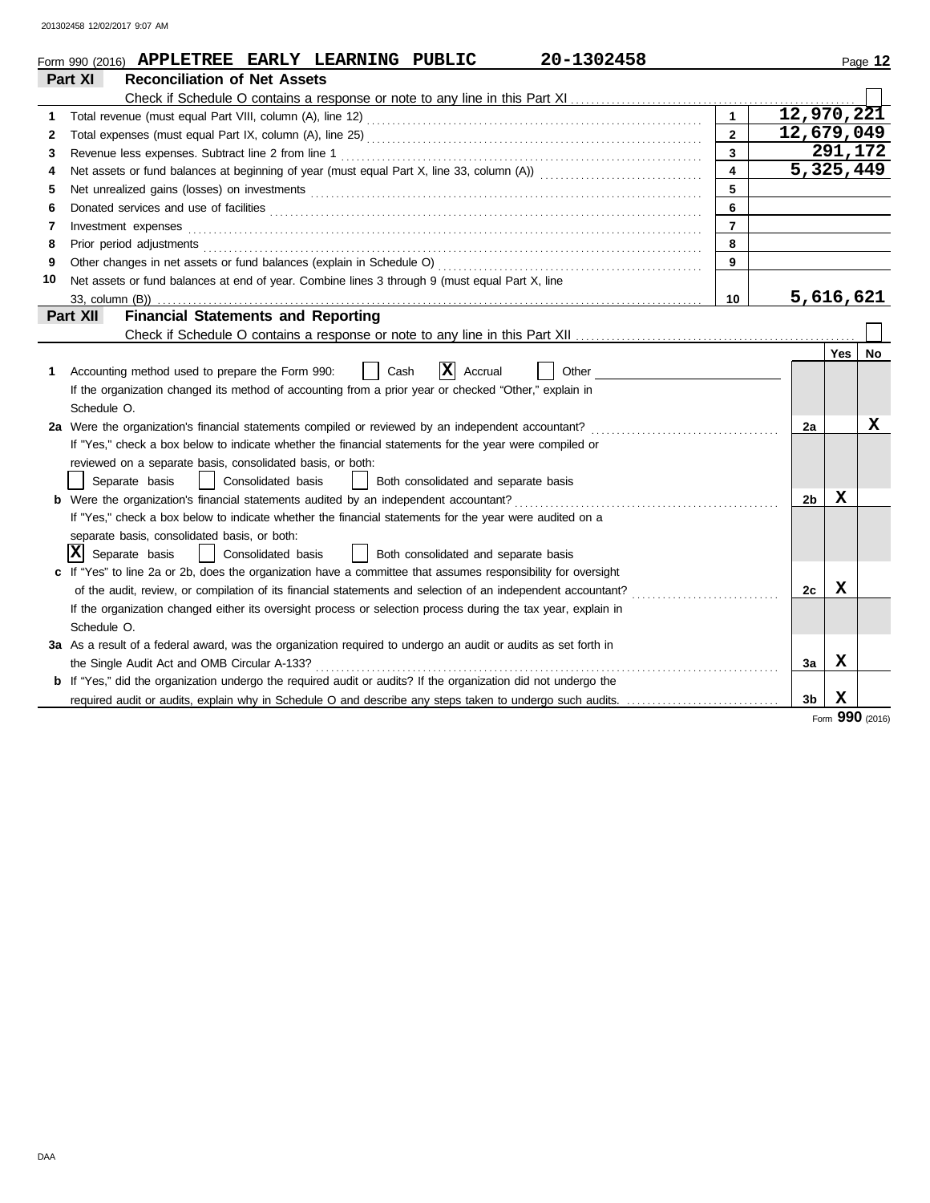Form 990 (2016) **APPLETREE EARLY LEARNING PUBLIC** **20-1302458**

## Part XI Reconciliation of Net Assets

Check if Schedule O contains a response or note to any line in this Part XI ☐

| | | | |
|---|---|---|---|
| 1 | Total revenue (must equal Part VIII, column (A), line 12) | 1 | 12,970,221 |
| 2 | Total expenses (must equal Part IX, column (A), line 25) | 2 | 12,679,049 |
| 3 | Revenue less expenses. Subtract line 2 from line 1 | 3 | 291,172 |
| 4 | Net assets or fund balances at beginning of year (must equal Part X, line 33, column (A)) | 4 | 5,325,449 |
| 5 | Net unrealized gains (losses) on investments | 5 | |
| 6 | Donated services and use of facilities | 6 | |
| 7 | Investment expenses | 7 | |
| 8 | Prior period adjustments | 8 | |
| 9 | Other changes in net assets or fund balances (explain in Schedule O) | 9 | |
| 10 | Net assets or fund balances at end of year. Combine lines 3 through 9 (must equal Part X, line 33, column (B)) | 10 | 5,616,621 |

## Part XII Financial Statements and Reporting

Check if Schedule O contains a response or note to any line in this Part XII ☐

| | | | Yes | No |
|---|---|---|---|---|
| 1 | Accounting method used to prepare the Form 990: ☐ Cash ☒ Accrual ☐ Other<br>If the organization changed its method of accounting from a prior year or checked "Other," explain in Schedule O. | | | |
| 2a | Were the organization's financial statements compiled or reviewed by an independent accountant?<br>If "Yes," check a box below to indicate whether the financial statements for the year were compiled or reviewed on a separate basis, consolidated basis, or both:<br>☐ Separate basis ☐ Consolidated basis ☐ Both consolidated and separate basis | 2a | | X |
| b | Were the organization's financial statements audited by an independent accountant?<br>If "Yes," check a box below to indicate whether the financial statements for the year were audited on a separate basis, consolidated basis, or both:<br>☒ Separate basis ☐ Consolidated basis ☐ Both consolidated and separate basis | 2b | X | |
| c | If "Yes" to line 2a or 2b, does the organization have a committee that assumes responsibility for oversight of the audit, review, or compilation of its financial statements and selection of an independent accountant?<br>If the organization changed either its oversight process or selection process during the tax year, explain in Schedule O. | 2c | X | |
| 3a | As a result of a federal award, was the organization required to undergo an audit or audits as set forth in the Single Audit Act and OMB Circular A-133? | 3a | X | |
| b | If "Yes," did the organization undergo the required audit or audits? If the organization did not undergo the required audit or audits, explain why in Schedule O and describe any steps taken to undergo such audits. | 3b | X | |

Form **990** (2016)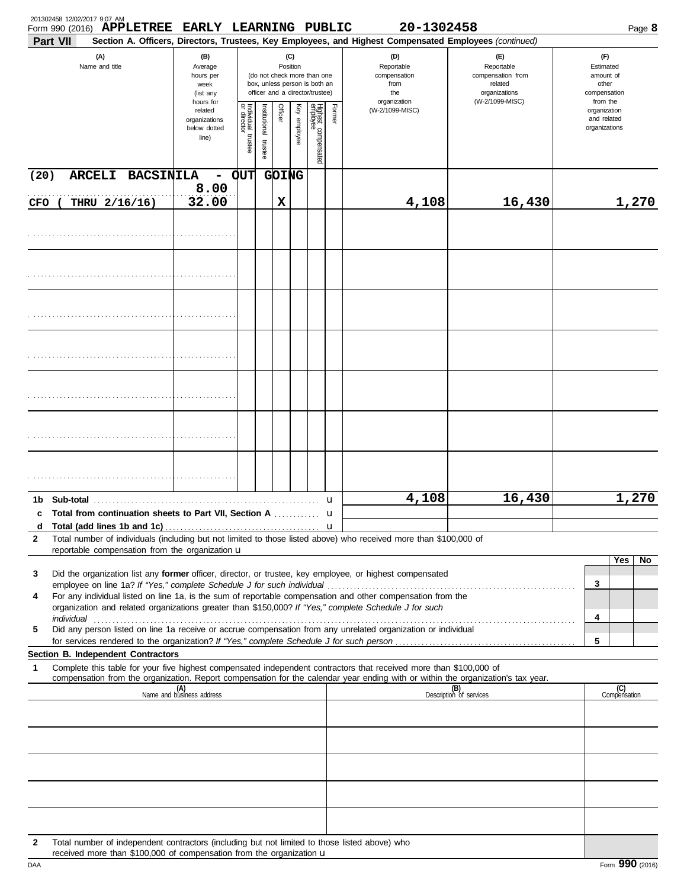201302458 12/02/2017 9:07 AM

Form 990 (2016) **APPLETREE EARLY LEARNING PUBLIC** **20-1302458** Page **8**

**Part VII** **Section A. Officers, Directors, Trustees, Key Employees, and Highest Compensated Employees** *(continued)*

| (A) Name and title | (B) Average hours per week (list any hours for related organizations below dotted line) | (C) Position: Individual trustee or director | Institutional trustee | Officer | Key employee | Highest compensated employee | Former | (D) Reportable compensation from the organization (W-2/1099-MISC) | (E) Reportable compensation from related organizations (W-2/1099-MISC) | (F) Estimated amount of other compensation from the organization and related organizations |
|---|---|---|---|---|---|---|---|---|---|---|
| (20) ARCELI BACSINILA - OUT GOING CFO ( THRU 2/16/16) | 8.00 / 32.00 | | | X | | | | 4,108 | 16,430 | 1,270 |
| | | | | | | | | | | |
| | | | | | | | | | | |
| | | | | | | | | | | |
| | | | | | | | | | | |
| | | | | | | | | | | |
| | | | | | | | | | | |
| | | | | | | | | | | |

| | | (D) | (E) | (F) |
|---|---|---|---|---|
| 1b | Sub-total | 4,108 | 16,430 | 1,270 |
| c | Total from continuation sheets to Part VII, Section A | | | |
| d | Total (add lines 1b and 1c) | | | |

**2** Total number of individuals (including but not limited to those listed above) who received more than $100,000 of reportable compensation from the organization u

| | | | Yes | No |
|---|---|---|---|---|
| 3 | Did the organization list any **former** officer, director, or trustee, key employee, or highest compensated employee on line 1a? *If "Yes," complete Schedule J for such individual* | 3 | | |
| 4 | For any individual listed on line 1a, is the sum of reportable compensation and other compensation from the organization and related organizations greater than $150,000? *If "Yes," complete Schedule J for such individual* | 4 | | |
| 5 | Did any person listed on line 1a receive or accrue compensation from any unrelated organization or individual for services rendered to the organization? *If "Yes," complete Schedule J for such person* | 5 | | |

**Section B. Independent Contractors**

**1** Complete this table for your five highest compensated independent contractors that received more than $100,000 of compensation from the organization. Report compensation for the calendar year ending with or within the organization's tax year.

| (A) Name and business address | (B) Description of services | (C) Compensation |
|---|---|---|
| | | |
| | | |
| | | |
| | | |
| | | |

**2** Total number of independent contractors (including but not limited to those listed above) who received more than $100,000 of compensation from the organization u

DAA Form **990** (2016)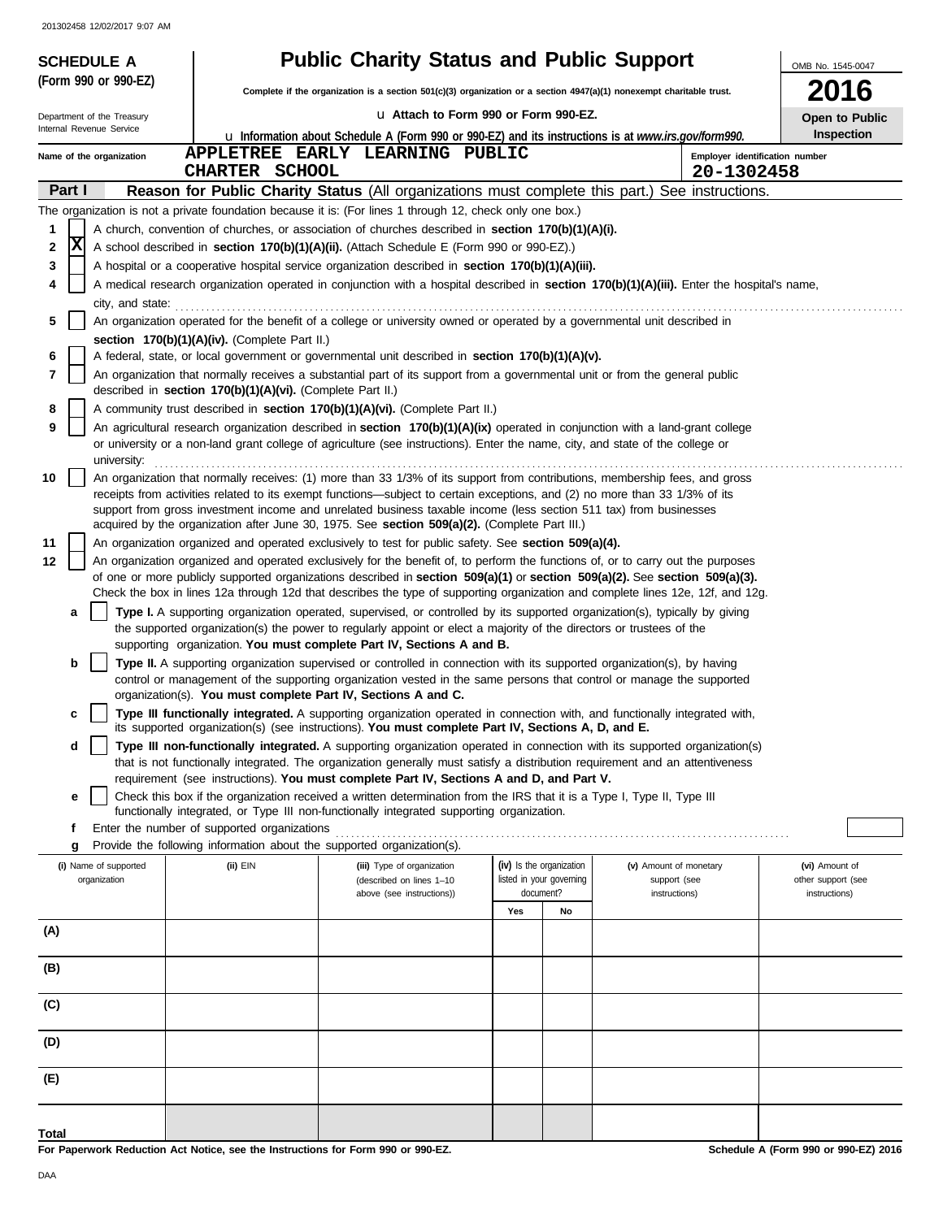201302458 12/02/2017 9:07 AM

**SCHEDULE A (Form 990 or 990-EZ)**

Department of the Treasury
Internal Revenue Service

# Public Charity Status and Public Support

**Complete if the organization is a section 501(c)(3) organization or a section 4947(a)(1) nonexempt charitable trust.**

u Attach to Form 990 or Form 990-EZ.

u Information about Schedule A (Form 990 or 990-EZ) and its instructions is at *www.irs.gov/form990.*

OMB No. 1545-0047

**2016**

**Open to Public Inspection**

Name of the organization: APPLETREE EARLY LEARNING PUBLIC CHARTER SCHOOL

Employer identification number: 20-1302458

## Part I — Reason for Public Charity Status (All organizations must complete this part.) See instructions.

The organization is not a private foundation because it is: (For lines 1 through 12, check only one box.)

1 [ ] A church, convention of churches, or association of churches described in **section 170(b)(1)(A)(i).**

2 [X] A school described in **section 170(b)(1)(A)(ii).** (Attach Schedule E (Form 990 or 990-EZ).)

3 [ ] A hospital or a cooperative hospital service organization described in **section 170(b)(1)(A)(iii).**

4 [ ] A medical research organization operated in conjunction with a hospital described in **section 170(b)(1)(A)(iii).** Enter the hospital's name, city, and state:

5 [ ] An organization operated for the benefit of a college or university owned or operated by a governmental unit described in **section 170(b)(1)(A)(iv).** (Complete Part II.)

6 [ ] A federal, state, or local government or governmental unit described in **section 170(b)(1)(A)(v).**

7 [ ] An organization that normally receives a substantial part of its support from a governmental unit or from the general public described in **section 170(b)(1)(A)(vi).** (Complete Part II.)

8 [ ] A community trust described in **section 170(b)(1)(A)(vi).** (Complete Part II.)

9 [ ] An agricultural research organization described in **section 170(b)(1)(A)(ix)** operated in conjunction with a land-grant college or university or a non-land grant college of agriculture (see instructions). Enter the name, city, and state of the college or university:

10 [ ] An organization that normally receives: (1) more than 33 1/3% of its support from contributions, membership fees, and gross receipts from activities related to its exempt functions—subject to certain exceptions, and (2) no more than 33 1/3% of its support from gross investment income and unrelated business taxable income (less section 511 tax) from businesses acquired by the organization after June 30, 1975. See **section 509(a)(2).** (Complete Part III.)

11 [ ] An organization organized and operated exclusively to test for public safety. See **section 509(a)(4).**

12 [ ] An organization organized and operated exclusively for the benefit of, to perform the functions of, or to carry out the purposes of one or more publicly supported organizations described in **section 509(a)(1)** or **section 509(a)(2).** See **section 509(a)(3).** Check the box in lines 12a through 12d that describes the type of supporting organization and complete lines 12e, 12f, and 12g.

a [ ] **Type I.** A supporting organization operated, supervised, or controlled by its supported organization(s), typically by giving the supported organization(s) the power to regularly appoint or elect a majority of the directors or trustees of the supporting organization. **You must complete Part IV, Sections A and B.**

b [ ] **Type II.** A supporting organization supervised or controlled in connection with its supported organization(s), by having control or management of the supporting organization vested in the same persons that control or manage the supported organization(s). **You must complete Part IV, Sections A and C.**

c [ ] **Type III functionally integrated.** A supporting organization operated in connection with, and functionally integrated with, its supported organization(s) (see instructions). **You must complete Part IV, Sections A, D, and E.**

d [ ] **Type III non-functionally integrated.** A supporting organization operated in connection with its supported organization(s) that is not functionally integrated. The organization generally must satisfy a distribution requirement and an attentiveness requirement (see instructions). **You must complete Part IV, Sections A and D, and Part V.**

e [ ] Check this box if the organization received a written determination from the IRS that it is a Type I, Type II, Type III functionally integrated, or Type III non-functionally integrated supporting organization.

f Enter the number of supported organizations

g Provide the following information about the supported organization(s).

| (i) Name of supported organization | (ii) EIN | (iii) Type of organization (described on lines 1–10 above (see instructions)) | (iv) Is the organization listed in your governing document? Yes | No | (v) Amount of monetary support (see instructions) | (vi) Amount of other support (see instructions) |
|---|---|---|---|---|---|---|
| (A) | | | | | | |
| (B) | | | | | | |
| (C) | | | | | | |
| (D) | | | | | | |
| (E) | | | | | | |
| **Total** | | | | | | |

**For Paperwork Reduction Act Notice, see the Instructions for Form 990 or 990-EZ.**

**Schedule A (Form 990 or 990-EZ) 2016**

DAA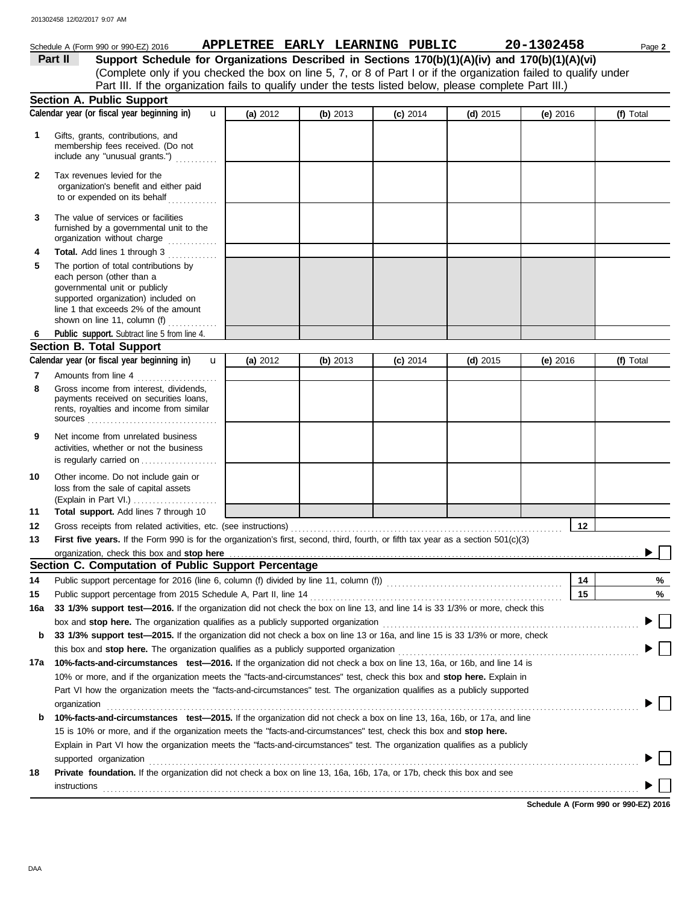Schedule A (Form 990 or 990-EZ) 2016 **APPLETREE EARLY LEARNING PUBLIC 20-1302458**

**Part II Support Schedule for Organizations Described in Sections 170(b)(1)(A)(iv) and 170(b)(1)(A)(vi)**

(Complete only if you checked the box on line 5, 7, or 8 of Part I or if the organization failed to qualify under Part III. If the organization fails to qualify under the tests listed below, please complete Part III.)

**Section A. Public Support**

| Calendar year (or fiscal year beginning in) | (a) 2012 | (b) 2013 | (c) 2014 | (d) 2015 | (e) 2016 | (f) Total |
|---|---|---|---|---|---|---|
| 1 Gifts, grants, contributions, and membership fees received. (Do not include any "unusual grants.") | | | | | | |
| 2 Tax revenues levied for the organization's benefit and either paid to or expended on its behalf | | | | | | |
| 3 The value of services or facilities furnished by a governmental unit to the organization without charge | | | | | | |
| 4 **Total.** Add lines 1 through 3 | | | | | | |
| 5 The portion of total contributions by each person (other than a governmental unit or publicly supported organization) included on line 1 that exceeds 2% of the amount shown on line 11, column (f) | | | | | | |
| 6 **Public support.** Subtract line 5 from line 4. | | | | | | |

**Section B. Total Support**

| Calendar year (or fiscal year beginning in) | (a) 2012 | (b) 2013 | (c) 2014 | (d) 2015 | (e) 2016 | (f) Total |
|---|---|---|---|---|---|---|
| 7 Amounts from line 4 | | | | | | |
| 8 Gross income from interest, dividends, payments received on securities loans, rents, royalties and income from similar sources | | | | | | |
| 9 Net income from unrelated business activities, whether or not the business is regularly carried on | | | | | | |
| 10 Other income. Do not include gain or loss from the sale of capital assets (Explain in Part VI.) | | | | | | |
| 11 **Total support.** Add lines 7 through 10 | | | | | | |

12 Gross receipts from related activities, etc. (see instructions) — **12**

13 **First five years.** If the Form 990 is for the organization's first, second, third, fourth, or fifth tax year as a section 501(c)(3) organization, check this box and **stop here** ☐

**Section C. Computation of Public Support Percentage**

14 Public support percentage for 2016 (line 6, column (f) divided by line 11, column (f)) — **14** %

15 Public support percentage from 2015 Schedule A, Part II, line 14 — **15** %

16a **33 1/3% support test—2016.** If the organization did not check the box on line 13, and line 14 is 33 1/3% or more, check this box and **stop here.** The organization qualifies as a publicly supported organization ☐

b **33 1/3% support test—2015.** If the organization did not check a box on line 13 or 16a, and line 15 is 33 1/3% or more, check this box and **stop here.** The organization qualifies as a publicly supported organization ☐

17a **10%-facts-and-circumstances test—2016.** If the organization did not check a box on line 13, 16a, or 16b, and line 14 is 10% or more, and if the organization meets the "facts-and-circumstances" test, check this box and **stop here.** Explain in Part VI how the organization meets the "facts-and-circumstances" test. The organization qualifies as a publicly supported organization ☐

b **10%-facts-and-circumstances test—2015.** If the organization did not check a box on line 13, 16a, 16b, or 17a, and line 15 is 10% or more, and if the organization meets the "facts-and-circumstances" test, check this box and **stop here.** Explain in Part VI how the organization meets the "facts-and-circumstances" test. The organization qualifies as a publicly supported organization ☐

18 **Private foundation.** If the organization did not check a box on line 13, 16a, 16b, 17a, or 17b, check this box and see instructions ☐

**Schedule A (Form 990 or 990-EZ) 2016**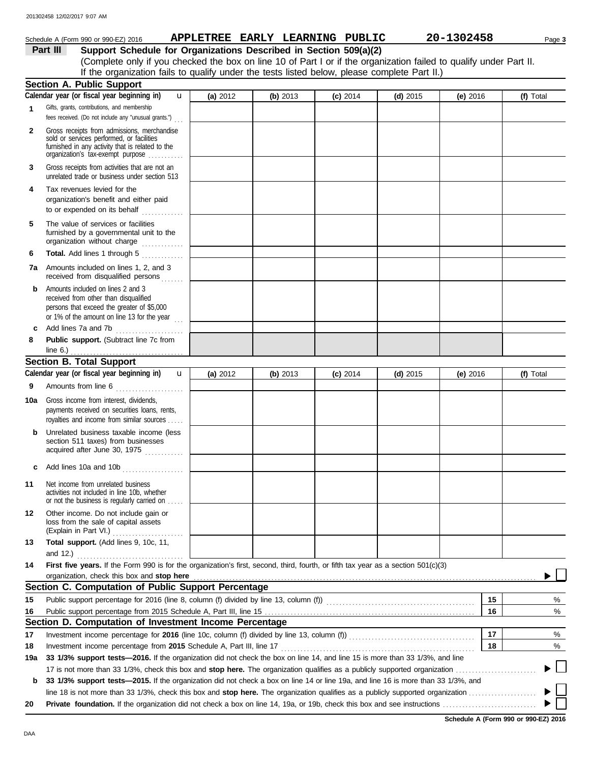Schedule A (Form 990 or 990-EZ) 2016 **APPLETREE EARLY LEARNING PUBLIC** **20-1302458** Page **3**

## Part III Support Schedule for Organizations Described in Section 509(a)(2)

(Complete only if you checked the box on line 10 of Part I or if the organization failed to qualify under Part II. If the organization fails to qualify under the tests listed below, please complete Part II.)

### Section A. Public Support

| Calendar year (or fiscal year beginning in) | (a) 2012 | (b) 2013 | (c) 2014 | (d) 2015 | (e) 2016 | (f) Total |
|---|---|---|---|---|---|---|
| **1** Gifts, grants, contributions, and membership fees received. (Do not include any "unusual grants.") | | | | | | |
| **2** Gross receipts from admissions, merchandise sold or services performed, or facilities furnished in any activity that is related to the organization's tax-exempt purpose | | | | | | |
| **3** Gross receipts from activities that are not an unrelated trade or business under section 513 | | | | | | |
| **4** Tax revenues levied for the organization's benefit and either paid to or expended on its behalf | | | | | | |
| **5** The value of services or facilities furnished by a governmental unit to the organization without charge | | | | | | |
| **6** **Total.** Add lines 1 through 5 | | | | | | |
| **7a** Amounts included on lines 1, 2, and 3 received from disqualified persons | | | | | | |
| **b** Amounts included on lines 2 and 3 received from other than disqualified persons that exceed the greater of $5,000 or 1% of the amount on line 13 for the year | | | | | | |
| **c** Add lines 7a and 7b | | | | | | |
| **8** **Public support.** (Subtract line 7c from line 6.) | | | | | | |

### Section B. Total Support

| Calendar year (or fiscal year beginning in) | (a) 2012 | (b) 2013 | (c) 2014 | (d) 2015 | (e) 2016 | (f) Total |
|---|---|---|---|---|---|---|
| **9** Amounts from line 6 | | | | | | |
| **10a** Gross income from interest, dividends, payments received on securities loans, rents, royalties and income from similar sources | | | | | | |
| **b** Unrelated business taxable income (less section 511 taxes) from businesses acquired after June 30, 1975 | | | | | | |
| **c** Add lines 10a and 10b | | | | | | |
| **11** Net income from unrelated business activities not included in line 10b, whether or not the business is regularly carried on | | | | | | |
| **12** Other income. Do not include gain or loss from the sale of capital assets (Explain in Part VI.) | | | | | | |
| **13** **Total support.** (Add lines 9, 10c, 11, and 12.) | | | | | | |

**14** **First five years.** If the Form 990 is for the organization's first, second, third, fourth, or fifth tax year as a section 501(c)(3) organization, check this box and **stop here** ▶ ☐

### Section C. Computation of Public Support Percentage

| | | | |
|---|---|---|---|
| **15** | Public support percentage for 2016 (line 8, column (f) divided by line 13, column (f)) | **15** | % |
| **16** | Public support percentage from 2015 Schedule A, Part III, line 15 | **16** | % |

### Section D. Computation of Investment Income Percentage

| | | | |
|---|---|---|---|
| **17** | Investment income percentage for **2016** (line 10c, column (f) divided by line 13, column (f)) | **17** | % |
| **18** | Investment income percentage from **2015** Schedule A, Part III, line 17 | **18** | % |

**19a** **33 1/3% support tests—2016.** If the organization did not check the box on line 14, and line 15 is more than 33 1/3%, and line 17 is not more than 33 1/3%, check this box and **stop here.** The organization qualifies as a publicly supported organization ▶ ☐

**b** **33 1/3% support tests—2015.** If the organization did not check a box on line 14 or line 19a, and line 16 is more than 33 1/3%, and line 18 is not more than 33 1/3%, check this box and **stop here.** The organization qualifies as a publicly supported organization ▶ ☐

**20** **Private foundation.** If the organization did not check a box on line 14, 19a, or 19b, check this box and see instructions ▶ ☐

**Schedule A (Form 990 or 990-EZ) 2016**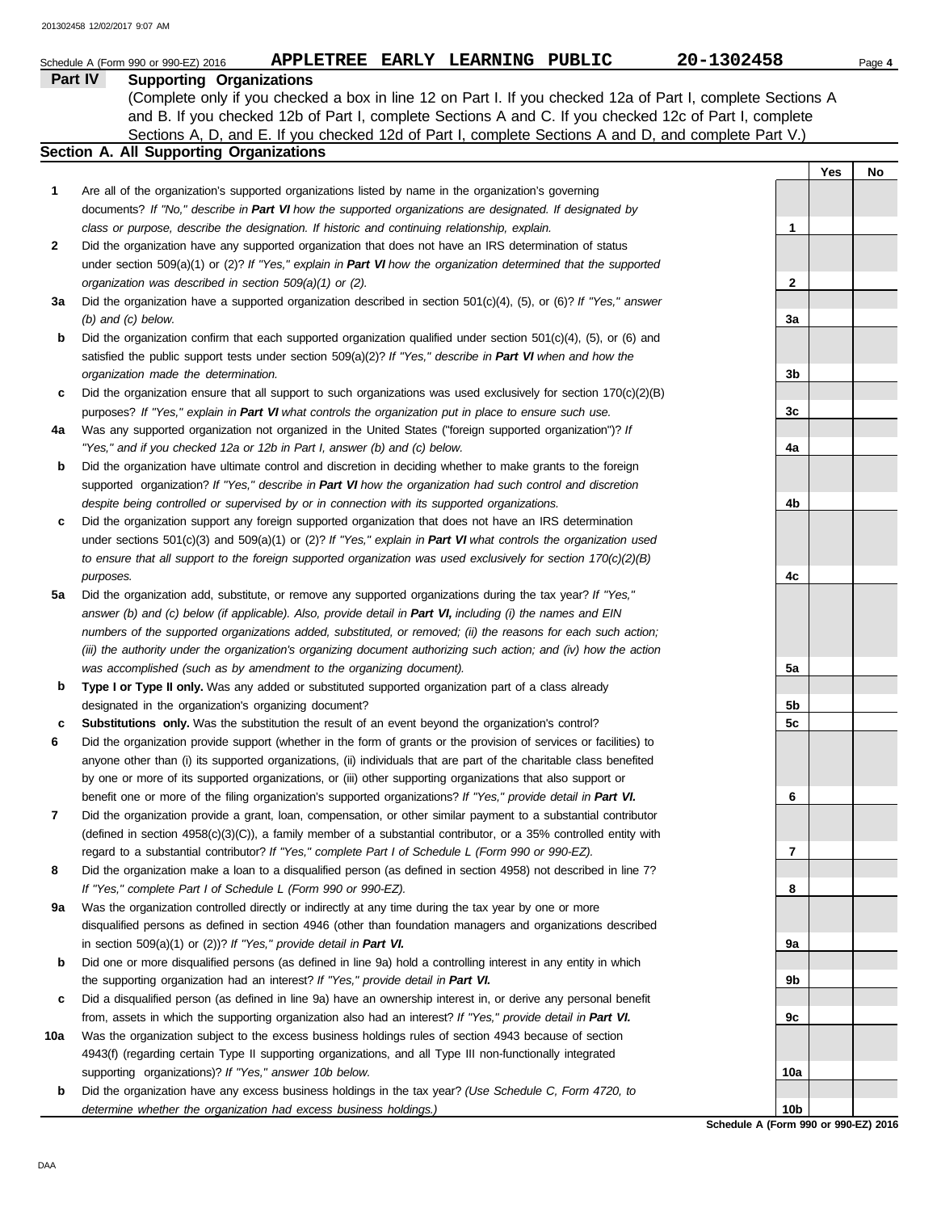Schedule A (Form 990 or 990-EZ) 2016 **APPLETREE EARLY LEARNING PUBLIC** **20-1302458** Page **4**

## Part IV Supporting Organizations

(Complete only if you checked a box in line 12 on Part I. If you checked 12a of Part I, complete Sections A and B. If you checked 12b of Part I, complete Sections A and C. If you checked 12c of Part I, complete Sections A, D, and E. If you checked 12d of Part I, complete Sections A and D, and complete Part V.)

### Section A. All Supporting Organizations

| | | | Yes | No |
|---|---|---|---|---|
| **1** | Are all of the organization's supported organizations listed by name in the organization's governing documents? *If "No," describe in **Part VI** how the supported organizations are designated. If designated by class or purpose, describe the designation. If historic and continuing relationship, explain.* | 1 | | |
| **2** | Did the organization have any supported organization that does not have an IRS determination of status under section 509(a)(1) or (2)? *If "Yes," explain in **Part VI** how the organization determined that the supported organization was described in section 509(a)(1) or (2).* | 2 | | |
| **3a** | Did the organization have a supported organization described in section 501(c)(4), (5), or (6)? *If "Yes," answer (b) and (c) below.* | 3a | | |
| **b** | Did the organization confirm that each supported organization qualified under section 501(c)(4), (5), or (6) and satisfied the public support tests under section 509(a)(2)? *If "Yes," describe in **Part VI** when and how the organization made the determination.* | 3b | | |
| **c** | Did the organization ensure that all support to such organizations was used exclusively for section 170(c)(2)(B) purposes? *If "Yes," explain in **Part VI** what controls the organization put in place to ensure such use.* | 3c | | |
| **4a** | Was any supported organization not organized in the United States ("foreign supported organization")? *If "Yes," and if you checked 12a or 12b in Part I, answer (b) and (c) below.* | 4a | | |
| **b** | Did the organization have ultimate control and discretion in deciding whether to make grants to the foreign supported organization? *If "Yes," describe in **Part VI** how the organization had such control and discretion despite being controlled or supervised by or in connection with its supported organizations.* | 4b | | |
| **c** | Did the organization support any foreign supported organization that does not have an IRS determination under sections 501(c)(3) and 509(a)(1) or (2)? *If "Yes," explain in **Part VI** what controls the organization used to ensure that all support to the foreign supported organization was used exclusively for section 170(c)(2)(B) purposes.* | 4c | | |
| **5a** | Did the organization add, substitute, or remove any supported organizations during the tax year? *If "Yes," answer (b) and (c) below (if applicable). Also, provide detail in **Part VI,** including (i) the names and EIN numbers of the supported organizations added, substituted, or removed; (ii) the reasons for each such action; (iii) the authority under the organization's organizing document authorizing such action; and (iv) how the action was accomplished (such as by amendment to the organizing document).* | 5a | | |
| **b** | **Type I or Type II only.** Was any added or substituted supported organization part of a class already designated in the organization's organizing document? | 5b | | |
| **c** | **Substitutions only.** Was the substitution the result of an event beyond the organization's control? | 5c | | |
| **6** | Did the organization provide support (whether in the form of grants or the provision of services or facilities) to anyone other than (i) its supported organizations, (ii) individuals that are part of the charitable class benefited by one or more of its supported organizations, or (iii) other supporting organizations that also support or benefit one or more of the filing organization's supported organizations? *If "Yes," provide detail in **Part VI.*** | 6 | | |
| **7** | Did the organization provide a grant, loan, compensation, or other similar payment to a substantial contributor (defined in section 4958(c)(3)(C)), a family member of a substantial contributor, or a 35% controlled entity with regard to a substantial contributor? *If "Yes," complete Part I of Schedule L (Form 990 or 990-EZ).* | 7 | | |
| **8** | Did the organization make a loan to a disqualified person (as defined in section 4958) not described in line 7? *If "Yes," complete Part I of Schedule L (Form 990 or 990-EZ).* | 8 | | |
| **9a** | Was the organization controlled directly or indirectly at any time during the tax year by one or more disqualified persons as defined in section 4946 (other than foundation managers and organizations described in section 509(a)(1) or (2))? *If "Yes," provide detail in **Part VI.*** | 9a | | |
| **b** | Did one or more disqualified persons (as defined in line 9a) hold a controlling interest in any entity in which the supporting organization had an interest? *If "Yes," provide detail in **Part VI.*** | 9b | | |
| **c** | Did a disqualified person (as defined in line 9a) have an ownership interest in, or derive any personal benefit from, assets in which the supporting organization also had an interest? *If "Yes," provide detail in **Part VI.*** | 9c | | |
| **10a** | Was the organization subject to the excess business holdings rules of section 4943 because of section 4943(f) (regarding certain Type II supporting organizations, and all Type III non-functionally integrated supporting organizations)? *If "Yes," answer 10b below.* | 10a | | |
| **b** | Did the organization have any excess business holdings in the tax year? *(Use Schedule C, Form 4720, to determine whether the organization had excess business holdings.)* | 10b | | |

**Schedule A (Form 990 or 990-EZ) 2016**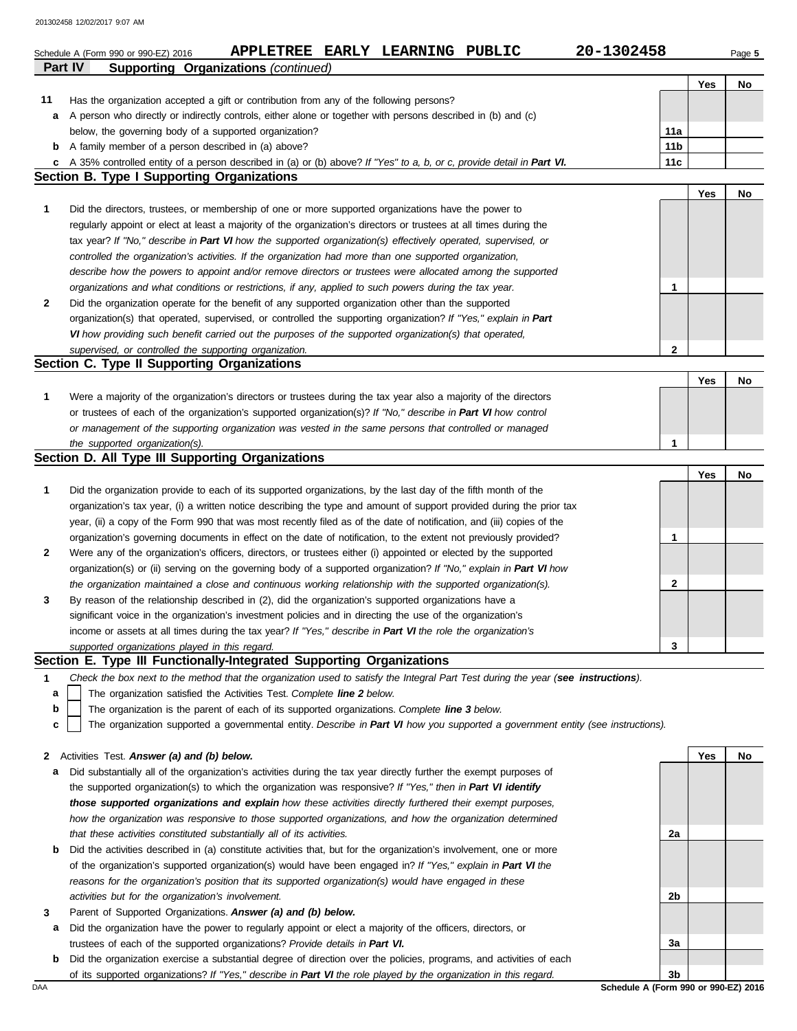Schedule A (Form 990 or 990-EZ) 2016 **APPLETREE EARLY LEARNING PUBLIC** **20-1302458**

## Part IV Supporting Organizations *(continued)*

| | | | Yes | No |
|---|---|---|---|---|
| **11** | Has the organization accepted a gift or contribution from any of the following persons? | | | |
| **a** | A person who directly or indirectly controls, either alone or together with persons described in (b) and (c) below, the governing body of a supported organization? | **11a** | | |
| **b** | A family member of a person described in (a) above? | **11b** | | |
| **c** | A 35% controlled entity of a person described in (a) or (b) above? *If "Yes" to a, b, or c, provide detail in **Part VI.*** | **11c** | | |

### Section B. Type I Supporting Organizations

| | | | Yes | No |
|---|---|---|---|---|
| **1** | Did the directors, trustees, or membership of one or more supported organizations have the power to regularly appoint or elect at least a majority of the organization's directors or trustees at all times during the tax year? *If "No," describe in **Part VI** how the supported organization(s) effectively operated, supervised, or controlled the organization's activities. If the organization had more than one supported organization, describe how the powers to appoint and/or remove directors or trustees were allocated among the supported organizations and what conditions or restrictions, if any, applied to such powers during the tax year.* | **1** | | |
| **2** | Did the organization operate for the benefit of any supported organization other than the supported organization(s) that operated, supervised, or controlled the supporting organization? *If "Yes," explain in **Part VI** how providing such benefit carried out the purposes of the supported organization(s) that operated, supervised, or controlled the supporting organization.* | **2** | | |

### Section C. Type II Supporting Organizations

| | | | Yes | No |
|---|---|---|---|---|
| **1** | Were a majority of the organization's directors or trustees during the tax year also a majority of the directors or trustees of each of the organization's supported organization(s)? *If "No," describe in **Part VI** how control or management of the supporting organization was vested in the same persons that controlled or managed the supported organization(s).* | **1** | | |

### Section D. All Type III Supporting Organizations

| | | | Yes | No |
|---|---|---|---|---|
| **1** | Did the organization provide to each of its supported organizations, by the last day of the fifth month of the organization's tax year, (i) a written notice describing the type and amount of support provided during the prior tax year, (ii) a copy of the Form 990 that was most recently filed as of the date of notification, and (iii) copies of the organization's governing documents in effect on the date of notification, to the extent not previously provided? | **1** | | |
| **2** | Were any of the organization's officers, directors, or trustees either (i) appointed or elected by the supported organization(s) or (ii) serving on the governing body of a supported organization? *If "No," explain in **Part VI** how the organization maintained a close and continuous working relationship with the supported organization(s).* | **2** | | |
| **3** | By reason of the relationship described in (2), did the organization's supported organizations have a significant voice in the organization's investment policies and in directing the use of the organization's income or assets at all times during the tax year? *If "Yes," describe in **Part VI** the role the organization's supported organizations played in this regard.* | **3** | | |

### Section E. Type III Functionally-Integrated Supporting Organizations

**1** *Check the box next to the method that the organization used to satisfy the Integral Part Test during the year (**see instructions**).*

- **a** ☐ The organization satisfied the Activities Test. *Complete **line 2** below.*
- **b** ☐ The organization is the parent of each of its supported organizations. *Complete **line 3** below.*
- **c** ☐ The organization supported a governmental entity. *Describe in **Part VI** how you supported a government entity (see instructions).*

| | | | Yes | No |
|---|---|---|---|---|
| **2** | Activities Test. ***Answer (a) and (b) below.*** | | | |
| **a** | Did substantially all of the organization's activities during the tax year directly further the exempt purposes of the supported organization(s) to which the organization was responsive? *If "Yes," then in **Part VI identify those supported organizations and explain** how these activities directly furthered their exempt purposes, how the organization was responsive to those supported organizations, and how the organization determined that these activities constituted substantially all of its activities.* | **2a** | | |
| **b** | Did the activities described in (a) constitute activities that, but for the organization's involvement, one or more of the organization's supported organization(s) would have been engaged in? *If "Yes," explain in **Part VI** the reasons for the organization's position that its supported organization(s) would have engaged in these activities but for the organization's involvement.* | **2b** | | |
| **3** | Parent of Supported Organizations. ***Answer (a) and (b) below.*** | | | |
| **a** | Did the organization have the power to regularly appoint or elect a majority of the officers, directors, or trustees of each of the supported organizations? *Provide details in **Part VI.*** | **3a** | | |
| **b** | Did the organization exercise a substantial degree of direction over the policies, programs, and activities of each of its supported organizations? *If "Yes," describe in **Part VI** the role played by the organization in this regard.* | **3b** | | |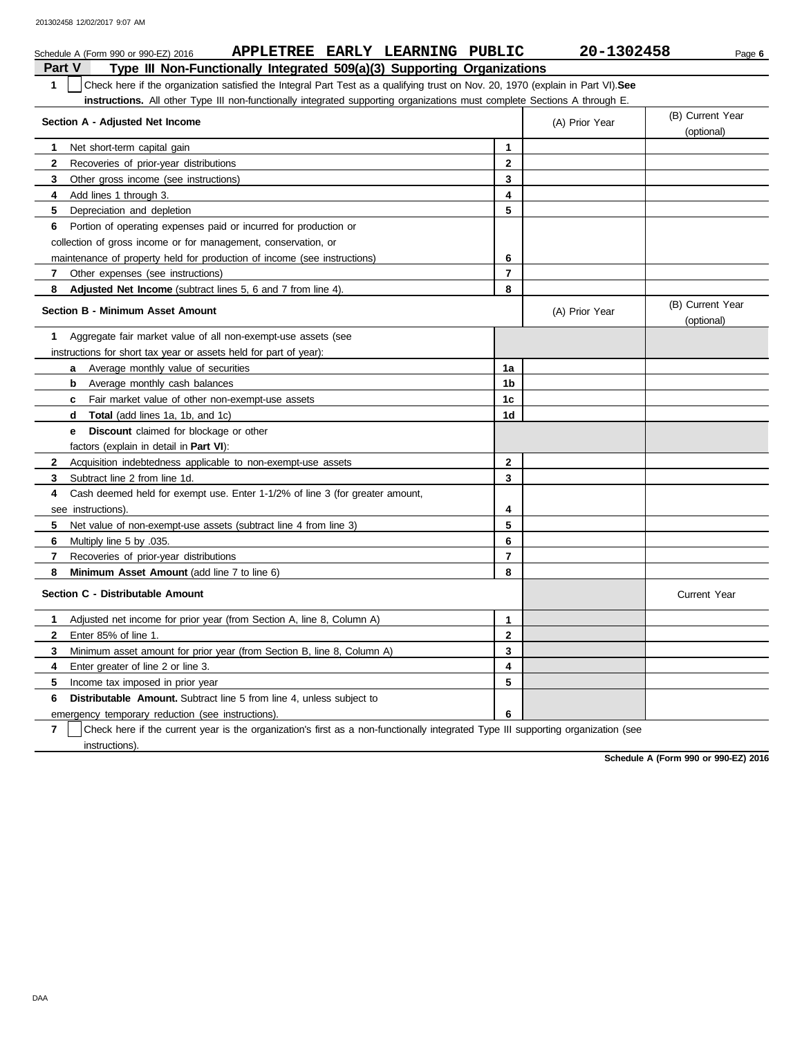Schedule A (Form 990 or 990-EZ) 2016 **APPLETREE EARLY LEARNING PUBLIC** **20-1302458**

## Part V Type III Non-Functionally Integrated 509(a)(3) Supporting Organizations

**1** ☐ Check here if the organization satisfied the Integral Part Test as a qualifying trust on Nov. 20, 1970 (explain in Part VI). **See instructions.** All other Type III non-functionally integrated supporting organizations must complete Sections A through E.

| **Section A - Adjusted Net Income** | | (A) Prior Year | (B) Current Year (optional) |
|---|---|---|---|
| **1** Net short-term capital gain | **1** | | |
| **2** Recoveries of prior-year distributions | **2** | | |
| **3** Other gross income (see instructions) | **3** | | |
| **4** Add lines 1 through 3. | **4** | | |
| **5** Depreciation and depletion | **5** | | |
| **6** Portion of operating expenses paid or incurred for production or collection of gross income or for management, conservation, or maintenance of property held for production of income (see instructions) | **6** | | |
| **7** Other expenses (see instructions) | **7** | | |
| **8** **Adjusted Net Income** (subtract lines 5, 6 and 7 from line 4). | **8** | | |

| **Section B - Minimum Asset Amount** | | (A) Prior Year | (B) Current Year (optional) |
|---|---|---|---|
| **1** Aggregate fair market value of all non-exempt-use assets (see instructions for short tax year or assets held for part of year): | | | |
| **a** Average monthly value of securities | **1a** | | |
| **b** Average monthly cash balances | **1b** | | |
| **c** Fair market value of other non-exempt-use assets | **1c** | | |
| **d** **Total** (add lines 1a, 1b, and 1c) | **1d** | | |
| **e** **Discount** claimed for blockage or other factors (explain in detail in **Part VI**): | | | |
| **2** Acquisition indebtedness applicable to non-exempt-use assets | **2** | | |
| **3** Subtract line 2 from line 1d. | **3** | | |
| **4** Cash deemed held for exempt use. Enter 1-1/2% of line 3 (for greater amount, see instructions). | **4** | | |
| **5** Net value of non-exempt-use assets (subtract line 4 from line 3) | **5** | | |
| **6** Multiply line 5 by .035. | **6** | | |
| **7** Recoveries of prior-year distributions | **7** | | |
| **8** **Minimum Asset Amount** (add line 7 to line 6) | **8** | | |

| **Section C - Distributable Amount** | | | Current Year |
|---|---|---|---|
| **1** Adjusted net income for prior year (from Section A, line 8, Column A) | **1** | | |
| **2** Enter 85% of line 1. | **2** | | |
| **3** Minimum asset amount for prior year (from Section B, line 8, Column A) | **3** | | |
| **4** Enter greater of line 2 or line 3. | **4** | | |
| **5** Income tax imposed in prior year | **5** | | |
| **6** **Distributable Amount.** Subtract line 5 from line 4, unless subject to emergency temporary reduction (see instructions). | **6** | | |

**7** ☐ Check here if the current year is the organization's first as a non-functionally integrated Type III supporting organization (see instructions).

**Schedule A (Form 990 or 990-EZ) 2016**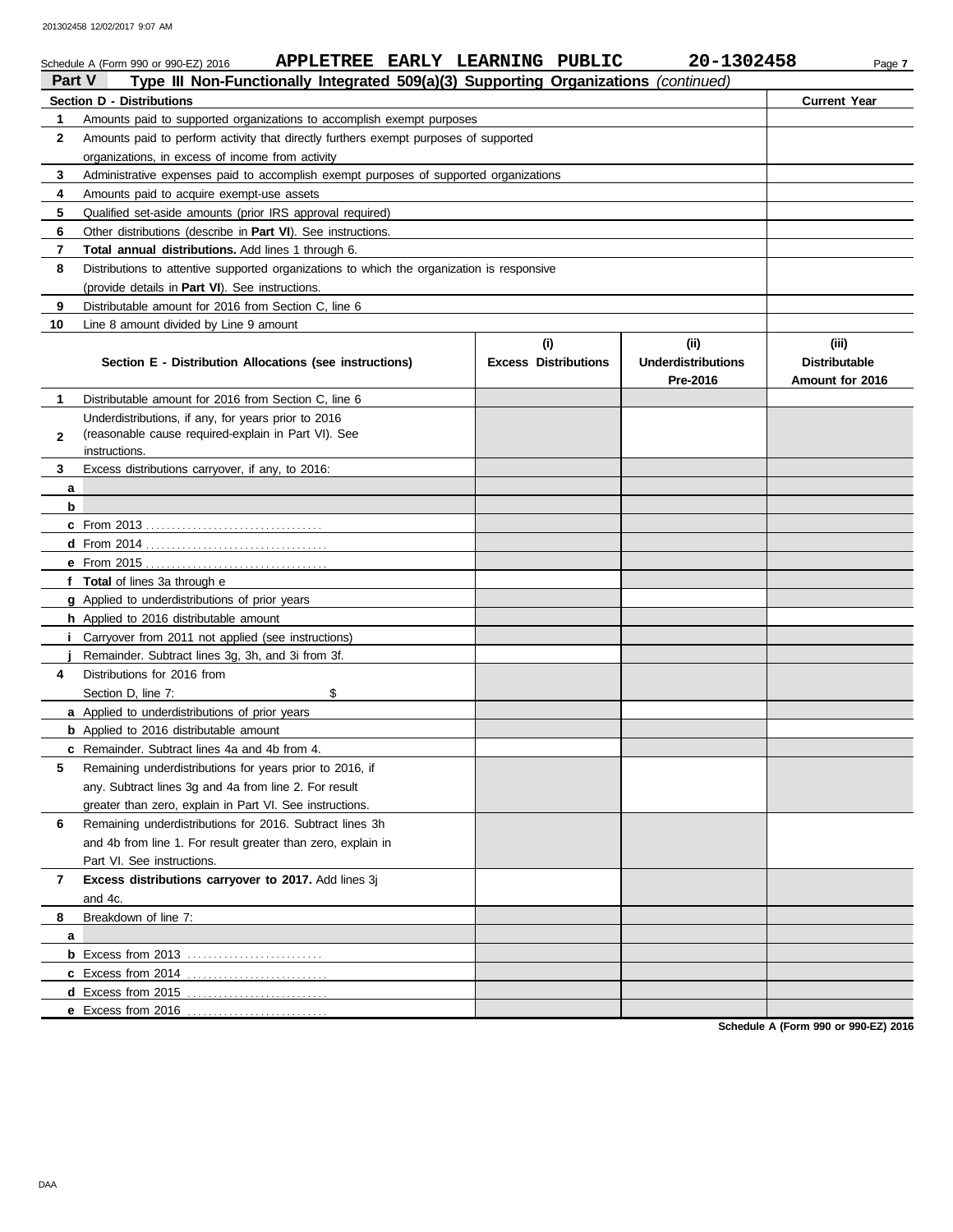Schedule A (Form 990 or 990-EZ) 2016 **APPLETREE EARLY LEARNING PUBLIC** **20-1302458**

**Part V** **Type III Non-Functionally Integrated 509(a)(3) Supporting Organizations** *(continued)*

| **Section D - Distributions** | | **Current Year** |
|---|---|---|
| **1** | Amounts paid to supported organizations to accomplish exempt purposes | |
| **2** | Amounts paid to perform activity that directly furthers exempt purposes of supported organizations, in excess of income from activity | |
| **3** | Administrative expenses paid to accomplish exempt purposes of supported organizations | |
| **4** | Amounts paid to acquire exempt-use assets | |
| **5** | Qualified set-aside amounts (prior IRS approval required) | |
| **6** | Other distributions (describe in **Part VI**). See instructions. | |
| **7** | **Total annual distributions.** Add lines 1 through 6. | |
| **8** | Distributions to attentive supported organizations to which the organization is responsive (provide details in **Part VI**). See instructions. | |
| **9** | Distributable amount for 2016 from Section C, line 6 | |
| **10** | Line 8 amount divided by Line 9 amount | |

| | **Section E - Distribution Allocations (see instructions)** | **(i) Excess Distributions** | **(ii) Underdistributions Pre-2016** | **(iii) Distributable Amount for 2016** |
|---|---|---|---|---|
| **1** | Distributable amount for 2016 from Section C, line 6 | | | |
| **2** | Underdistributions, if any, for years prior to 2016 (reasonable cause required-explain in Part VI). See instructions. | | | |
| **3** | Excess distributions carryover, if any, to 2016: | | | |
| **a** | | | | |
| **b** | | | | |
| **c** | From 2013 | | | |
| **d** | From 2014 | | | |
| **e** | From 2015 | | | |
| **f** | **Total** of lines 3a through e | | | |
| **g** | Applied to underdistributions of prior years | | | |
| **h** | Applied to 2016 distributable amount | | | |
| **i** | Carryover from 2011 not applied (see instructions) | | | |
| **j** | Remainder. Subtract lines 3g, 3h, and 3i from 3f. | | | |
| **4** | Distributions for 2016 from Section D, line 7: $ | | | |
| **a** | Applied to underdistributions of prior years | | | |
| **b** | Applied to 2016 distributable amount | | | |
| **c** | Remainder. Subtract lines 4a and 4b from 4. | | | |
| **5** | Remaining underdistributions for years prior to 2016, if any. Subtract lines 3g and 4a from line 2. For result greater than zero, explain in Part VI. See instructions. | | | |
| **6** | Remaining underdistributions for 2016. Subtract lines 3h and 4b from line 1. For result greater than zero, explain in Part VI. See instructions. | | | |
| **7** | **Excess distributions carryover to 2017.** Add lines 3j and 4c. | | | |
| **8** | Breakdown of line 7: | | | |
| **a** | | | | |
| **b** | Excess from 2013 | | | |
| **c** | Excess from 2014 | | | |
| **d** | Excess from 2015 | | | |
| **e** | Excess from 2016 | | | |

**Schedule A (Form 990 or 990-EZ) 2016**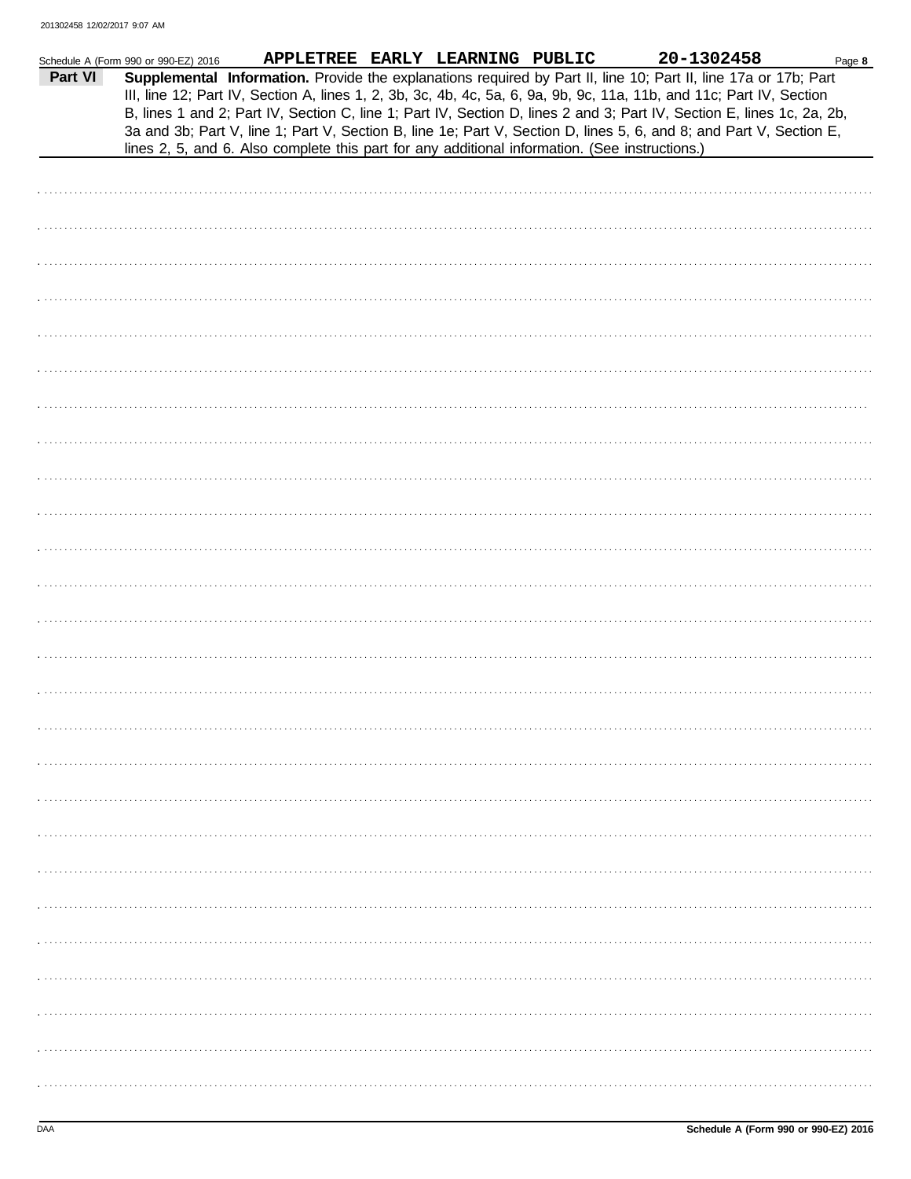Schedule A (Form 990 or 990-EZ) 2016 APPLETREE EARLY LEARNING PUBLIC 20-1302458

**Part VI** **Supplemental Information.** Provide the explanations required by Part II, line 10; Part II, line 17a or 17b; Part III, line 12; Part IV, Section A, lines 1, 2, 3b, 3c, 4b, 4c, 5a, 6, 9a, 9b, 9c, 11a, 11b, and 11c; Part IV, Section B, lines 1 and 2; Part IV, Section C, line 1; Part IV, Section D, lines 2 and 3; Part IV, Section E, lines 1c, 2a, 2b, 3a and 3b; Part V, line 1; Part V, Section B, line 1e; Part V, Section D, lines 5, 6, and 8; and Part V, Section E, lines 2, 5, and 6. Also complete this part for any additional information. (See instructions.)

Schedule A (Form 990 or 990-EZ) 2016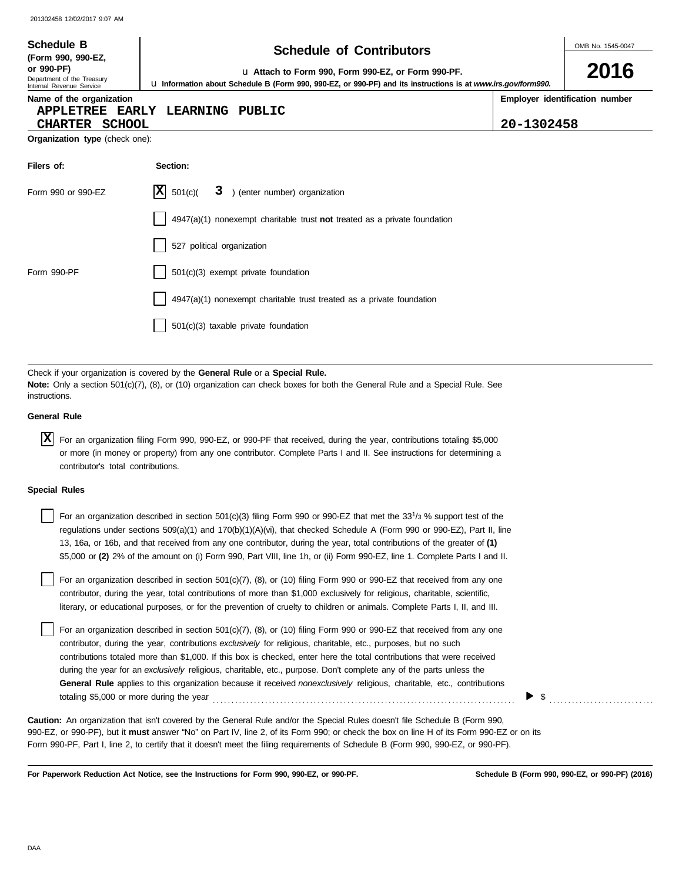**Schedule B (Form 990, 990-EZ, or 990-PF)**
Department of the Treasury
Internal Revenue Service

# Schedule of Contributors

u **Attach to Form 990, Form 990-EZ, or Form 990-PF.**
u **Information about Schedule B (Form 990, 990-EZ, or 990-PF) and its instructions is at *www.irs.gov/form990.***

OMB No. 1545-0047

**2016**

**Name of the organization**
APPLETREE EARLY LEARNING PUBLIC CHARTER SCHOOL

**Employer identification number**
20-1302458

**Organization type** (check one):

| Filers of: | Section: |
|---|---|
| Form 990 or 990-EZ | [X] 501(c)( 3 ) (enter number) organization |
| | [ ] 4947(a)(1) nonexempt charitable trust **not** treated as a private foundation |
| | [ ] 527 political organization |
| Form 990-PF | [ ] 501(c)(3) exempt private foundation |
| | [ ] 4947(a)(1) nonexempt charitable trust treated as a private foundation |
| | [ ] 501(c)(3) taxable private foundation |

Check if your organization is covered by the **General Rule** or a **Special Rule.**
**Note:** Only a section 501(c)(7), (8), or (10) organization can check boxes for both the General Rule and a Special Rule. See instructions.

**General Rule**

[X] For an organization filing Form 990, 990-EZ, or 990-PF that received, during the year, contributions totaling $5,000 or more (in money or property) from any one contributor. Complete Parts I and II. See instructions for determining a contributor's total contributions.

**Special Rules**

[ ] For an organization described in section 501(c)(3) filing Form 990 or 990-EZ that met the 33 1/3 % support test of the regulations under sections 509(a)(1) and 170(b)(1)(A)(vi), that checked Schedule A (Form 990 or 990-EZ), Part II, line 13, 16a, or 16b, and that received from any one contributor, during the year, total contributions of the greater of **(1)** $5,000 or **(2)** 2% of the amount on (i) Form 990, Part VIII, line 1h, or (ii) Form 990-EZ, line 1. Complete Parts I and II.

[ ] For an organization described in section 501(c)(7), (8), or (10) filing Form 990 or 990-EZ that received from any one contributor, during the year, total contributions of more than $1,000 exclusively for religious, charitable, scientific, literary, or educational purposes, or for the prevention of cruelty to children or animals. Complete Parts I, II, and III.

[ ] For an organization described in section 501(c)(7), (8), or (10) filing Form 990 or 990-EZ that received from any one contributor, during the year, contributions *exclusively* for religious, charitable, etc., purposes, but no such contributions totaled more than $1,000. If this box is checked, enter here the total contributions that were received during the year for an *exclusively* religious, charitable, etc., purpose. Don't complete any of the parts unless the **General Rule** applies to this organization because it received *nonexclusively* religious, charitable, etc., contributions totaling $5,000 or more during the year ........ ▶ $ ........

**Caution:** An organization that isn't covered by the General Rule and/or the Special Rules doesn't file Schedule B (Form 990, 990-EZ, or 990-PF), but it **must** answer "No" on Part IV, line 2, of its Form 990; or check the box on line H of its Form 990-EZ or on its Form 990-PF, Part I, line 2, to certify that it doesn't meet the filing requirements of Schedule B (Form 990, 990-EZ, or 990-PF).

**For Paperwork Reduction Act Notice, see the Instructions for Form 990, 990-EZ, or 990-PF.** **Schedule B (Form 990, 990-EZ, or 990-PF) (2016)**

DAA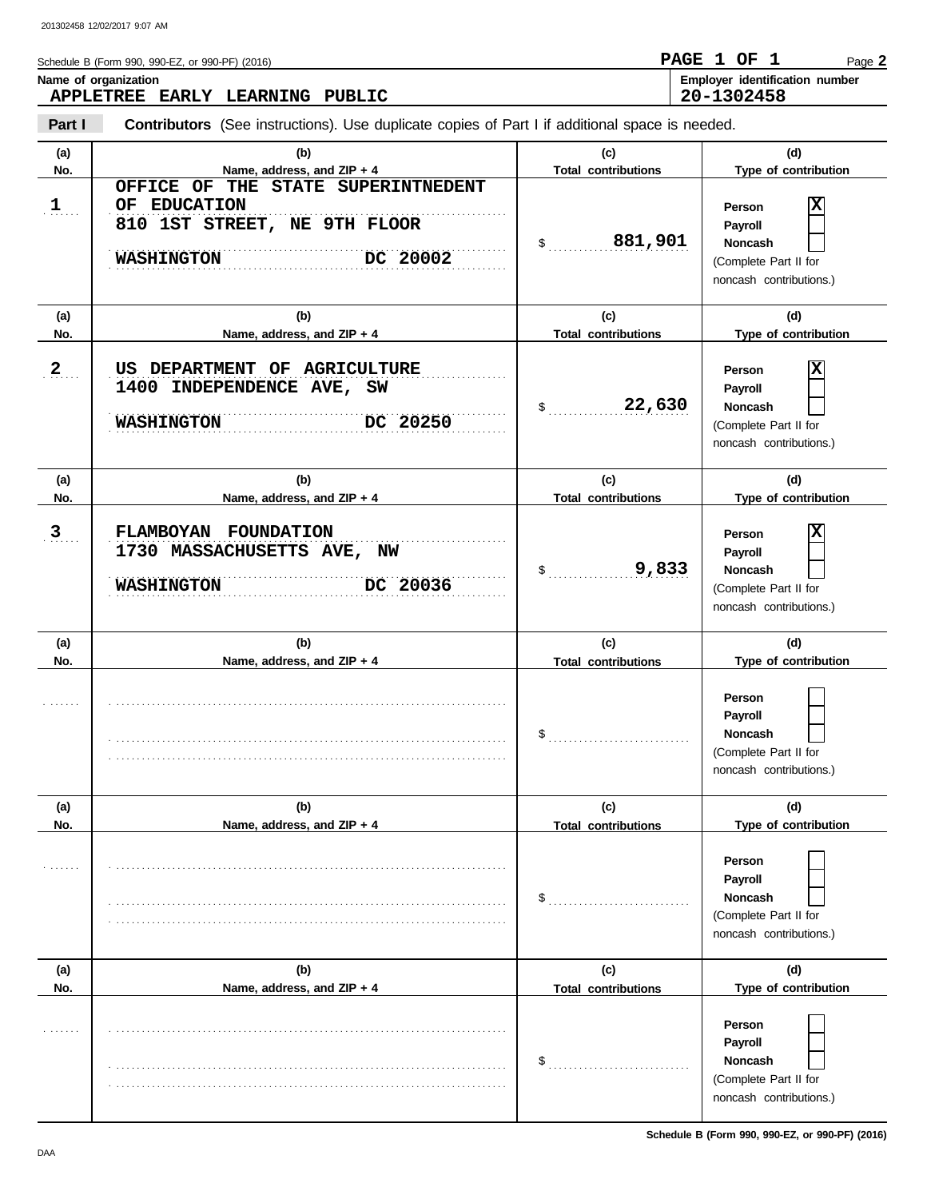Schedule B (Form 990, 990-EZ, or 990-PF) (2016)

**PAGE 1 OF 1** Page **2**

**Name of organization**
APPLETREE EARLY LEARNING PUBLIC

**Employer identification number**
20-1302458

**Part I** **Contributors** (See instructions). Use duplicate copies of Part I if additional space is needed.

| (a) No. | (b) Name, address, and ZIP + 4 | (c) Total contributions | (d) Type of contribution |
|---|---|---|---|
| 1 | OFFICE OF THE STATE SUPERINTNEDENT OF EDUCATION<br>810 1ST STREET, NE 9TH FLOOR<br>WASHINGTON DC 20002 | $ 881,901 | Person [X]<br>Payroll [ ]<br>Noncash [ ]<br>(Complete Part II for noncash contributions.) |
| 2 | US DEPARTMENT OF AGRICULTURE<br>1400 INDEPENDENCE AVE, SW<br>WASHINGTON DC 20250 | $ 22,630 | Person [X]<br>Payroll [ ]<br>Noncash [ ]<br>(Complete Part II for noncash contributions.) |
| 3 | FLAMBOYAN FOUNDATION<br>1730 MASSACHUSETTS AVE, NW<br>WASHINGTON DC 20036 | $ 9,833 | Person [X]<br>Payroll [ ]<br>Noncash [ ]<br>(Complete Part II for noncash contributions.) |
| | | $ | Person [ ]<br>Payroll [ ]<br>Noncash [ ]<br>(Complete Part II for noncash contributions.) |
| | | $ | Person [ ]<br>Payroll [ ]<br>Noncash [ ]<br>(Complete Part II for noncash contributions.) |
| | | $ | Person [ ]<br>Payroll [ ]<br>Noncash [ ]<br>(Complete Part II for noncash contributions.) |

Schedule B (Form 990, 990-EZ, or 990-PF) (2016)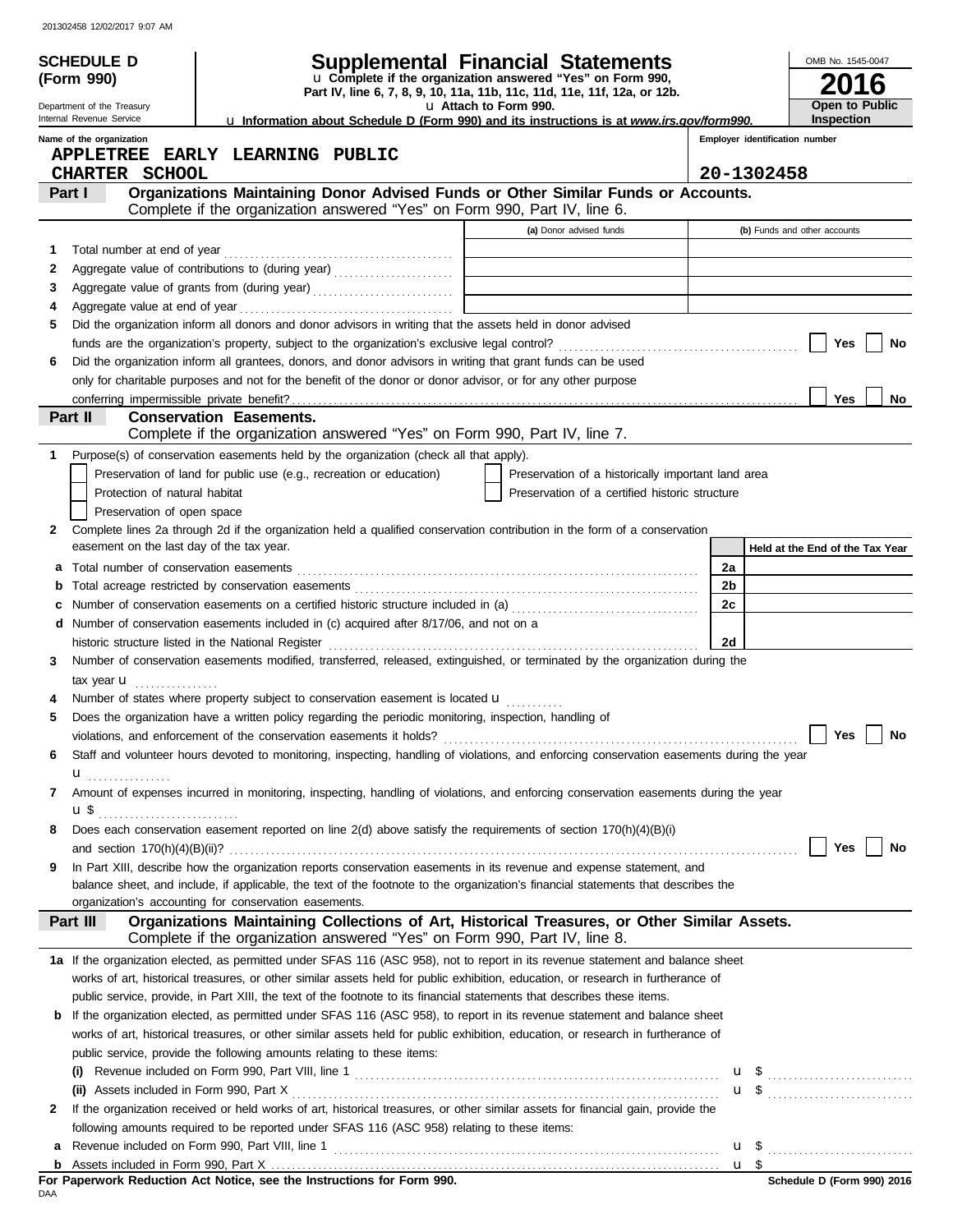201302458 12/02/2017 9:07 AM

**SCHEDULE D (Form 990)**

Department of the Treasury
Internal Revenue Service

# Supplemental Financial Statements

u Complete if the organization answered "Yes" on Form 990, Part IV, line 6, 7, 8, 9, 10, 11a, 11b, 11c, 11d, 11e, 11f, 12a, or 12b.
u Attach to Form 990.
u Information about Schedule D (Form 990) and its instructions is at www.irs.gov/form990.

OMB No. 1545-0047
**2016**
**Open to Public Inspection**

Name of the organization: APPLETREE EARLY LEARNING PUBLIC CHARTER SCHOOL

Employer identification number: 20-1302458

## Part I Organizations Maintaining Donor Advised Funds or Other Similar Funds or Accounts.

Complete if the organization answered "Yes" on Form 990, Part IV, line 6.

| | | (a) Donor advised funds | (b) Funds and other accounts |
|---|---|---|---|
| 1 | Total number at end of year | | |
| 2 | Aggregate value of contributions to (during year) | | |
| 3 | Aggregate value of grants from (during year) | | |
| 4 | Aggregate value at end of year | | |

5 Did the organization inform all donors and donor advisors in writing that the assets held in donor advised funds are the organization's property, subject to the organization's exclusive legal control? ☐ Yes ☐ No

6 Did the organization inform all grantees, donors, and donor advisors in writing that grant funds can be used only for charitable purposes and not for the benefit of the donor or donor advisor, or for any other purpose conferring impermissible private benefit? ☐ Yes ☐ No

## Part II Conservation Easements.

Complete if the organization answered "Yes" on Form 990, Part IV, line 7.

1 Purpose(s) of conservation easements held by the organization (check all that apply).

- ☐ Preservation of land for public use (e.g., recreation or education)
- ☐ Protection of natural habitat
- ☐ Preservation of open space
- ☐ Preservation of a historically important land area
- ☐ Preservation of a certified historic structure

2 Complete lines 2a through 2d if the organization held a qualified conservation contribution in the form of a conservation easement on the last day of the tax year.

| | | | Held at the End of the Tax Year |
|---|---|---|---|
| a | Total number of conservation easements | 2a | |
| b | Total acreage restricted by conservation easements | 2b | |
| c | Number of conservation easements on a certified historic structure included in (a) | 2c | |
| d | Number of conservation easements included in (c) acquired after 8/17/06, and not on a historic structure listed in the National Register | 2d | |

3 Number of conservation easements modified, transferred, released, extinguished, or terminated by the organization during the tax year u

4 Number of states where property subject to conservation easement is located u

5 Does the organization have a written policy regarding the periodic monitoring, inspection, handling of violations, and enforcement of the conservation easements it holds? ☐ Yes ☐ No

6 Staff and volunteer hours devoted to monitoring, inspecting, handling of violations, and enforcing conservation easements during the year u

7 Amount of expenses incurred in monitoring, inspecting, handling of violations, and enforcing conservation easements during the year u $

8 Does each conservation easement reported on line 2(d) above satisfy the requirements of section 170(h)(4)(B)(i) and section 170(h)(4)(B)(ii)? ☐ Yes ☐ No

9 In Part XIII, describe how the organization reports conservation easements in its revenue and expense statement, and balance sheet, and include, if applicable, the text of the footnote to the organization's financial statements that describes the organization's accounting for conservation easements.

## Part III Organizations Maintaining Collections of Art, Historical Treasures, or Other Similar Assets.

Complete if the organization answered "Yes" on Form 990, Part IV, line 8.

1a If the organization elected, as permitted under SFAS 116 (ASC 958), not to report in its revenue statement and balance sheet works of art, historical treasures, or other similar assets held for public exhibition, education, or research in furtherance of public service, provide, in Part XIII, the text of the footnote to its financial statements that describes these items.

b If the organization elected, as permitted under SFAS 116 (ASC 958), to report in its revenue statement and balance sheet works of art, historical treasures, or other similar assets held for public exhibition, education, or research in furtherance of public service, provide the following amounts relating to these items:

(i) Revenue included on Form 990, Part VIII, line 1 u $

(ii) Assets included in Form 990, Part X u $

2 If the organization received or held works of art, historical treasures, or other similar assets for financial gain, provide the following amounts required to be reported under SFAS 116 (ASC 958) relating to these items:

a Revenue included on Form 990, Part VIII, line 1 u $

b Assets included in Form 990, Part X u $

**For Paperwork Reduction Act Notice, see the Instructions for Form 990.**

DAA

Schedule D (Form 990) 2016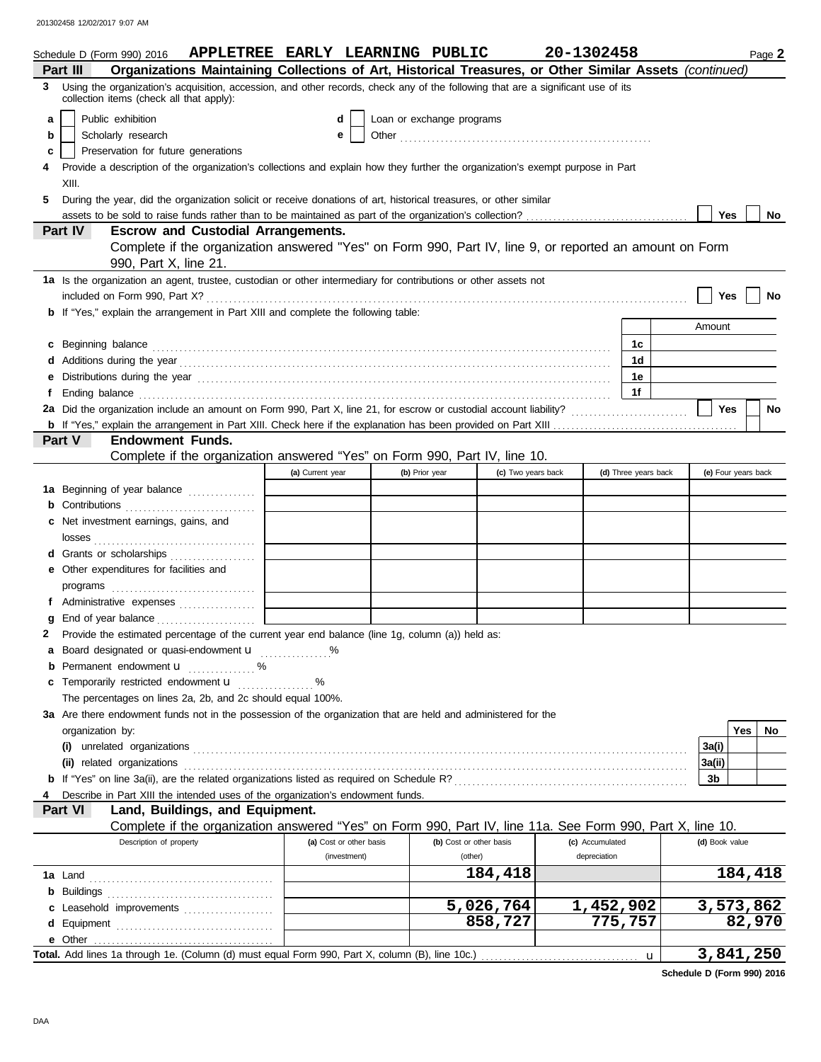Schedule D (Form 990) 2016 **APPLETREE EARLY LEARNING PUBLIC** **20-1302458** Page **2**

## Part III Organizations Maintaining Collections of Art, Historical Treasures, or Other Similar Assets *(continued)*

**3** Using the organization's acquisition, accession, and other records, check any of the following that are a significant use of its collection items (check all that apply):

- **a** ☐ Public exhibition
- **b** ☐ Scholarly research
- **c** ☐ Preservation for future generations
- **d** ☐ Loan or exchange programs
- **e** ☐ Other ..........

**4** Provide a description of the organization's collections and explain how they further the organization's exempt purpose in Part XIII.

**5** During the year, did the organization solicit or receive donations of art, historical treasures, or other similar assets to be sold to raise funds rather than to be maintained as part of the organization's collection? ☐ Yes ☐ No

## Part IV Escrow and Custodial Arrangements.

Complete if the organization answered "Yes" on Form 990, Part IV, line 9, or reported an amount on Form 990, Part X, line 21.

**1a** Is the organization an agent, trustee, custodian or other intermediary for contributions or other assets not included on Form 990, Part X? ☐ Yes ☐ No

**b** If "Yes," explain the arrangement in Part XIII and complete the following table:

| | | Amount |
|---|---|---|
| **c** Beginning balance | 1c | |
| **d** Additions during the year | 1d | |
| **e** Distributions during the year | 1e | |
| **f** Ending balance | 1f | |

**2a** Did the organization include an amount on Form 990, Part X, line 21, for escrow or custodial account liability? ☐ Yes ☐ No

**b** If "Yes," explain the arrangement in Part XIII. Check here if the explanation has been provided on Part XIII ☐

## Part V Endowment Funds.

Complete if the organization answered "Yes" on Form 990, Part IV, line 10.

| | (a) Current year | (b) Prior year | (c) Two years back | (d) Three years back | (e) Four years back |
|---|---|---|---|---|---|
| **1a** Beginning of year balance | | | | | |
| **b** Contributions | | | | | |
| **c** Net investment earnings, gains, and losses | | | | | |
| **d** Grants or scholarships | | | | | |
| **e** Other expenditures for facilities and programs | | | | | |
| **f** Administrative expenses | | | | | |
| **g** End of year balance | | | | | |

**2** Provide the estimated percentage of the current year end balance (line 1g, column (a)) held as:

- **a** Board designated or quasi-endowment u ........%
- **b** Permanent endowment u ........%
- **c** Temporarily restricted endowment u ........%

The percentages on lines 2a, 2b, and 2c should equal 100%.

**3a** Are there endowment funds not in the possession of the organization that are held and administered for the organization by:

| | | Yes | No |
|---|---|---|---|
| **(i)** unrelated organizations | 3a(i) | | |
| **(ii)** related organizations | 3a(ii) | | |
| **b** If "Yes" on line 3a(ii), are the related organizations listed as required on Schedule R? | 3b | | |

**4** Describe in Part XIII the intended uses of the organization's endowment funds.

## Part VI Land, Buildings, and Equipment.

Complete if the organization answered "Yes" on Form 990, Part IV, line 11a. See Form 990, Part X, line 10.

| Description of property | (a) Cost or other basis (investment) | (b) Cost or other basis (other) | (c) Accumulated depreciation | (d) Book value |
|---|---|---|---|---|
| **1a** Land | | 184,418 | | 184,418 |
| **b** Buildings | | | | |
| **c** Leasehold improvements | | 5,026,764 | 1,452,902 | 3,573,862 |
| **d** Equipment | | 858,727 | 775,757 | 82,970 |
| **e** Other | | | | |
| **Total.** Add lines 1a through 1e. (Column (d) must equal Form 990, Part X, column (B), line 10c.) u | | | | 3,841,250 |

**Schedule D (Form 990) 2016**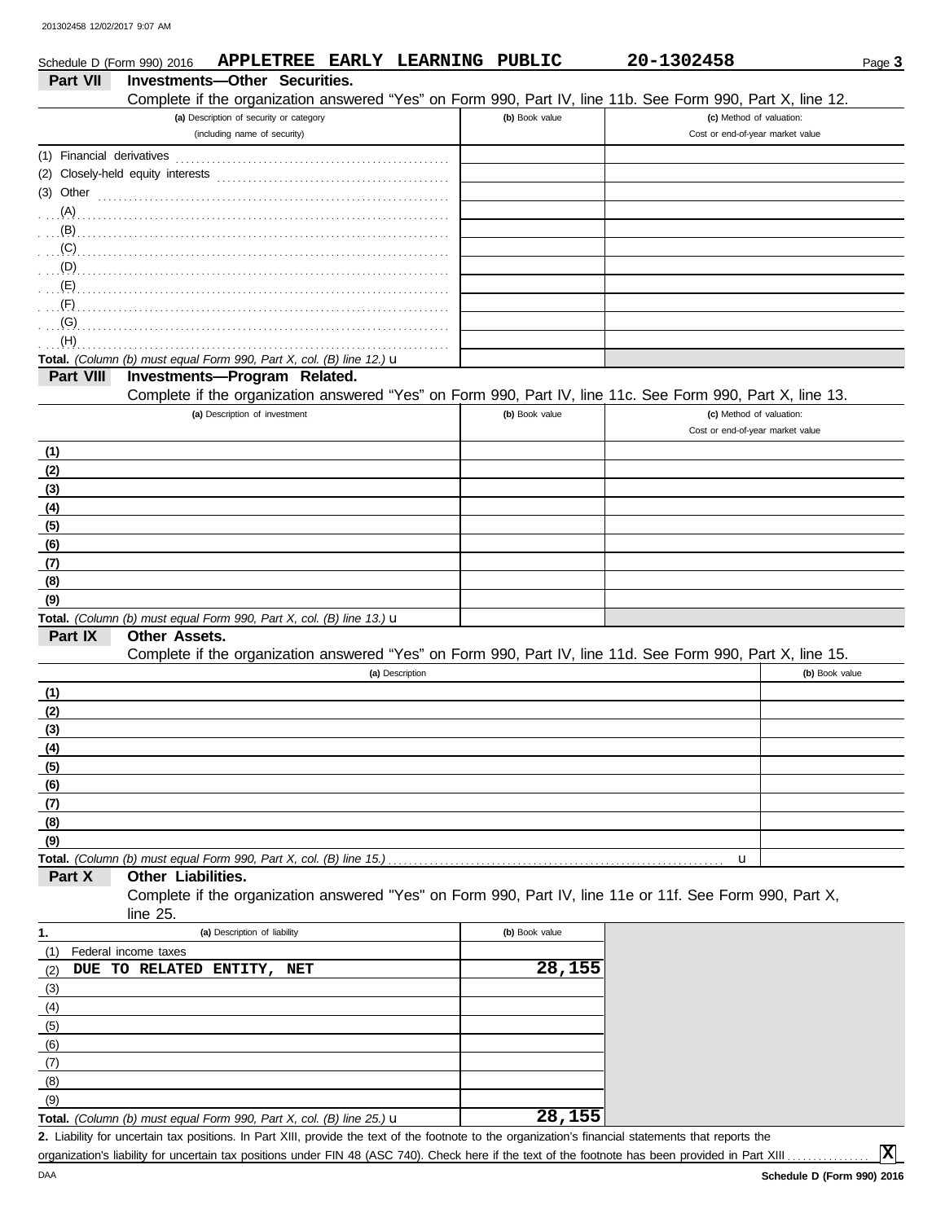Schedule D (Form 990) 2016 **APPLETREE EARLY LEARNING PUBLIC** **20-1302458** Page **3**

## Part VII Investments—Other Securities.

Complete if the organization answered "Yes" on Form 990, Part IV, line 11b. See Form 990, Part X, line 12.

| (a) Description of security or category (including name of security) | (b) Book value | (c) Method of valuation: Cost or end-of-year market value |
|---|---|---|
| (1) Financial derivatives | | |
| (2) Closely-held equity interests | | |
| (3) Other | | |
| (A) | | |
| (B) | | |
| (C) | | |
| (D) | | |
| (E) | | |
| (F) | | |
| (G) | | |
| (H) | | |
| **Total.** *(Column (b) must equal Form 990, Part X, col. (B) line 12.)* u | | |

## Part VIII Investments—Program Related.

Complete if the organization answered "Yes" on Form 990, Part IV, line 11c. See Form 990, Part X, line 13.

| (a) Description of investment | (b) Book value | (c) Method of valuation: Cost or end-of-year market value |
|---|---|---|
| (1) | | |
| (2) | | |
| (3) | | |
| (4) | | |
| (5) | | |
| (6) | | |
| (7) | | |
| (8) | | |
| (9) | | |
| **Total.** *(Column (b) must equal Form 990, Part X, col. (B) line 13.)* u | | |

## Part IX Other Assets.

Complete if the organization answered "Yes" on Form 990, Part IV, line 11d. See Form 990, Part X, line 15.

| (a) Description | (b) Book value |
|---|---|
| (1) | |
| (2) | |
| (3) | |
| (4) | |
| (5) | |
| (6) | |
| (7) | |
| (8) | |
| (9) | |
| **Total.** *(Column (b) must equal Form 990, Part X, col. (B) line 15.)* u | |

## Part X Other Liabilities.

Complete if the organization answered "Yes" on Form 990, Part IV, line 11e or 11f. See Form 990, Part X, line 25.

| 1. (a) Description of liability | (b) Book value |
|---|---|
| (1) Federal income taxes | |
| (2) DUE TO RELATED ENTITY, NET | 28,155 |
| (3) | |
| (4) | |
| (5) | |
| (6) | |
| (7) | |
| (8) | |
| (9) | |
| **Total.** *(Column (b) must equal Form 990, Part X, col. (B) line 25.)* u | 28,155 |

**2.** Liability for uncertain tax positions. In Part XIII, provide the text of the footnote to the organization's financial statements that reports the organization's liability for uncertain tax positions under FIN 48 (ASC 740). Check here if the text of the footnote has been provided in Part XIII ☒

Schedule D (Form 990) 2016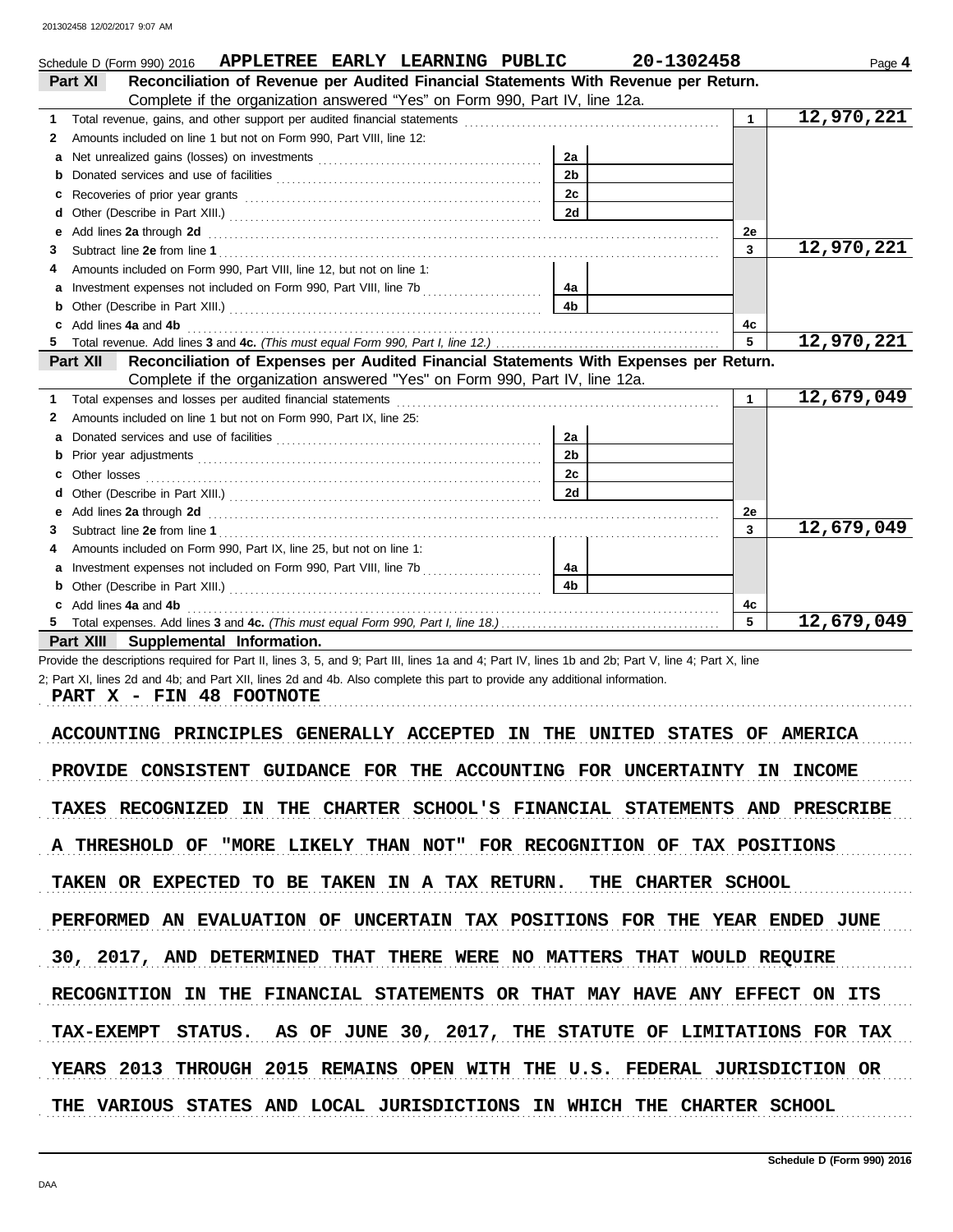Schedule D (Form 990) 2016 APPLETREE EARLY LEARNING PUBLIC 20-1302458 Page **4**

## Part XI Reconciliation of Revenue per Audited Financial Statements With Revenue per Return.

Complete if the organization answered "Yes" on Form 990, Part IV, line 12a.

| | | | | | |
|---|---|---|---|---|---|
| **1** | Total revenue, gains, and other support per audited financial statements | | | 1 | 12,970,221 |
| **2** | Amounts included on line 1 but not on Form 990, Part VIII, line 12: | | | | |
| **a** | Net unrealized gains (losses) on investments | 2a | | | |
| **b** | Donated services and use of facilities | 2b | | | |
| **c** | Recoveries of prior year grants | 2c | | | |
| **d** | Other (Describe in Part XIII.) | 2d | | | |
| **e** | Add lines **2a** through **2d** | | | 2e | |
| **3** | Subtract line **2e** from line **1** | | | 3 | 12,970,221 |
| **4** | Amounts included on Form 990, Part VIII, line 12, but not on line 1: | | | | |
| **a** | Investment expenses not included on Form 990, Part VIII, line 7b | 4a | | | |
| **b** | Other (Describe in Part XIII.) | 4b | | | |
| **c** | Add lines **4a** and **4b** | | | 4c | |
| **5** | Total revenue. Add lines **3** and **4c.** *(This must equal Form 990, Part I, line 12.)* | | | 5 | 12,970,221 |

## Part XII Reconciliation of Expenses per Audited Financial Statements With Expenses per Return.

Complete if the organization answered "Yes" on Form 990, Part IV, line 12a.

| | | | | | |
|---|---|---|---|---|---|
| **1** | Total expenses and losses per audited financial statements | | | 1 | 12,679,049 |
| **2** | Amounts included on line 1 but not on Form 990, Part IX, line 25: | | | | |
| **a** | Donated services and use of facilities | 2a | | | |
| **b** | Prior year adjustments | 2b | | | |
| **c** | Other losses | 2c | | | |
| **d** | Other (Describe in Part XIII.) | 2d | | | |
| **e** | Add lines **2a** through **2d** | | | 2e | |
| **3** | Subtract line **2e** from line **1** | | | 3 | 12,679,049 |
| **4** | Amounts included on Form 990, Part IX, line 25, but not on line 1: | | | | |
| **a** | Investment expenses not included on Form 990, Part VIII, line 7b | 4a | | | |
| **b** | Other (Describe in Part XIII.) | 4b | | | |
| **c** | Add lines **4a** and **4b** | | | 4c | |
| **5** | Total expenses. Add lines **3** and **4c.** *(This must equal Form 990, Part I, line 18.)* | | | 5 | 12,679,049 |

## Part XIII Supplemental Information.

Provide the descriptions required for Part II, lines 3, 5, and 9; Part III, lines 1a and 4; Part IV, lines 1b and 2b; Part V, line 4; Part X, line 2; Part XI, lines 2d and 4b; and Part XII, lines 2d and 4b. Also complete this part to provide any additional information.

PART X - FIN 48 FOOTNOTE

ACCOUNTING PRINCIPLES GENERALLY ACCEPTED IN THE UNITED STATES OF AMERICA PROVIDE CONSISTENT GUIDANCE FOR THE ACCOUNTING FOR UNCERTAINTY IN INCOME TAXES RECOGNIZED IN THE CHARTER SCHOOL'S FINANCIAL STATEMENTS AND PRESCRIBE A THRESHOLD OF "MORE LIKELY THAN NOT" FOR RECOGNITION OF TAX POSITIONS TAKEN OR EXPECTED TO BE TAKEN IN A TAX RETURN. THE CHARTER SCHOOL PERFORMED AN EVALUATION OF UNCERTAIN TAX POSITIONS FOR THE YEAR ENDED JUNE 30, 2017, AND DETERMINED THAT THERE WERE NO MATTERS THAT WOULD REQUIRE RECOGNITION IN THE FINANCIAL STATEMENTS OR THAT MAY HAVE ANY EFFECT ON ITS TAX-EXEMPT STATUS. AS OF JUNE 30, 2017, THE STATUTE OF LIMITATIONS FOR TAX YEARS 2013 THROUGH 2015 REMAINS OPEN WITH THE U.S. FEDERAL JURISDICTION OR THE VARIOUS STATES AND LOCAL JURISDICTIONS IN WHICH THE CHARTER SCHOOL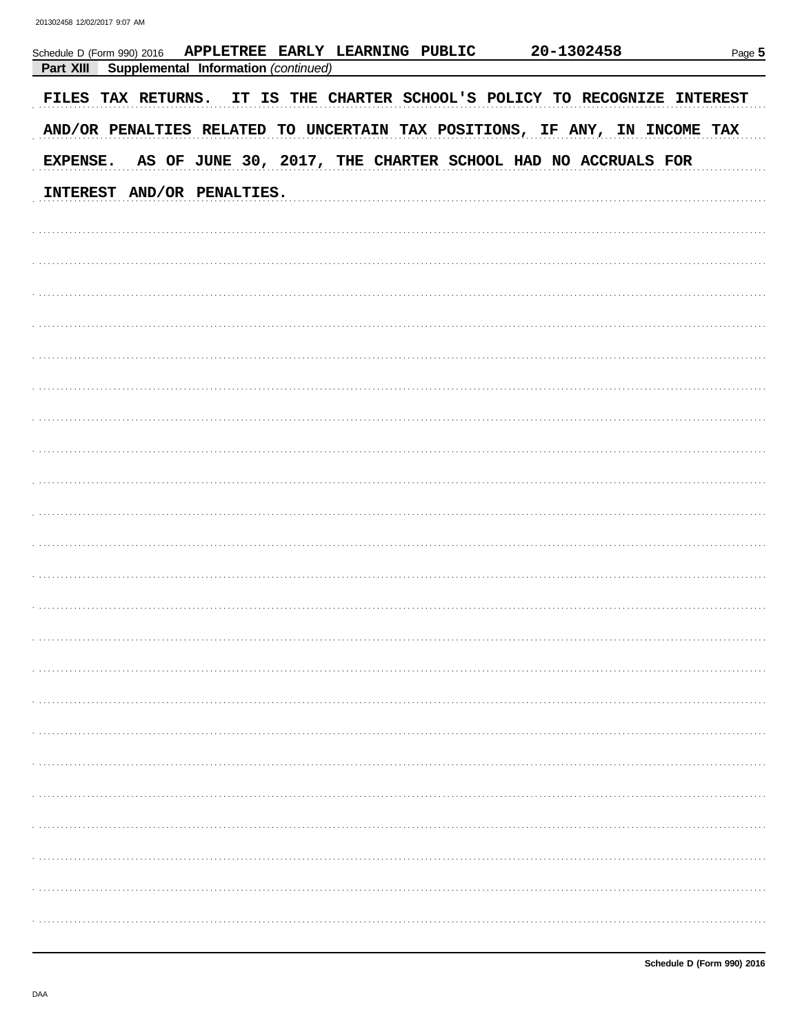Schedule D (Form 990) 2016 APPLETREE EARLY LEARNING PUBLIC 20-1302458

**Part XIII Supplemental Information** *(continued)*

FILES TAX RETURNS. IT IS THE CHARTER SCHOOL'S POLICY TO RECOGNIZE INTEREST AND/OR PENALTIES RELATED TO UNCERTAIN TAX POSITIONS, IF ANY, IN INCOME TAX EXPENSE. AS OF JUNE 30, 2017, THE CHARTER SCHOOL HAD NO ACCRUALS FOR INTEREST AND/OR PENALTIES.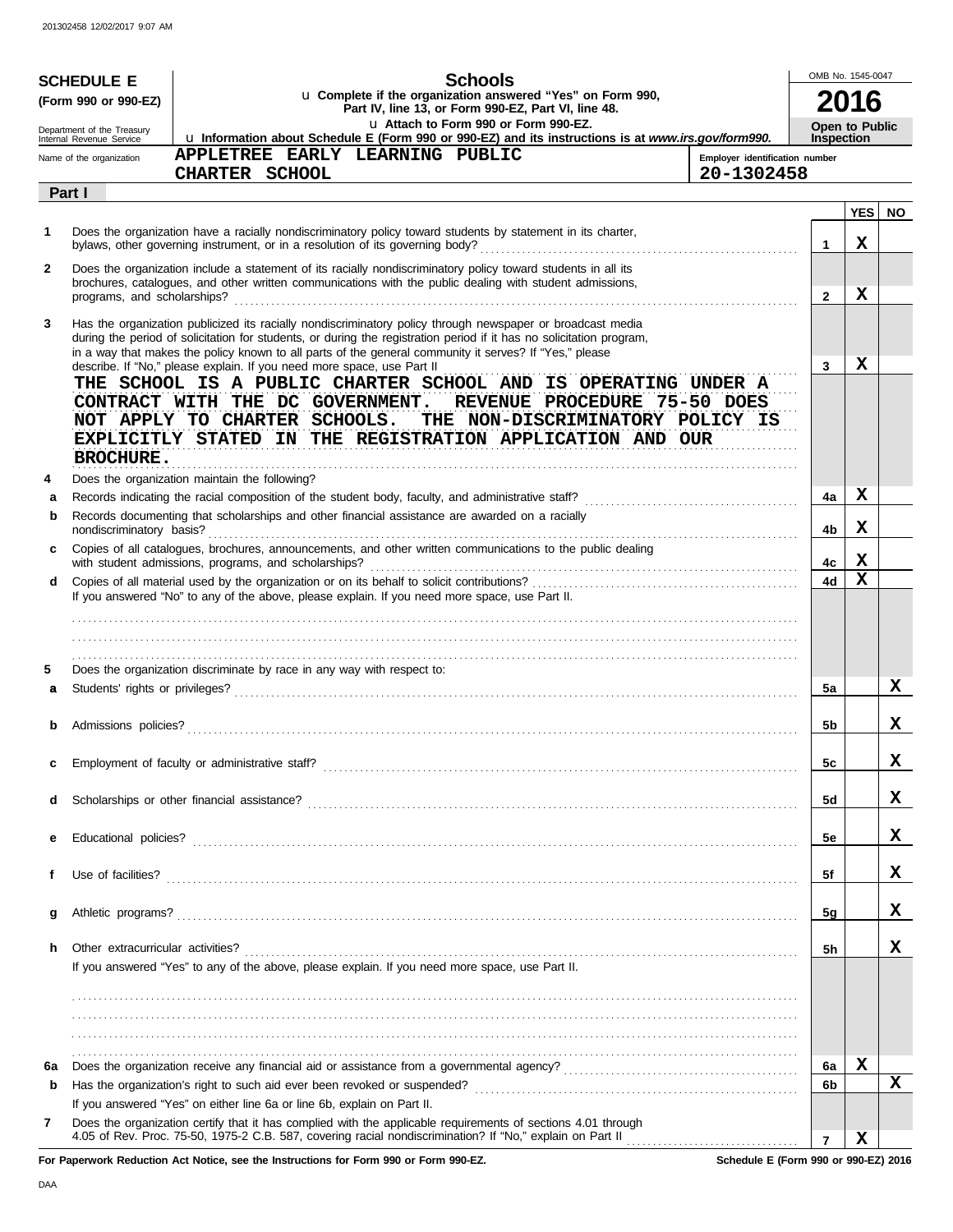# SCHEDULE E (Form 990 or 990-EZ)

Department of the Treasury
Internal Revenue Service

## Schools

u Complete if the organization answered "Yes" on Form 990, Part IV, line 13, or Form 990-EZ, Part VI, line 48.
u Attach to Form 990 or Form 990-EZ.
u Information about Schedule E (Form 990 or 990-EZ) and its instructions is at *www.irs.gov/form990*.

OMB No. 1545-0047
**2016**
**Open to Public Inspection**

Name of the organization: APPLETREE EARLY LEARNING PUBLIC CHARTER SCHOOL

Employer identification number: 20-1302458

### Part I

| | | | YES | NO |
|---|---|---|---|---|
| 1 | Does the organization have a racially nondiscriminatory policy toward students by statement in its charter, bylaws, other governing instrument, or in a resolution of its governing body? | 1 | X | |
| 2 | Does the organization include a statement of its racially nondiscriminatory policy toward students in all its brochures, catalogues, and other written communications with the public dealing with student admissions, programs, and scholarships? | 2 | X | |
| 3 | Has the organization publicized its racially nondiscriminatory policy through newspaper or broadcast media during the period of solicitation for students, or during the registration period if it has no solicitation program, in a way that makes the policy known to all parts of the general community it serves? If "Yes," please describe. If "No," please explain. If you need more space, use Part II | 3 | X | |

THE SCHOOL IS A PUBLIC CHARTER SCHOOL AND IS OPERATING UNDER A CONTRACT WITH THE DC GOVERNMENT. REVENUE PROCEDURE 75-50 DOES NOT APPLY TO CHARTER SCHOOLS. THE NON-DISCRIMINATORY POLICY IS EXPLICITLY STATED IN THE REGISTRATION APPLICATION AND OUR BROCHURE.

| | | | YES | NO |
|---|---|---|---|---|
| 4 | Does the organization maintain the following? | | | |
| a | Records indicating the racial composition of the student body, faculty, and administrative staff? | 4a | X | |
| b | Records documenting that scholarships and other financial assistance are awarded on a racially nondiscriminatory basis? | 4b | X | |
| c | Copies of all catalogues, brochures, announcements, and other written communications to the public dealing with student admissions, programs, and scholarships? | 4c | X | |
| d | Copies of all material used by the organization or on its behalf to solicit contributions? | 4d | X | |

If you answered "No" to any of the above, please explain. If you need more space, use Part II.

| | | | YES | NO |
|---|---|---|---|---|
| 5 | Does the organization discriminate by race in any way with respect to: | | | |
| a | Students' rights or privileges? | 5a | | X |
| b | Admissions policies? | 5b | | X |
| c | Employment of faculty or administrative staff? | 5c | | X |
| d | Scholarships or other financial assistance? | 5d | | X |
| e | Educational policies? | 5e | | X |
| f | Use of facilities? | 5f | | X |
| g | Athletic programs? | 5g | | X |
| h | Other extracurricular activities? | 5h | | X |

If you answered "Yes" to any of the above, please explain. If you need more space, use Part II.

| | | | YES | NO |
|---|---|---|---|---|
| 6a | Does the organization receive any financial aid or assistance from a governmental agency? | 6a | X | |
| b | Has the organization's right to such aid ever been revoked or suspended? | 6b | | X |
| | If you answered "Yes" on either line 6a or line 6b, explain on Part II. | | | |
| 7 | Does the organization certify that it has complied with the applicable requirements of sections 4.01 through 4.05 of Rev. Proc. 75-50, 1975-2 C.B. 587, covering racial nondiscrimination? If "No," explain on Part II | 7 | X | |

**For Paperwork Reduction Act Notice, see the Instructions for Form 990 or Form 990-EZ.**

**Schedule E (Form 990 or 990-EZ) 2016**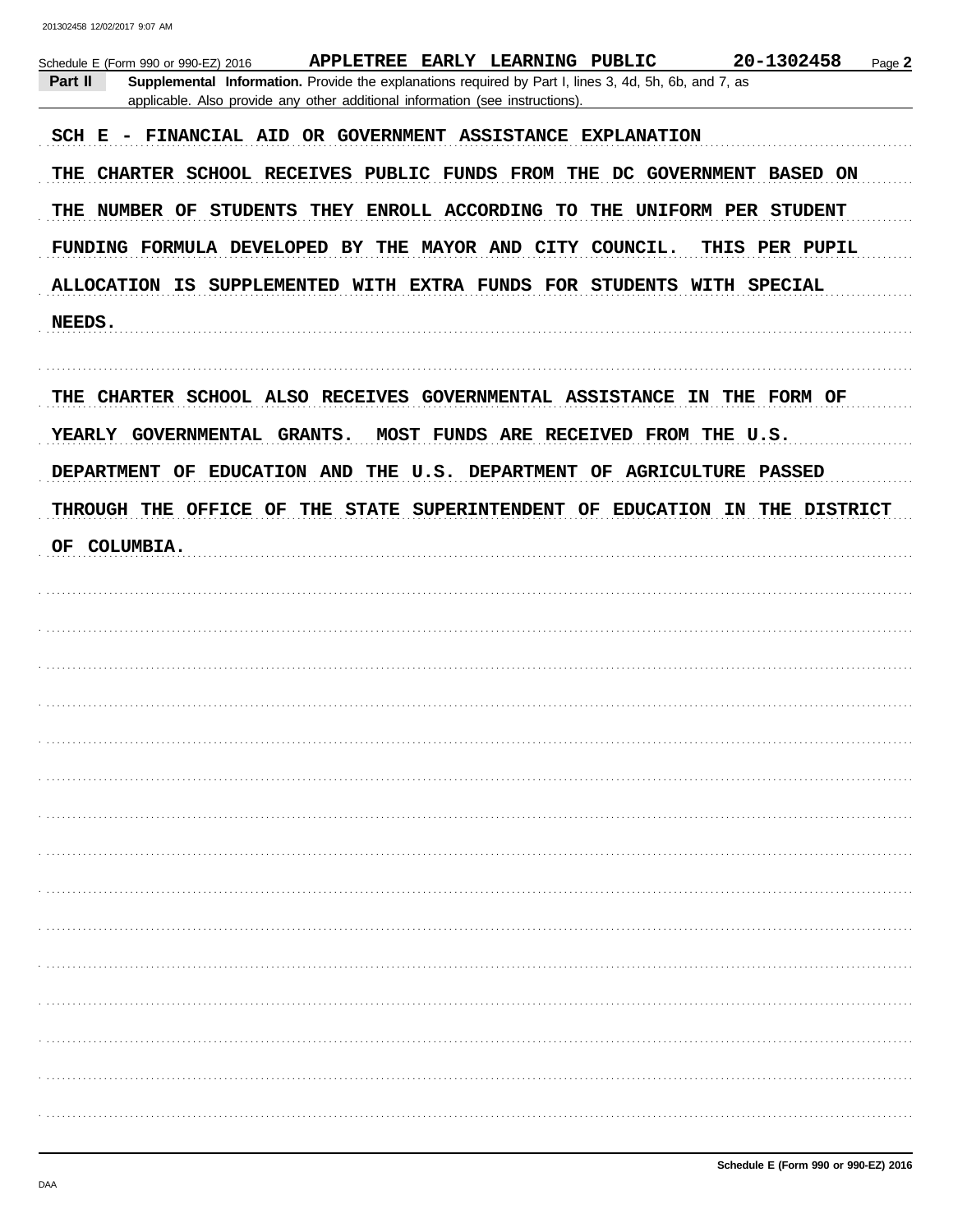Schedule E (Form 990 or 990-EZ) 2016 APPLETREE EARLY LEARNING PUBLIC 20-1302458 Page **2**

**Part II** **Supplemental Information.** Provide the explanations required by Part I, lines 3, 4d, 5h, 6b, and 7, as applicable. Also provide any other additional information (see instructions).

SCH E - FINANCIAL AID OR GOVERNMENT ASSISTANCE EXPLANATION

THE CHARTER SCHOOL RECEIVES PUBLIC FUNDS FROM THE DC GOVERNMENT BASED ON THE NUMBER OF STUDENTS THEY ENROLL ACCORDING TO THE UNIFORM PER STUDENT FUNDING FORMULA DEVELOPED BY THE MAYOR AND CITY COUNCIL. THIS PER PUPIL ALLOCATION IS SUPPLEMENTED WITH EXTRA FUNDS FOR STUDENTS WITH SPECIAL NEEDS.

THE CHARTER SCHOOL ALSO RECEIVES GOVERNMENTAL ASSISTANCE IN THE FORM OF YEARLY GOVERNMENTAL GRANTS. MOST FUNDS ARE RECEIVED FROM THE U.S. DEPARTMENT OF EDUCATION AND THE U.S. DEPARTMENT OF AGRICULTURE PASSED THROUGH THE OFFICE OF THE STATE SUPERINTENDENT OF EDUCATION IN THE DISTRICT OF COLUMBIA.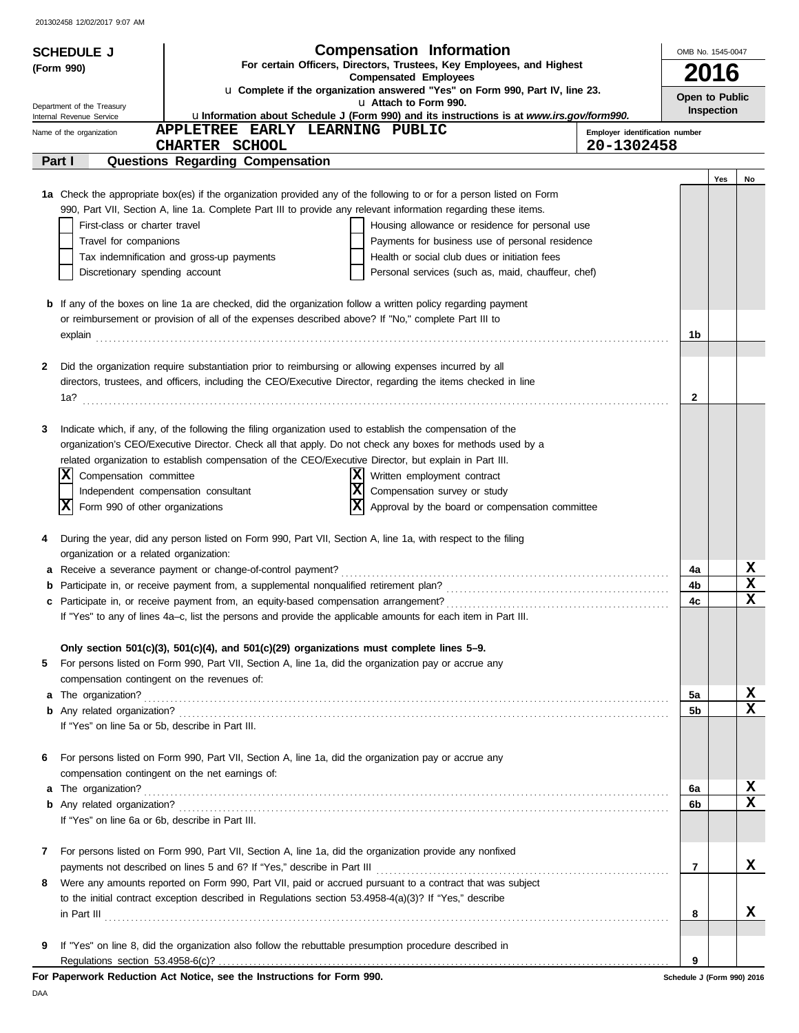201302458 12/02/2017 9:07 AM

**SCHEDULE J (Form 990)**

# Compensation Information

**For certain Officers, Directors, Trustees, Key Employees, and Highest Compensated Employees**

u **Complete if the organization answered "Yes" on Form 990, Part IV, line 23.**

u **Attach to Form 990.**

u **Information about Schedule J (Form 990) and its instructions is at** ***www.irs.gov/form990.***

OMB No. 1545-0047

**2016**

**Open to Public Inspection**

Department of the Treasury
Internal Revenue Service

Name of the organization: **APPLETREE EARLY LEARNING PUBLIC CHARTER SCHOOL**

Employer identification number: **20-1302458**

## Part I — Questions Regarding Compensation

| | | | Yes | No |
|---|---|---|---|---|
| **1a** | Check the appropriate box(es) if the organization provided any of the following to or for a person listed on Form 990, Part VII, Section A, line 1a. Complete Part III to provide any relevant information regarding these items.<br>☐ First-class or charter travel<br>☐ Travel for companions<br>☐ Tax indemnification and gross-up payments<br>☐ Discretionary spending account<br>☐ Housing allowance or residence for personal use<br>☐ Payments for business use of personal residence<br>☐ Health or social club dues or initiation fees<br>☐ Personal services (such as, maid, chauffeur, chef) | | | |
| **b** | If any of the boxes on line 1a are checked, did the organization follow a written policy regarding payment or reimbursement or provision of all of the expenses described above? If "No," complete Part III to explain | 1b | | |
| **2** | Did the organization require substantiation prior to reimbursing or allowing expenses incurred by all directors, trustees, and officers, including the CEO/Executive Director, regarding the items checked in line 1a? | 2 | | |
| **3** | Indicate which, if any, of the following the filing organization used to establish the compensation of the organization's CEO/Executive Director. Check all that apply. Do not check any boxes for methods used by a related organization to establish compensation of the CEO/Executive Director, but explain in Part III.<br>☒ Compensation committee<br>☐ Independent compensation consultant<br>☒ Form 990 of other organizations<br>☒ Written employment contract<br>☒ Compensation survey or study<br>☒ Approval by the board or compensation committee | | | |
| **4** | During the year, did any person listed on Form 990, Part VII, Section A, line 1a, with respect to the filing organization or a related organization: | | | |
| **a** | Receive a severance payment or change-of-control payment? | 4a | | X |
| **b** | Participate in, or receive payment from, a supplemental nonqualified retirement plan? | 4b | | X |
| **c** | Participate in, or receive payment from, an equity-based compensation arrangement? | 4c | | X |
| | If "Yes" to any of lines 4a–c, list the persons and provide the applicable amounts for each item in Part III. | | | |
| | **Only section 501(c)(3), 501(c)(4), and 501(c)(29) organizations must complete lines 5–9.** | | | |
| **5** | For persons listed on Form 990, Part VII, Section A, line 1a, did the organization pay or accrue any compensation contingent on the revenues of: | | | |
| **a** | The organization? | 5a | | X |
| **b** | Any related organization? | 5b | | X |
| | If "Yes" on line 5a or 5b, describe in Part III. | | | |
| **6** | For persons listed on Form 990, Part VII, Section A, line 1a, did the organization pay or accrue any compensation contingent on the net earnings of: | | | |
| **a** | The organization? | 6a | | X |
| **b** | Any related organization? | 6b | | X |
| | If "Yes" on line 6a or 6b, describe in Part III. | | | |
| **7** | For persons listed on Form 990, Part VII, Section A, line 1a, did the organization provide any nonfixed payments not described on lines 5 and 6? If "Yes," describe in Part III | 7 | | X |
| **8** | Were any amounts reported on Form 990, Part VII, paid or accrued pursuant to a contract that was subject to the initial contract exception described in Regulations section 53.4958-4(a)(3)? If "Yes," describe in Part III | 8 | | X |
| **9** | If "Yes" on line 8, did the organization also follow the rebuttable presumption procedure described in Regulations section 53.4958-6(c)? | 9 | | |

**For Paperwork Reduction Act Notice, see the Instructions for Form 990.**

Schedule J (Form 990) 2016

DAA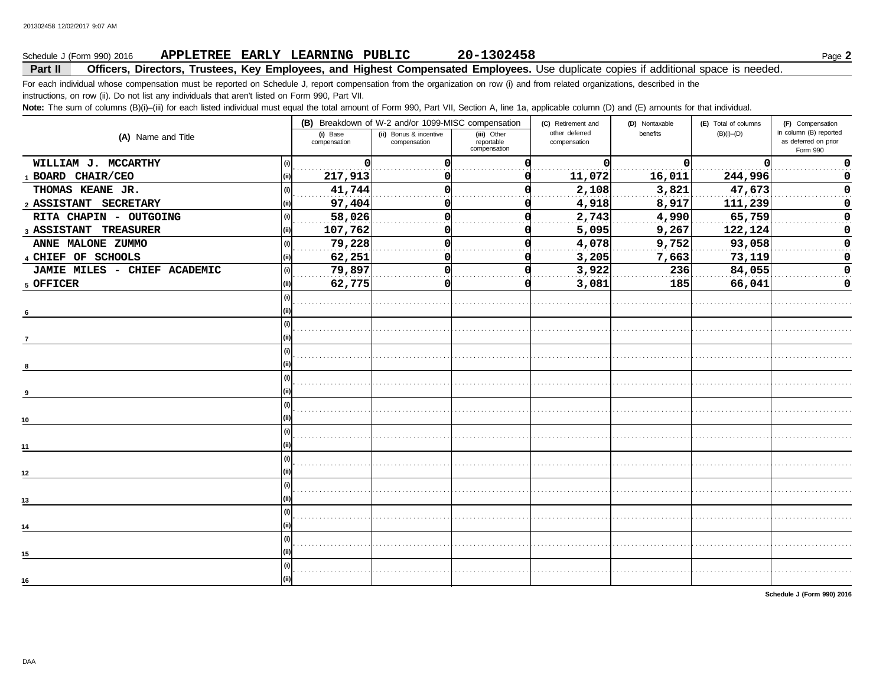Schedule J (Form 990) 2016 **APPLETREE EARLY LEARNING PUBLIC 20-1302458** Page **2**

**Part II Officers, Directors, Trustees, Key Employees, and Highest Compensated Employees.** Use duplicate copies if additional space is needed.

For each individual whose compensation must be reported on Schedule J, report compensation from the organization on row (i) and from related organizations, described in the instructions, on row (ii). Do not list any individuals that aren't listed on Form 990, Part VII.

**Note:** The sum of columns (B)(i)–(iii) for each listed individual must equal the total amount of Form 990, Part VII, Section A, line 1a, applicable column (D) and (E) amounts for that individual.

| (A) Name and Title | | (B) Breakdown of W-2 and/or 1099-MISC compensation | | | (C) Retirement and other deferred compensation | (D) Nontaxable benefits | (E) Total of columns (B)(i)–(D) | (F) Compensation in column (B) reported as deferred on prior Form 990 |
|---|---|---|---|---|---|---|---|---|
| | | (i) Base compensation | (ii) Bonus & incentive compensation | (iii) Other reportable compensation | | | | |
| 1 WILLIAM J. MCCARTHY | (i) | 0 | 0 | 0 | 0 | 0 | 0 | 0 |
| BOARD CHAIR/CEO | (ii) | 217,913 | 0 | 0 | 11,072 | 16,011 | 244,996 | 0 |
| 2 THOMAS KEANE JR. | (i) | 41,744 | 0 | 0 | 2,108 | 3,821 | 47,673 | 0 |
| ASSISTANT SECRETARY | (ii) | 97,404 | 0 | 0 | 4,918 | 8,917 | 111,239 | 0 |
| 3 RITA CHAPIN - OUTGOING | (i) | 58,026 | 0 | 0 | 2,743 | 4,990 | 65,759 | 0 |
| ASSISTANT TREASURER | (ii) | 107,762 | 0 | 0 | 5,095 | 9,267 | 122,124 | 0 |
| 4 ANNE MALONE ZUMMO | (i) | 79,228 | 0 | 0 | 4,078 | 9,752 | 93,058 | 0 |
| CHIEF OF SCHOOLS | (ii) | 62,251 | 0 | 0 | 3,205 | 7,663 | 73,119 | 0 |
| 5 JAMIE MILES - CHIEF ACADEMIC | (i) | 79,897 | 0 | 0 | 3,922 | 236 | 84,055 | 0 |
| OFFICER | (ii) | 62,775 | 0 | 0 | 3,081 | 185 | 66,041 | 0 |
| 6 | (i) | | | | | | | |
| | (ii) | | | | | | | |
| 7 | (i) | | | | | | | |
| | (ii) | | | | | | | |
| 8 | (i) | | | | | | | |
| | (ii) | | | | | | | |
| 9 | (i) | | | | | | | |
| | (ii) | | | | | | | |
| 10 | (i) | | | | | | | |
| | (ii) | | | | | | | |
| 11 | (i) | | | | | | | |
| | (ii) | | | | | | | |
| 12 | (i) | | | | | | | |
| | (ii) | | | | | | | |
| 13 | (i) | | | | | | | |
| | (ii) | | | | | | | |
| 14 | (i) | | | | | | | |
| | (ii) | | | | | | | |
| 15 | (i) | | | | | | | |
| | (ii) | | | | | | | |
| 16 | (i) | | | | | | | |
| | (ii) | | | | | | | |

**Schedule J (Form 990) 2016**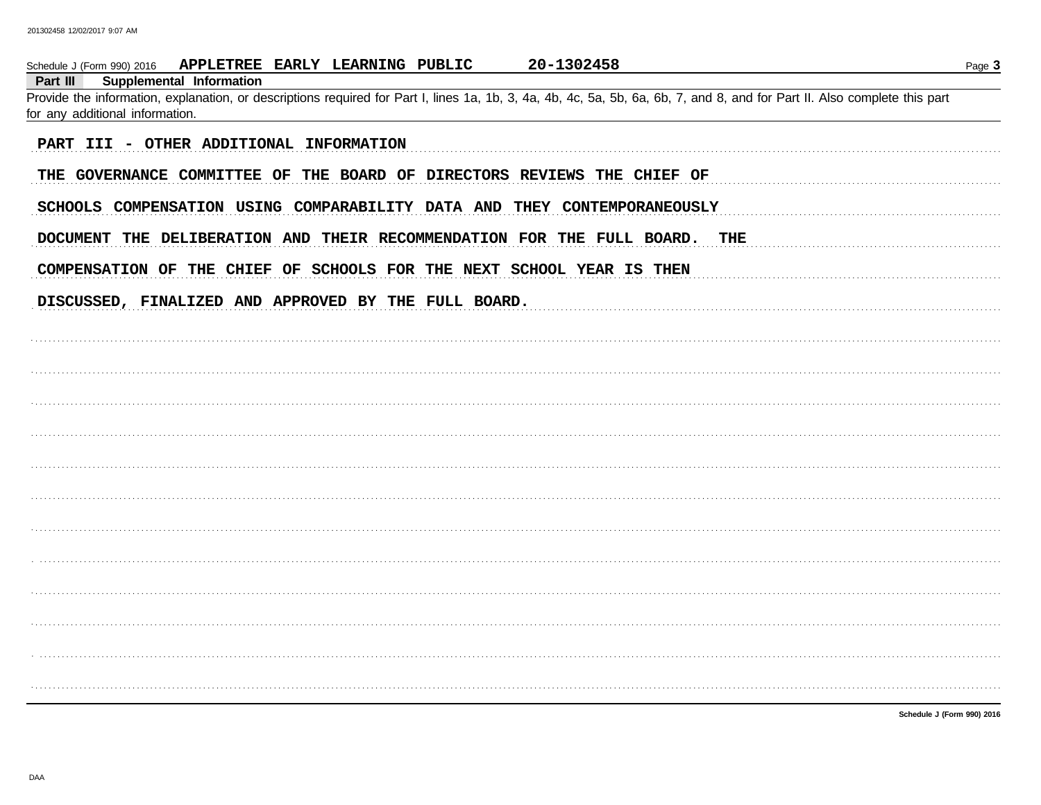Schedule J (Form 990) 2016 **APPLETREE EARLY LEARNING PUBLIC** **20-1302458**

**Part III Supplemental Information**

Provide the information, explanation, or descriptions required for Part I, lines 1a, 1b, 3, 4a, 4b, 4c, 5a, 5b, 6a, 6b, 7, and 8, and for Part II. Also complete this part for any additional information.

**PART III - OTHER ADDITIONAL INFORMATION**

**THE GOVERNANCE COMMITTEE OF THE BOARD OF DIRECTORS REVIEWS THE CHIEF OF SCHOOLS COMPENSATION USING COMPARABILITY DATA AND THEY CONTEMPORANEOUSLY DOCUMENT THE DELIBERATION AND THEIR RECOMMENDATION FOR THE FULL BOARD. THE COMPENSATION OF THE CHIEF OF SCHOOLS FOR THE NEXT SCHOOL YEAR IS THEN DISCUSSED, FINALIZED AND APPROVED BY THE FULL BOARD.**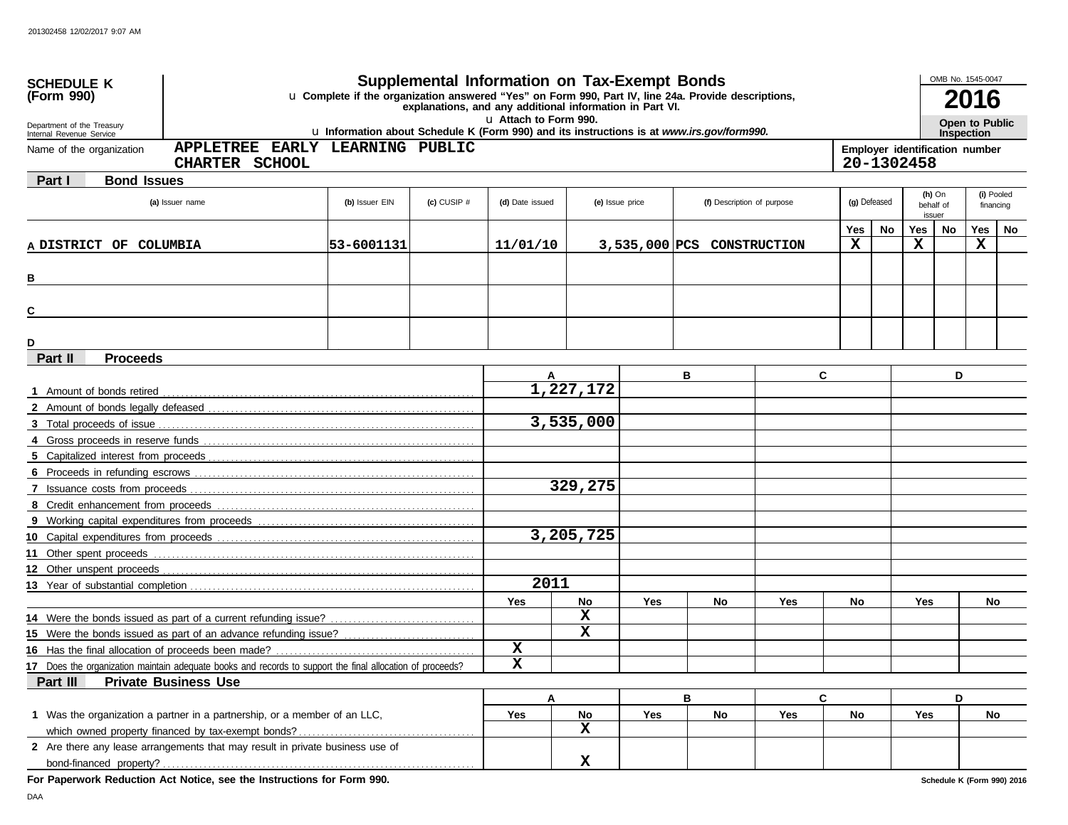# SCHEDULE K (Form 990)

## Supplemental Information on Tax-Exempt Bonds

u Complete if the organization answered "Yes" on Form 990, Part IV, line 24a. Provide descriptions, explanations, and any additional information in Part VI.

u Attach to Form 990.

u Information about Schedule K (Form 990) and its instructions is at *www.irs.gov/form990.*

OMB No. 1545-0047

**2016**

**Open to Public Inspection**

Department of the Treasury
Internal Revenue Service

Name of the organization: **APPLETREE EARLY LEARNING PUBLIC CHARTER SCHOOL**

Employer identification number: **20-1302458**

### Part I Bond Issues

| | (a) Issuer name | (b) Issuer EIN | (c) CUSIP # | (d) Date issued | (e) Issue price | (f) Description of purpose | (g) Defeased Yes | (g) Defeased No | (h) On behalf of issuer Yes | (h) On behalf of issuer No | (i) Pooled financing Yes | (i) Pooled financing No |
|---|---|---|---|---|---|---|---|---|---|---|---|---|
| A | DISTRICT OF COLUMBIA | 53-6001131 | | 11/01/10 | 3,535,000 | PCS CONSTRUCTION | X | | X | | X | |
| B | | | | | | | | | | | | |
| C | | | | | | | | | | | | |
| D | | | | | | | | | | | | |

### Part II Proceeds

| | A | B | C | D |
|---|---|---|---|---|
| 1 Amount of bonds retired | 1,227,172 | | | |
| 2 Amount of bonds legally defeased | | | | |
| 3 Total proceeds of issue | 3,535,000 | | | |
| 4 Gross proceeds in reserve funds | | | | |
| 5 Capitalized interest from proceeds | | | | |
| 6 Proceeds in refunding escrows | | | | |
| 7 Issuance costs from proceeds | 329,275 | | | |
| 8 Credit enhancement from proceeds | | | | |
| 9 Working capital expenditures from proceeds | | | | |
| 10 Capital expenditures from proceeds | 3,205,725 | | | |
| 11 Other spent proceeds | | | | |
| 12 Other unspent proceeds | | | | |
| 13 Year of substantial completion | 2011 | | | |

| | A Yes | A No | B Yes | B No | C Yes | C No | D Yes | D No |
|---|---|---|---|---|---|---|---|---|
| 14 Were the bonds issued as part of a current refunding issue? | | X | | | | | | |
| 15 Were the bonds issued as part of an advance refunding issue? | | X | | | | | | |
| 16 Has the final allocation of proceeds been made? | X | | | | | | | |
| 17 Does the organization maintain adequate books and records to support the final allocation of proceeds? | X | | | | | | | |

### Part III Private Business Use

| | A Yes | A No | B Yes | B No | C Yes | C No | D Yes | D No |
|---|---|---|---|---|---|---|---|---|
| 1 Was the organization a partner in a partnership, or a member of an LLC, which owned property financed by tax-exempt bonds? | | X | | | | | | |
| 2 Are there any lease arrangements that may result in private business use of bond-financed property? | | X | | | | | | |

**For Paperwork Reduction Act Notice, see the Instructions for Form 990.**

**Schedule K (Form 990) 2016**

DAA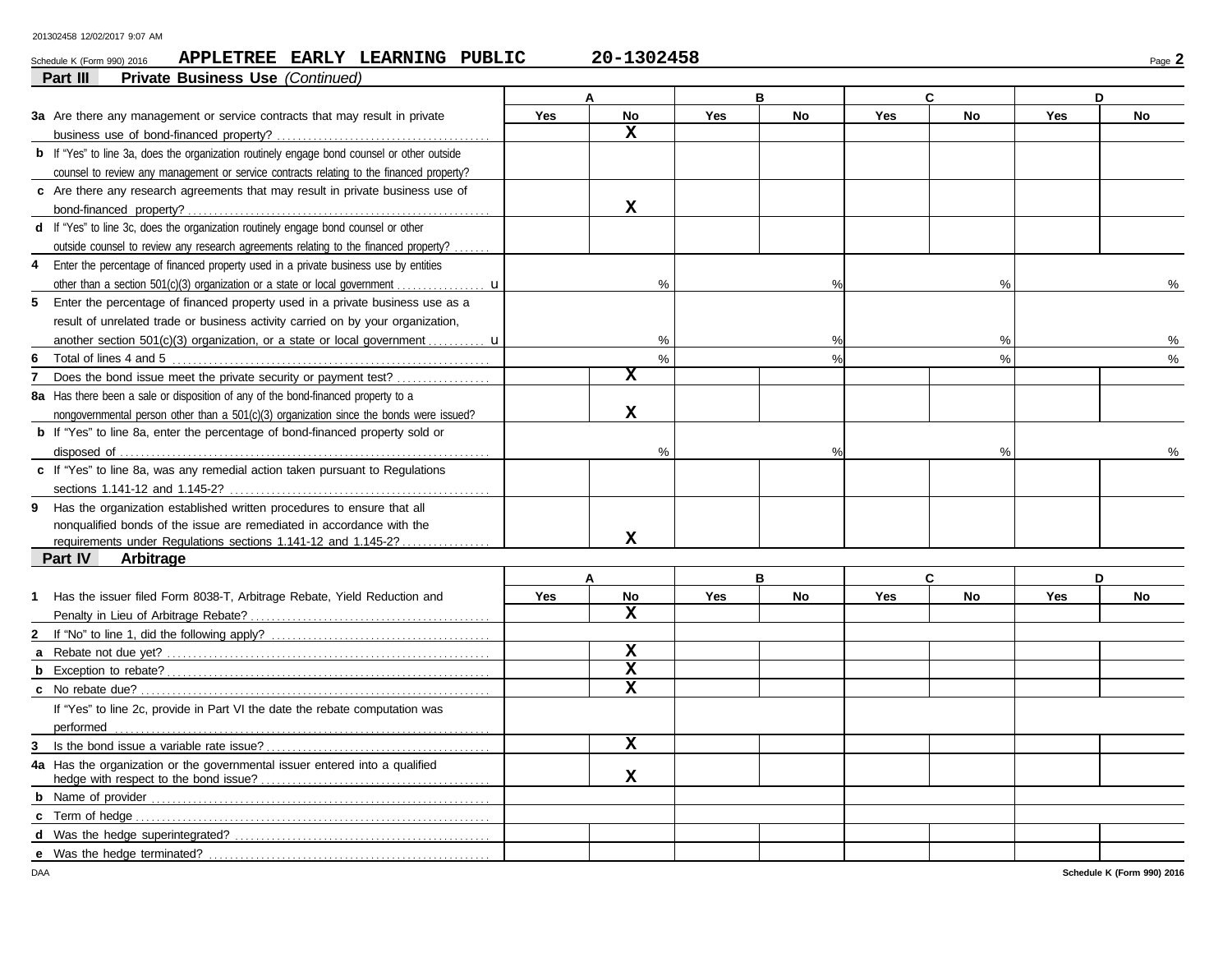Schedule K (Form 990) 2016 **APPLETREE EARLY LEARNING PUBLIC** **20-1302458** Page **2**

## Part III Private Business Use *(Continued)*

| | A | | B | | C | | D | |
|---|---|---|---|---|---|---|---|---|
| | Yes | No | Yes | No | Yes | No | Yes | No |
| **3a** Are there any management or service contracts that may result in private business use of bond-financed property? | | X | | | | | | |
| **b** If "Yes" to line 3a, does the organization routinely engage bond counsel or other outside counsel to review any management or service contracts relating to the financed property? | | | | | | | | |
| **c** Are there any research agreements that may result in private business use of bond-financed property? | | X | | | | | | |
| **d** If "Yes" to line 3c, does the organization routinely engage bond counsel or other outside counsel to review any research agreements relating to the financed property? | | | | | | | | |
| **4** Enter the percentage of financed property used in a private business use by entities other than a section 501(c)(3) organization or a state or local government u | % | | % | | % | | % | |
| **5** Enter the percentage of financed property used in a private business use as a result of unrelated trade or business activity carried on by your organization, another section 501(c)(3) organization, or a state or local government u | % | | % | | % | | % | |
| **6** Total of lines 4 and 5 | % | | % | | % | | % | |
| **7** Does the bond issue meet the private security or payment test? | | X | | | | | | |
| **8a** Has there been a sale or disposition of any of the bond-financed property to a nongovernmental person other than a 501(c)(3) organization since the bonds were issued? | | X | | | | | | |
| **b** If "Yes" to line 8a, enter the percentage of bond-financed property sold or disposed of | % | | % | | % | | % | |
| **c** If "Yes" to line 8a, was any remedial action taken pursuant to Regulations sections 1.141-12 and 1.145-2? | | | | | | | | |
| **9** Has the organization established written procedures to ensure that all nonqualified bonds of the issue are remediated in accordance with the requirements under Regulations sections 1.141-12 and 1.145-2? | | X | | | | | | |

## Part IV Arbitrage

| | A | | B | | C | | D | |
|---|---|---|---|---|---|---|---|---|
| | Yes | No | Yes | No | Yes | No | Yes | No |
| **1** Has the issuer filed Form 8038-T, Arbitrage Rebate, Yield Reduction and Penalty in Lieu of Arbitrage Rebate? | | X | | | | | | |
| **2** If "No" to line 1, did the following apply? | | | | | | | | |
| **a** Rebate not due yet? | | X | | | | | | |
| **b** Exception to rebate? | | X | | | | | | |
| **c** No rebate due? | | X | | | | | | |
| If "Yes" to line 2c, provide in Part VI the date the rebate computation was performed | | | | | | | | |
| **3** Is the bond issue a variable rate issue? | | X | | | | | | |
| **4a** Has the organization or the governmental issuer entered into a qualified hedge with respect to the bond issue? | | X | | | | | | |
| **b** Name of provider | | | | | | | | |
| **c** Term of hedge | | | | | | | | |
| **d** Was the hedge superintegrated? | | | | | | | | |
| **e** Was the hedge terminated? | | | | | | | | |

DAA **Schedule K (Form 990) 2016**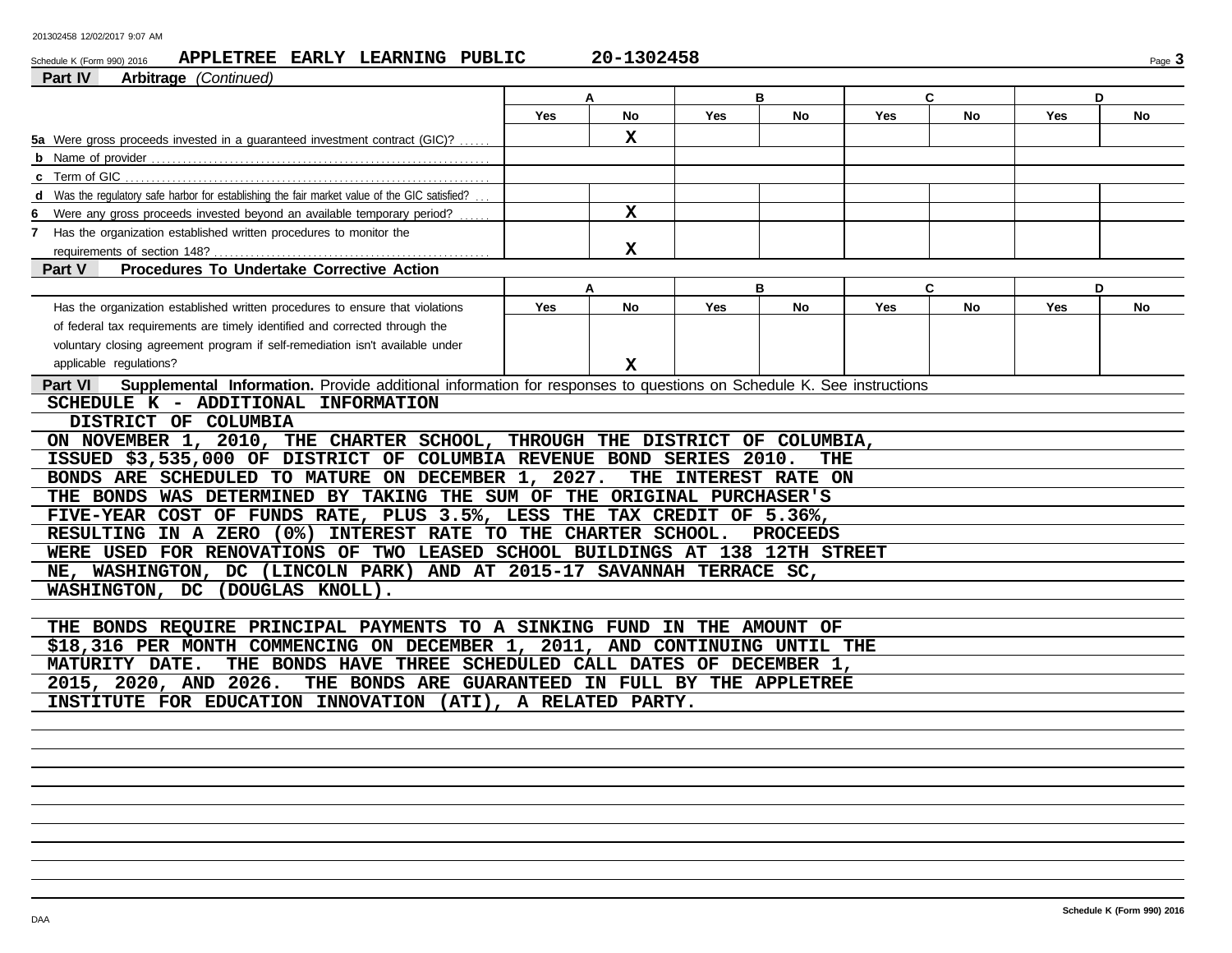Schedule K (Form 990) 2016 APPLETREE EARLY LEARNING PUBLIC 20-1302458

**Part IV Arbitrage** *(Continued)*

| | A | | B | | C | | D | |
|---|---|---|---|---|---|---|---|---|
| | Yes | No | Yes | No | Yes | No | Yes | No |
| **5a** Were gross proceeds invested in a guaranteed investment contract (GIC)? | | X | | | | | | |
| **b** Name of provider | | | | | | | | |
| **c** Term of GIC | | | | | | | | |
| **d** Was the regulatory safe harbor for establishing the fair market value of the GIC satisfied? | | | | | | | | |
| **6** Were any gross proceeds invested beyond an available temporary period? | | X | | | | | | |
| **7** Has the organization established written procedures to monitor the requirements of section 148? | | X | | | | | | |

**Part V Procedures To Undertake Corrective Action**

| | A | | B | | C | | D | |
|---|---|---|---|---|---|---|---|---|
| | Yes | No | Yes | No | Yes | No | Yes | No |
| Has the organization established written procedures to ensure that violations of federal tax requirements are timely identified and corrected through the voluntary closing agreement program if self-remediation isn't available under applicable regulations? | | X | | | | | | |

**Part VI Supplemental Information.** Provide additional information for responses to questions on Schedule K. See instructions

SCHEDULE K - ADDITIONAL INFORMATION

DISTRICT OF COLUMBIA

ON NOVEMBER 1, 2010, THE CHARTER SCHOOL, THROUGH THE DISTRICT OF COLUMBIA, ISSUED $3,535,000 OF DISTRICT OF COLUMBIA REVENUE BOND SERIES 2010. THE BONDS ARE SCHEDULED TO MATURE ON DECEMBER 1, 2027. THE INTEREST RATE ON THE BONDS WAS DETERMINED BY TAKING THE SUM OF THE ORIGINAL PURCHASER'S FIVE-YEAR COST OF FUNDS RATE, PLUS 3.5%, LESS THE TAX CREDIT OF 5.36%, RESULTING IN A ZERO (0%) INTEREST RATE TO THE CHARTER SCHOOL. PROCEEDS WERE USED FOR RENOVATIONS OF TWO LEASED SCHOOL BUILDINGS AT 138 12TH STREET NE, WASHINGTON, DC (LINCOLN PARK) AND AT 2015-17 SAVANNAH TERRACE SC, WASHINGTON, DC (DOUGLAS KNOLL).

THE BONDS REQUIRE PRINCIPAL PAYMENTS TO A SINKING FUND IN THE AMOUNT OF $18,316 PER MONTH COMMENCING ON DECEMBER 1, 2011, AND CONTINUING UNTIL THE MATURITY DATE. THE BONDS HAVE THREE SCHEDULED CALL DATES OF DECEMBER 1, 2015, 2020, AND 2026. THE BONDS ARE GUARANTEED IN FULL BY THE APPLETREE INSTITUTE FOR EDUCATION INNOVATION (ATI), A RELATED PARTY.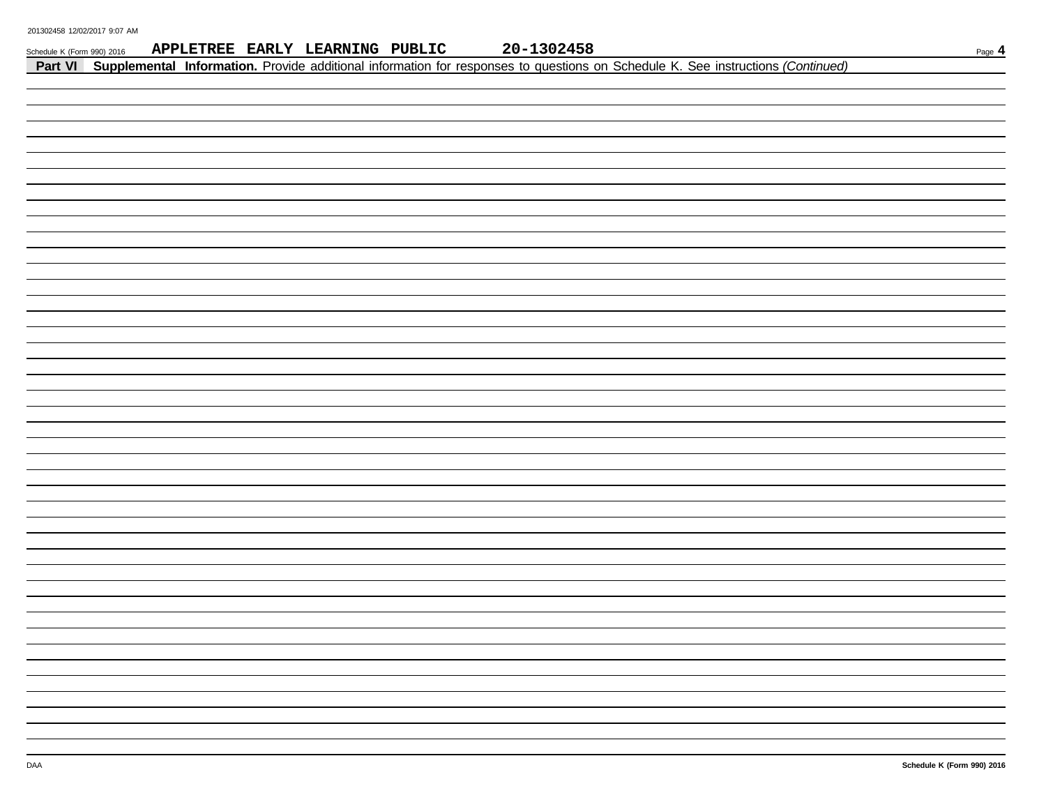Schedule K (Form 990) 2016 APPLETREE EARLY LEARNING PUBLIC 20-1302458 Page **4**

**Part VI Supplemental Information.** Provide additional information for responses to questions on Schedule K. See instructions *(Continued)*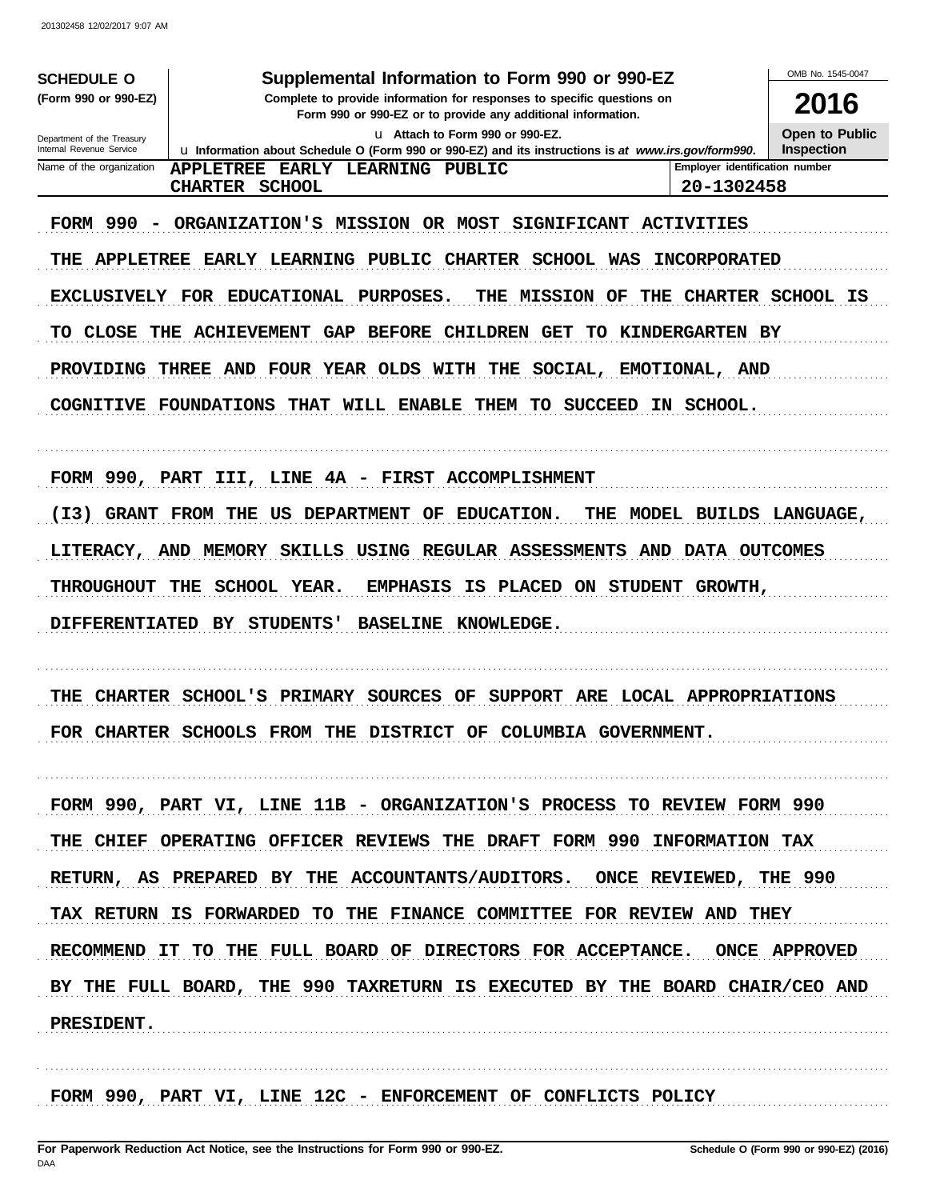201302458 12/02/2017 9:07 AM

| SCHEDULE O (Form 990 or 990-EZ) | Supplemental Information to Form 990 or 990-EZ | OMB No. 1545-0047 |
|---|---|---|
| Department of the Treasury Internal Revenue Service | Complete to provide information for responses to specific questions on Form 990 or 990-EZ or to provide any additional information. u Attach to Form 990 or 990-EZ. u Information about Schedule O (Form 990 or 990-EZ) and its instructions is at *www.irs.gov/form990*. | **2016** Open to Public Inspection |

| Name of the organization | Employer identification number |
|---|---|
| APPLETREE EARLY LEARNING PUBLIC CHARTER SCHOOL | 20-1302458 |

FORM 990 - ORGANIZATION'S MISSION OR MOST SIGNIFICANT ACTIVITIES

THE APPLETREE EARLY LEARNING PUBLIC CHARTER SCHOOL WAS INCORPORATED EXCLUSIVELY FOR EDUCATIONAL PURPOSES. THE MISSION OF THE CHARTER SCHOOL IS TO CLOSE THE ACHIEVEMENT GAP BEFORE CHILDREN GET TO KINDERGARTEN BY PROVIDING THREE AND FOUR YEAR OLDS WITH THE SOCIAL, EMOTIONAL, AND COGNITIVE FOUNDATIONS THAT WILL ENABLE THEM TO SUCCEED IN SCHOOL.

FORM 990, PART III, LINE 4A - FIRST ACCOMPLISHMENT

(I3) GRANT FROM THE US DEPARTMENT OF EDUCATION. THE MODEL BUILDS LANGUAGE, LITERACY, AND MEMORY SKILLS USING REGULAR ASSESSMENTS AND DATA OUTCOMES THROUGHOUT THE SCHOOL YEAR. EMPHASIS IS PLACED ON STUDENT GROWTH, DIFFERENTIATED BY STUDENTS' BASELINE KNOWLEDGE.

THE CHARTER SCHOOL'S PRIMARY SOURCES OF SUPPORT ARE LOCAL APPROPRIATIONS FOR CHARTER SCHOOLS FROM THE DISTRICT OF COLUMBIA GOVERNMENT.

FORM 990, PART VI, LINE 11B - ORGANIZATION'S PROCESS TO REVIEW FORM 990

THE CHIEF OPERATING OFFICER REVIEWS THE DRAFT FORM 990 INFORMATION TAX RETURN, AS PREPARED BY THE ACCOUNTANTS/AUDITORS. ONCE REVIEWED, THE 990 TAX RETURN IS FORWARDED TO THE FINANCE COMMITTEE FOR REVIEW AND THEY RECOMMEND IT TO THE FULL BOARD OF DIRECTORS FOR ACCEPTANCE. ONCE APPROVED BY THE FULL BOARD, THE 990 TAXRETURN IS EXECUTED BY THE BOARD CHAIR/CEO AND PRESIDENT.

FORM 990, PART VI, LINE 12C - ENFORCEMENT OF CONFLICTS POLICY

For Paperwork Reduction Act Notice, see the Instructions for Form 990 or 990-EZ.

DAA

Schedule O (Form 990 or 990-EZ) (2016)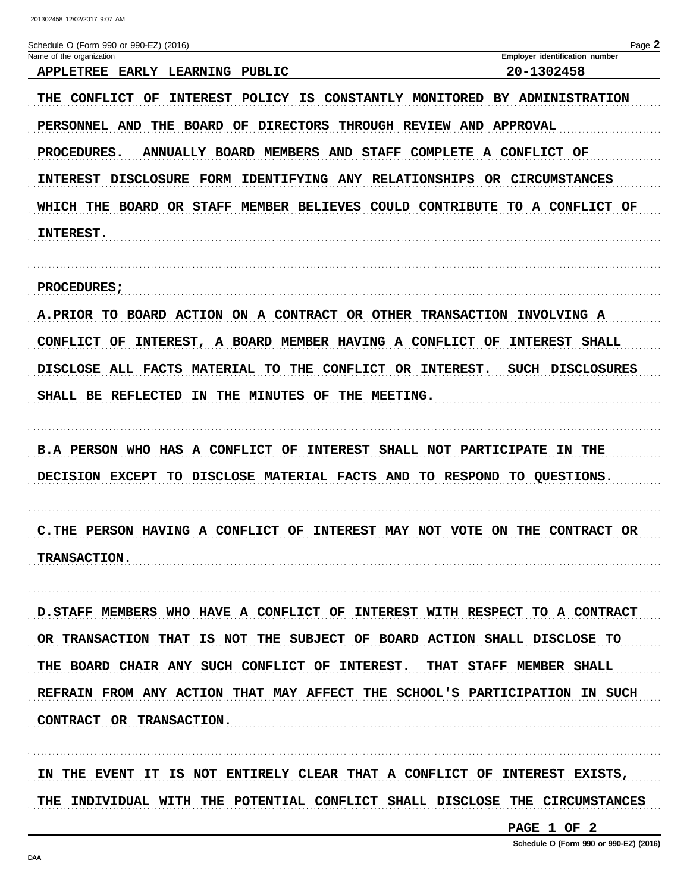Schedule O (Form 990 or 990-EZ) (2016)

Name of the organization: APPLETREE EARLY LEARNING PUBLIC

Employer identification number: 20-1302458

THE CONFLICT OF INTEREST POLICY IS CONSTANTLY MONITORED BY ADMINISTRATION PERSONNEL AND THE BOARD OF DIRECTORS THROUGH REVIEW AND APPROVAL PROCEDURES. ANNUALLY BOARD MEMBERS AND STAFF COMPLETE A CONFLICT OF INTEREST DISCLOSURE FORM IDENTIFYING ANY RELATIONSHIPS OR CIRCUMSTANCES WHICH THE BOARD OR STAFF MEMBER BELIEVES COULD CONTRIBUTE TO A CONFLICT OF INTEREST.

PROCEDURES;

A.PRIOR TO BOARD ACTION ON A CONTRACT OR OTHER TRANSACTION INVOLVING A CONFLICT OF INTEREST, A BOARD MEMBER HAVING A CONFLICT OF INTEREST SHALL DISCLOSE ALL FACTS MATERIAL TO THE CONFLICT OR INTEREST. SUCH DISCLOSURES SHALL BE REFLECTED IN THE MINUTES OF THE MEETING.

B.A PERSON WHO HAS A CONFLICT OF INTEREST SHALL NOT PARTICIPATE IN THE DECISION EXCEPT TO DISCLOSE MATERIAL FACTS AND TO RESPOND TO QUESTIONS.

C.THE PERSON HAVING A CONFLICT OF INTEREST MAY NOT VOTE ON THE CONTRACT OR TRANSACTION.

D.STAFF MEMBERS WHO HAVE A CONFLICT OF INTEREST WITH RESPECT TO A CONTRACT OR TRANSACTION THAT IS NOT THE SUBJECT OF BOARD ACTION SHALL DISCLOSE TO THE BOARD CHAIR ANY SUCH CONFLICT OF INTEREST. THAT STAFF MEMBER SHALL REFRAIN FROM ANY ACTION THAT MAY AFFECT THE SCHOOL'S PARTICIPATION IN SUCH CONTRACT OR TRANSACTION.

IN THE EVENT IT IS NOT ENTIRELY CLEAR THAT A CONFLICT OF INTEREST EXISTS, THE INDIVIDUAL WITH THE POTENTIAL CONFLICT SHALL DISCLOSE THE CIRCUMSTANCES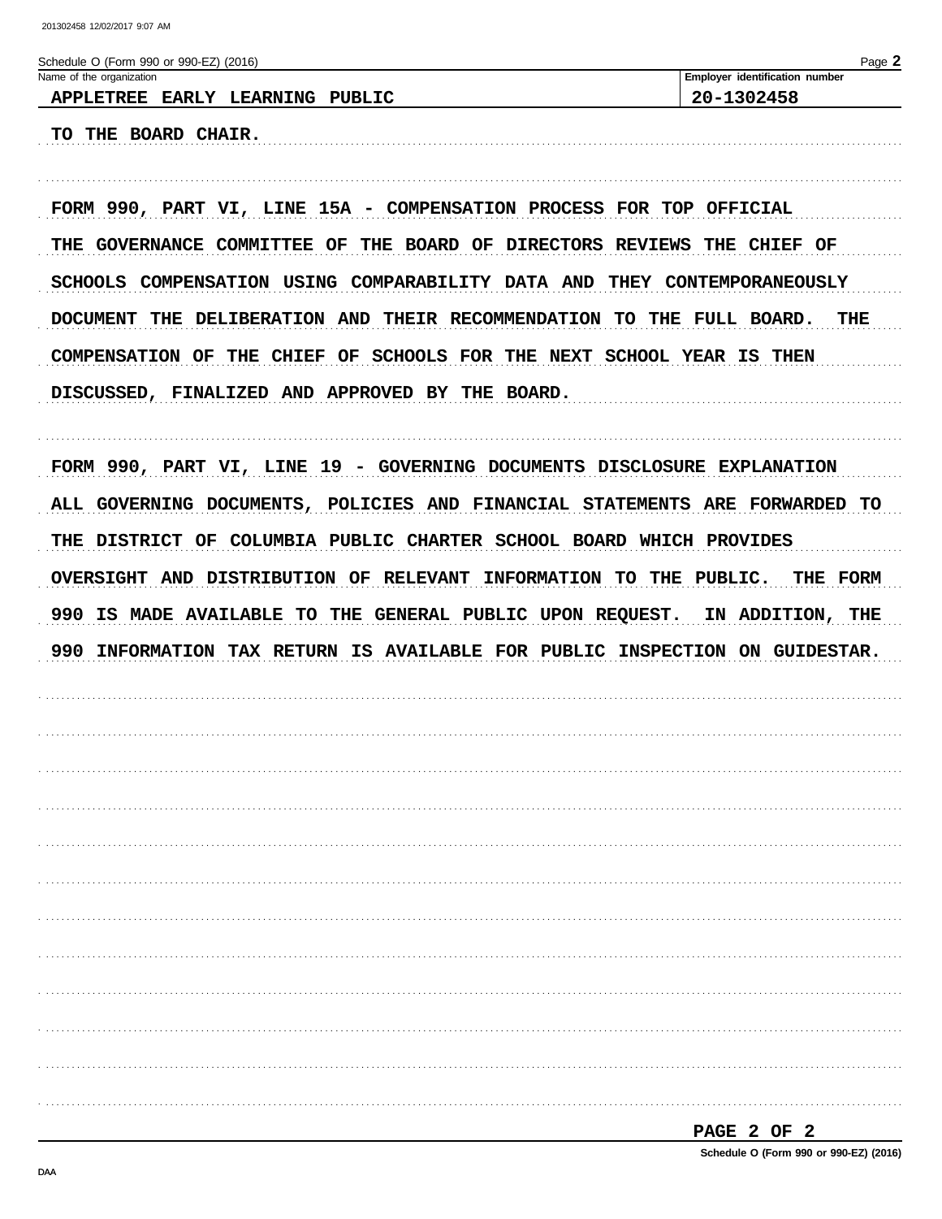Schedule O (Form 990 or 990-EZ) (2016)

| Name of the organization | Employer identification number |
|---|---|
| APPLETREE EARLY LEARNING PUBLIC | 20-1302458 |

TO THE BOARD CHAIR.

FORM 990, PART VI, LINE 15A - COMPENSATION PROCESS FOR TOP OFFICIAL

THE GOVERNANCE COMMITTEE OF THE BOARD OF DIRECTORS REVIEWS THE CHIEF OF SCHOOLS COMPENSATION USING COMPARABILITY DATA AND THEY CONTEMPORANEOUSLY DOCUMENT THE DELIBERATION AND THEIR RECOMMENDATION TO THE FULL BOARD. THE COMPENSATION OF THE CHIEF OF SCHOOLS FOR THE NEXT SCHOOL YEAR IS THEN DISCUSSED, FINALIZED AND APPROVED BY THE BOARD.

FORM 990, PART VI, LINE 19 - GOVERNING DOCUMENTS DISCLOSURE EXPLANATION

ALL GOVERNING DOCUMENTS, POLICIES AND FINANCIAL STATEMENTS ARE FORWARDED TO THE DISTRICT OF COLUMBIA PUBLIC CHARTER SCHOOL BOARD WHICH PROVIDES OVERSIGHT AND DISTRIBUTION OF RELEVANT INFORMATION TO THE PUBLIC. THE FORM 990 IS MADE AVAILABLE TO THE GENERAL PUBLIC UPON REQUEST. IN ADDITION, THE 990 INFORMATION TAX RETURN IS AVAILABLE FOR PUBLIC INSPECTION ON GUIDESTAR.

Schedule O (Form 990 or 990-EZ) (2016)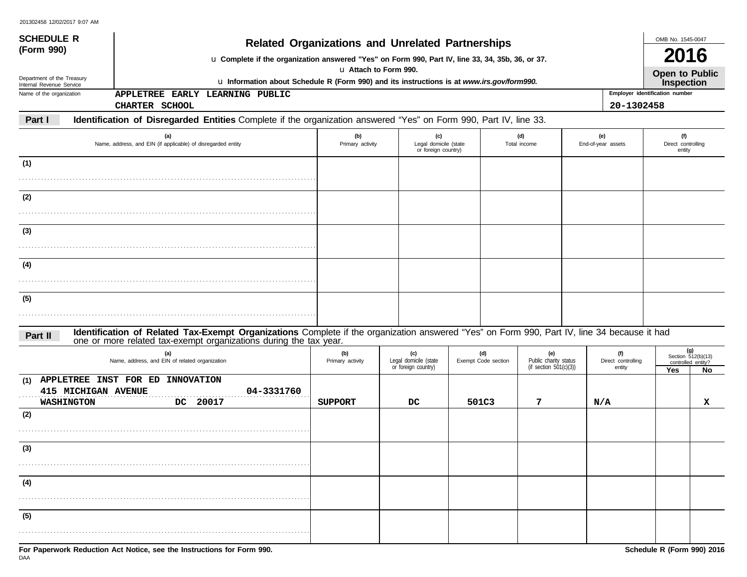**SCHEDULE R (Form 990)**

Department of the Treasury
Internal Revenue Service

# Related Organizations and Unrelated Partnerships

u **Complete if the organization answered "Yes" on Form 990, Part IV, line 33, 34, 35b, 36, or 37.**
u **Attach to Form 990.**
u **Information about Schedule R (Form 990) and its instructions is at *www.irs.gov/form990.***

OMB No. 1545-0047

**2016**

**Open to Public Inspection**

Name of the organization: APPLETREE EARLY LEARNING PUBLIC CHARTER SCHOOL

Employer identification number: 20-1302458

**Part I** **Identification of Disregarded Entities** Complete if the organization answered "Yes" on Form 990, Part IV, line 33.

| (a) Name, address, and EIN (if applicable) of disregarded entity | (b) Primary activity | (c) Legal domicile (state or foreign country) | (d) Total income | (e) End-of-year assets | (f) Direct controlling entity |
|---|---|---|---|---|---|
| (1) | | | | | |
| (2) | | | | | |
| (3) | | | | | |
| (4) | | | | | |
| (5) | | | | | |

**Part II** **Identification of Related Tax-Exempt Organizations** Complete if the organization answered "Yes" on Form 990, Part IV, line 34 because it had one or more related tax-exempt organizations during the tax year.

| (a) Name, address, and EIN of related organization | (b) Primary activity | (c) Legal domicile (state or foreign country) | (d) Exempt Code section | (e) Public charity status (if section 501(c)(3)) | (f) Direct controlling entity | (g) Section 512(b)(13) controlled entity? Yes | No |
|---|---|---|---|---|---|---|---|
| (1) APPLETREE INST FOR ED INNOVATION 415 MICHIGAN AVENUE 04-3331760 WASHINGTON DC 20017 | SUPPORT | DC | 501C3 | 7 | N/A | | X |
| (2) | | | | | | | |
| (3) | | | | | | | |
| (4) | | | | | | | |
| (5) | | | | | | | |

**For Paperwork Reduction Act Notice, see the Instructions for Form 990.**

**Schedule R (Form 990) 2016**

DAA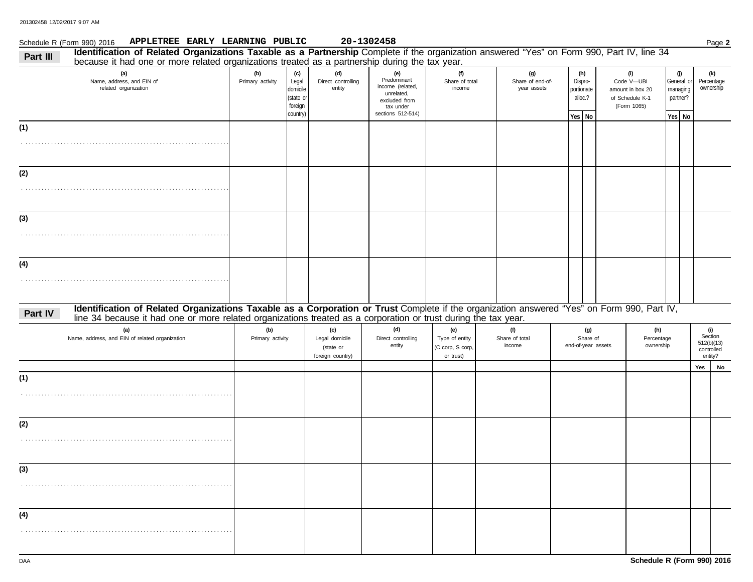Schedule R (Form 990) 2016 APPLETREE EARLY LEARNING PUBLIC 20-1302458

## Part III Identification of Related Organizations Taxable as a Partnership

Complete if the organization answered "Yes" on Form 990, Part IV, line 34 because it had one or more related organizations treated as a partnership during the tax year.

| (a) Name, address, and EIN of related organization | (b) Primary activity | (c) Legal domicile (state or foreign country) | (d) Direct controlling entity | (e) Predominant income (related, unrelated, excluded from tax under sections 512-514) | (f) Share of total income | (g) Share of end-of-year assets | (h) Dispro-portionate alloc.? Yes | No | (i) Code V—UBI amount in box 20 of Schedule K-1 (Form 1065) | (j) General or managing partner? Yes | No | (k) Percentage ownership |
|---|---|---|---|---|---|---|---|---|---|---|---|---|
| (1) | | | | | | | | | | | | |
| (2) | | | | | | | | | | | | |
| (3) | | | | | | | | | | | | |
| (4) | | | | | | | | | | | | |

## Part IV Identification of Related Organizations Taxable as a Corporation or Trust

Complete if the organization answered "Yes" on Form 990, Part IV, line 34 because it had one or more related organizations treated as a corporation or trust during the tax year.

| (a) Name, address, and EIN of related organization | (b) Primary activity | (c) Legal domicile (state or foreign country) | (d) Direct controlling entity | (e) Type of entity (C corp, S corp, or trust) | (f) Share of total income | (g) Share of end-of-year assets | (h) Percentage ownership | (i) Section 512(b)(13) controlled entity? Yes | No |
|---|---|---|---|---|---|---|---|---|---|
| (1) | | | | | | | | | |
| (2) | | | | | | | | | |
| (3) | | | | | | | | | |
| (4) | | | | | | | | | |

Schedule R (Form 990) 2016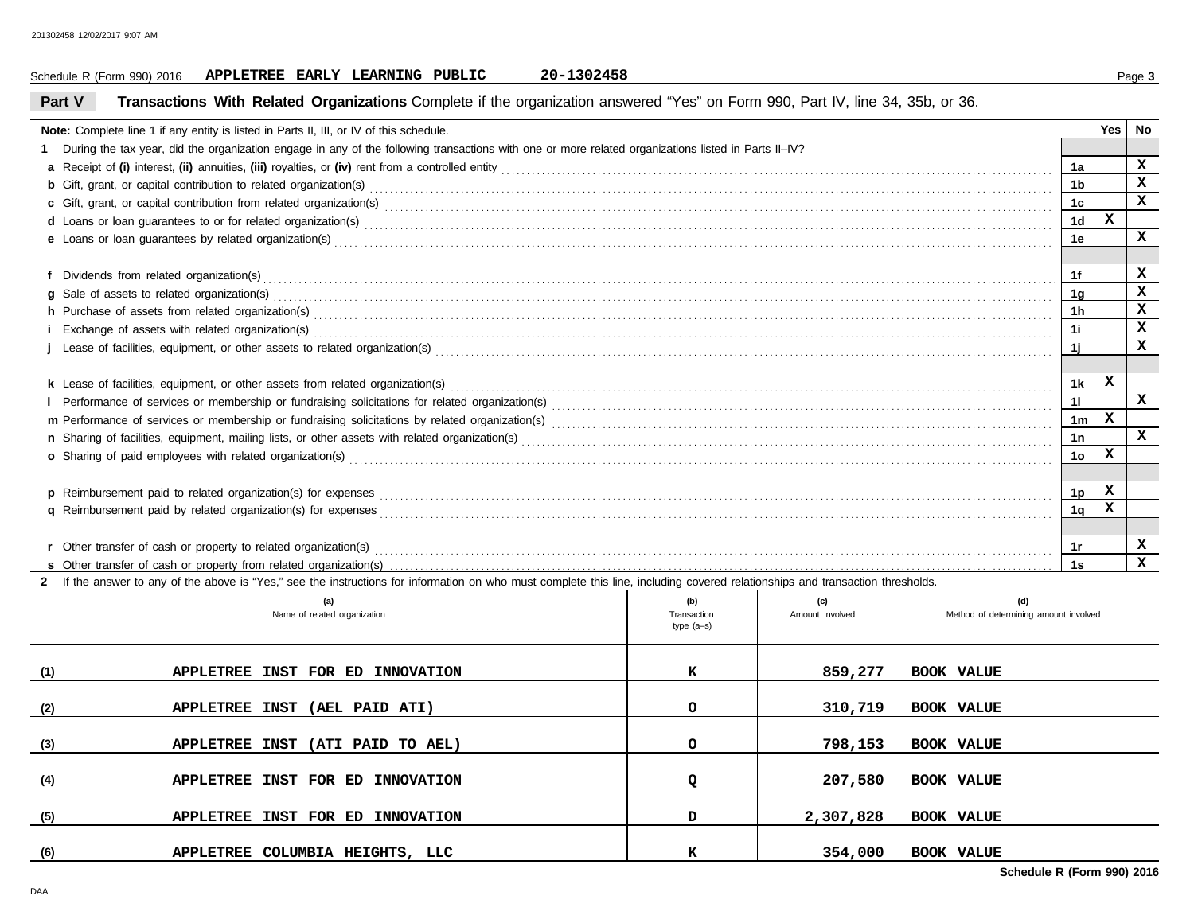Schedule R (Form 990) 2016 **APPLETREE EARLY LEARNING PUBLIC** **20-1302458** Page **3**

## Part V Transactions With Related Organizations

Complete if the organization answered "Yes" on Form 990, Part IV, line 34, 35b, or 36.

| **Note:** Complete line 1 if any entity is listed in Parts II, III, or IV of this schedule. | | Yes | No |
|---|---|---|---|
| **1** During the tax year, did the organization engage in any of the following transactions with one or more related organizations listed in Parts II–IV? | | | |
| **a** Receipt of **(i)** interest, **(ii)** annuities, **(iii)** royalties, or **(iv)** rent from a controlled entity | 1a | | X |
| **b** Gift, grant, or capital contribution to related organization(s) | 1b | | X |
| **c** Gift, grant, or capital contribution from related organization(s) | 1c | | X |
| **d** Loans or loan guarantees to or for related organization(s) | 1d | X | |
| **e** Loans or loan guarantees by related organization(s) | 1e | | X |
| **f** Dividends from related organization(s) | 1f | | X |
| **g** Sale of assets to related organization(s) | 1g | | X |
| **h** Purchase of assets from related organization(s) | 1h | | X |
| **i** Exchange of assets with related organization(s) | 1i | | X |
| **j** Lease of facilities, equipment, or other assets to related organization(s) | 1j | | X |
| **k** Lease of facilities, equipment, or other assets from related organization(s) | 1k | X | |
| **l** Performance of services or membership or fundraising solicitations for related organization(s) | 1l | | X |
| **m** Performance of services or membership or fundraising solicitations by related organization(s) | 1m | X | |
| **n** Sharing of facilities, equipment, mailing lists, or other assets with related organization(s) | 1n | | X |
| **o** Sharing of paid employees with related organization(s) | 1o | X | |
| **p** Reimbursement paid to related organization(s) for expenses | 1p | X | |
| **q** Reimbursement paid by related organization(s) for expenses | 1q | X | |
| **r** Other transfer of cash or property to related organization(s) | 1r | | X |
| **s** Other transfer of cash or property from related organization(s) | 1s | | X |

**2** If the answer to any of the above is "Yes," see the instructions for information on who must complete this line, including covered relationships and transaction thresholds.

| | (a) Name of related organization | (b) Transaction type (a–s) | (c) Amount involved | (d) Method of determining amount involved |
|---|---|---|---|---|
| (1) | APPLETREE INST FOR ED INNOVATION | K | 859,277 | BOOK VALUE |
| (2) | APPLETREE INST (AEL PAID ATI) | O | 310,719 | BOOK VALUE |
| (3) | APPLETREE INST (ATI PAID TO AEL) | O | 798,153 | BOOK VALUE |
| (4) | APPLETREE INST FOR ED INNOVATION | Q | 207,580 | BOOK VALUE |
| (5) | APPLETREE INST FOR ED INNOVATION | D | 2,307,828 | BOOK VALUE |
| (6) | APPLETREE COLUMBIA HEIGHTS, LLC | K | 354,000 | BOOK VALUE |

**Schedule R (Form 990) 2016**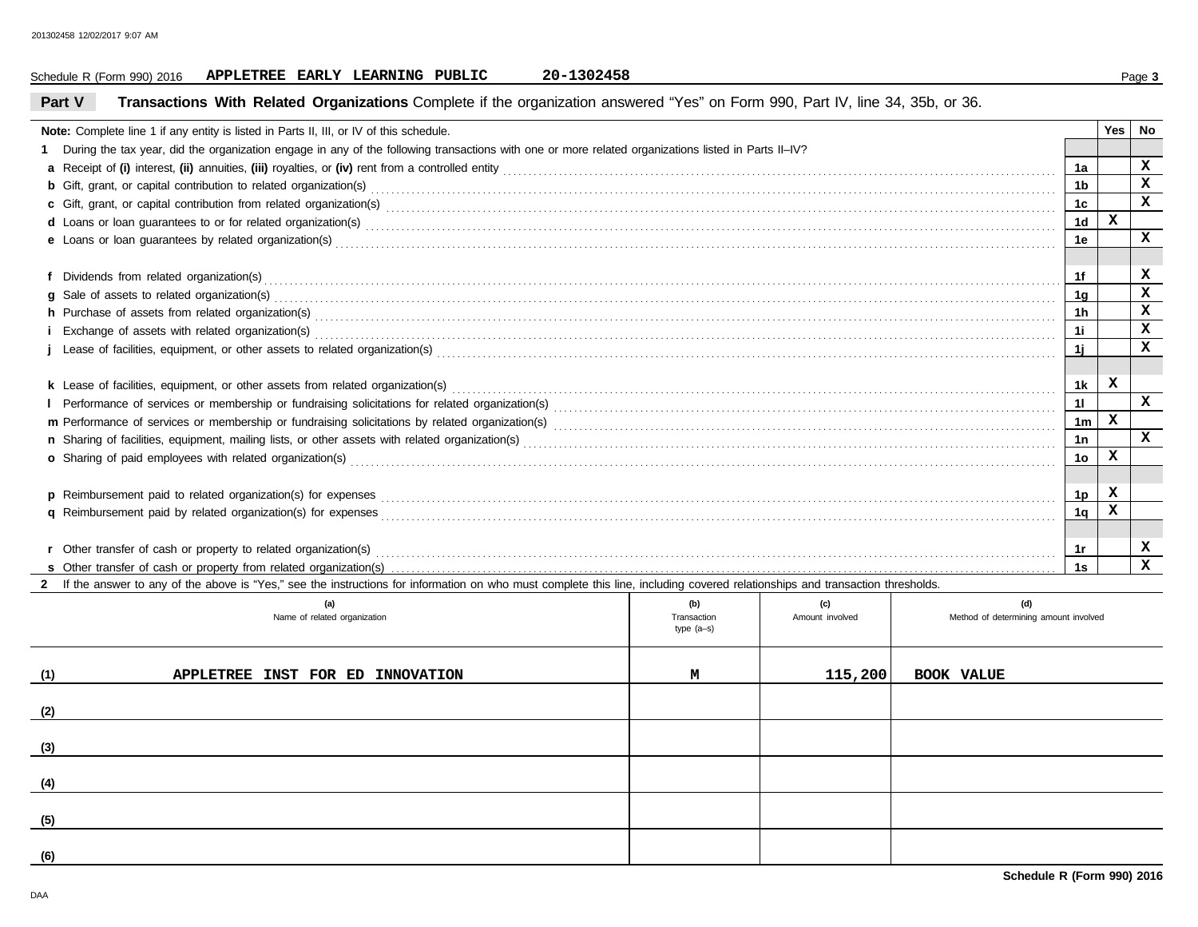Schedule R (Form 990) 2016 **APPLETREE EARLY LEARNING PUBLIC** **20-1302458** Page **3**

## Part V Transactions With Related Organizations

Complete if the organization answered "Yes" on Form 990, Part IV, line 34, 35b, or 36.

| **Note:** Complete line 1 if any entity is listed in Parts II, III, or IV of this schedule. | | Yes | No |
|---|---|---|---|
| **1** During the tax year, did the organization engage in any of the following transactions with one or more related organizations listed in Parts II–IV? | | | |
| **a** Receipt of **(i)** interest, **(ii)** annuities, **(iii)** royalties, or **(iv)** rent from a controlled entity | 1a | | X |
| **b** Gift, grant, or capital contribution to related organization(s) | 1b | | X |
| **c** Gift, grant, or capital contribution from related organization(s) | 1c | | X |
| **d** Loans or loan guarantees to or for related organization(s) | 1d | X | |
| **e** Loans or loan guarantees by related organization(s) | 1e | | X |
| **f** Dividends from related organization(s) | 1f | | X |
| **g** Sale of assets to related organization(s) | 1g | | X |
| **h** Purchase of assets from related organization(s) | 1h | | X |
| **i** Exchange of assets with related organization(s) | 1i | | X |
| **j** Lease of facilities, equipment, or other assets to related organization(s) | 1j | | X |
| **k** Lease of facilities, equipment, or other assets from related organization(s) | 1k | X | |
| **l** Performance of services or membership or fundraising solicitations for related organization(s) | 1l | | X |
| **m** Performance of services or membership or fundraising solicitations by related organization(s) | 1m | X | |
| **n** Sharing of facilities, equipment, mailing lists, or other assets with related organization(s) | 1n | | X |
| **o** Sharing of paid employees with related organization(s) | 1o | X | |
| **p** Reimbursement paid to related organization(s) for expenses | 1p | X | |
| **q** Reimbursement paid by related organization(s) for expenses | 1q | X | |
| **r** Other transfer of cash or property to related organization(s) | 1r | | X |
| **s** Other transfer of cash or property from related organization(s) | 1s | | X |

**2** If the answer to any of the above is "Yes," see the instructions for information on who must complete this line, including covered relationships and transaction thresholds.

| | (a) Name of related organization | (b) Transaction type (a–s) | (c) Amount involved | (d) Method of determining amount involved |
|---|---|---|---|---|
| (1) | APPLETREE INST FOR ED INNOVATION | M | 115,200 | BOOK VALUE |
| (2) | | | | |
| (3) | | | | |
| (4) | | | | |
| (5) | | | | |
| (6) | | | | |

**Schedule R (Form 990) 2016**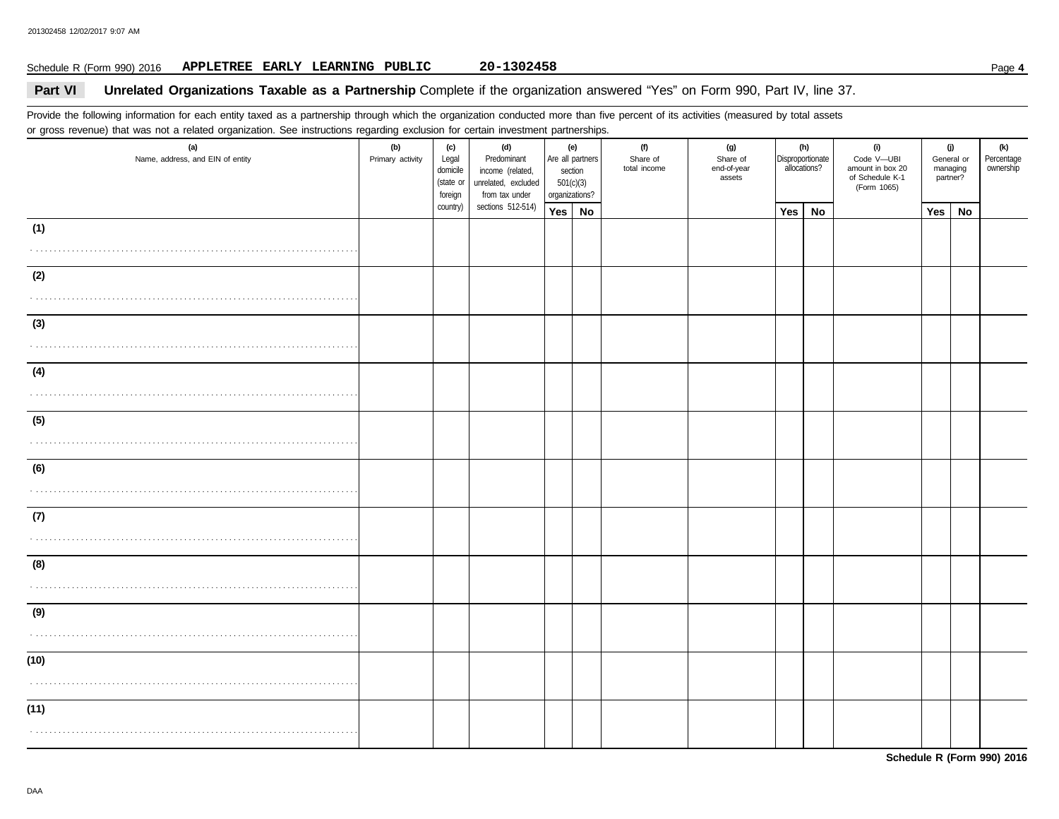Schedule R (Form 990) 2016 **APPLETREE EARLY LEARNING PUBLIC** **20-1302458**

## Part VI Unrelated Organizations Taxable as a Partnership

Complete if the organization answered "Yes" on Form 990, Part IV, line 37.

Provide the following information for each entity taxed as a partnership through which the organization conducted more than five percent of its activities (measured by total assets or gross revenue) that was not a related organization. See instructions regarding exclusion for certain investment partnerships.

| (a) Name, address, and EIN of entity | (b) Primary activity | (c) Legal domicile (state or foreign country) | (d) Predominant income (related, unrelated, excluded from tax under sections 512-514) | (e) Are all partners section 501(c)(3) organizations? | | (f) Share of total income | (g) Share of end-of-year assets | (h) Disproportionate allocations? | | (i) Code V—UBI amount in box 20 of Schedule K-1 (Form 1065) | (j) General or managing partner? | | (k) Percentage ownership |
|---|---|---|---|---|---|---|---|---|---|---|---|---|---|
| | | | | Yes | No | | | Yes | No | | Yes | No | |
| (1) | | | | | | | | | | | | | |
| (2) | | | | | | | | | | | | | |
| (3) | | | | | | | | | | | | | |
| (4) | | | | | | | | | | | | | |
| (5) | | | | | | | | | | | | | |
| (6) | | | | | | | | | | | | | |
| (7) | | | | | | | | | | | | | |
| (8) | | | | | | | | | | | | | |
| (9) | | | | | | | | | | | | | |
| (10) | | | | | | | | | | | | | |
| (11) | | | | | | | | | | | | | |

**Schedule R (Form 990) 2016**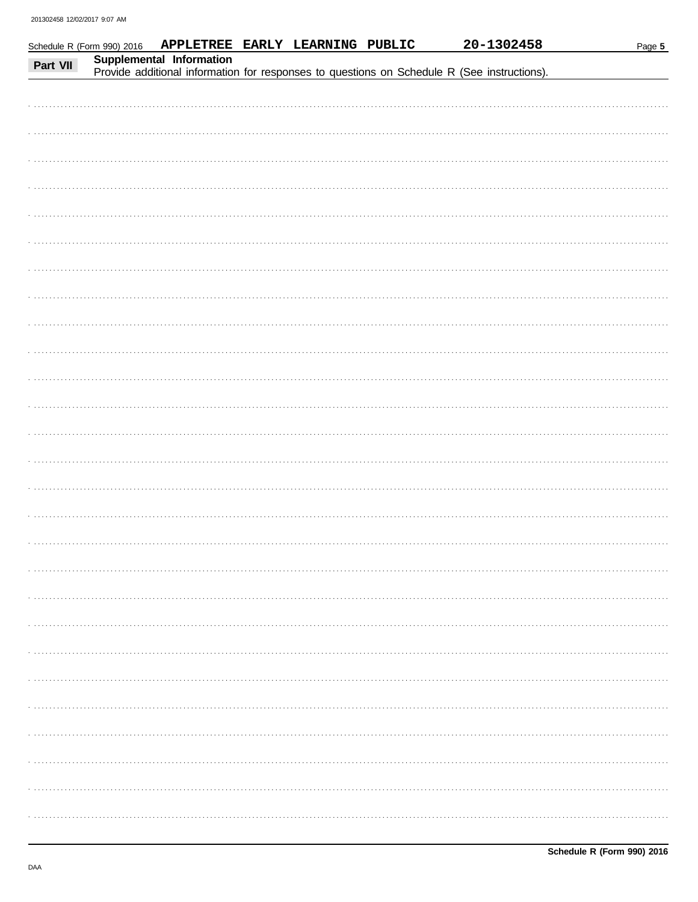Schedule R (Form 990) 2016 APPLETREE EARLY LEARNING PUBLIC 20-1302458

## Part VII Supplemental Information

Provide additional information for responses to questions on Schedule R (See instructions).

Schedule R (Form 990) 2016

DAA